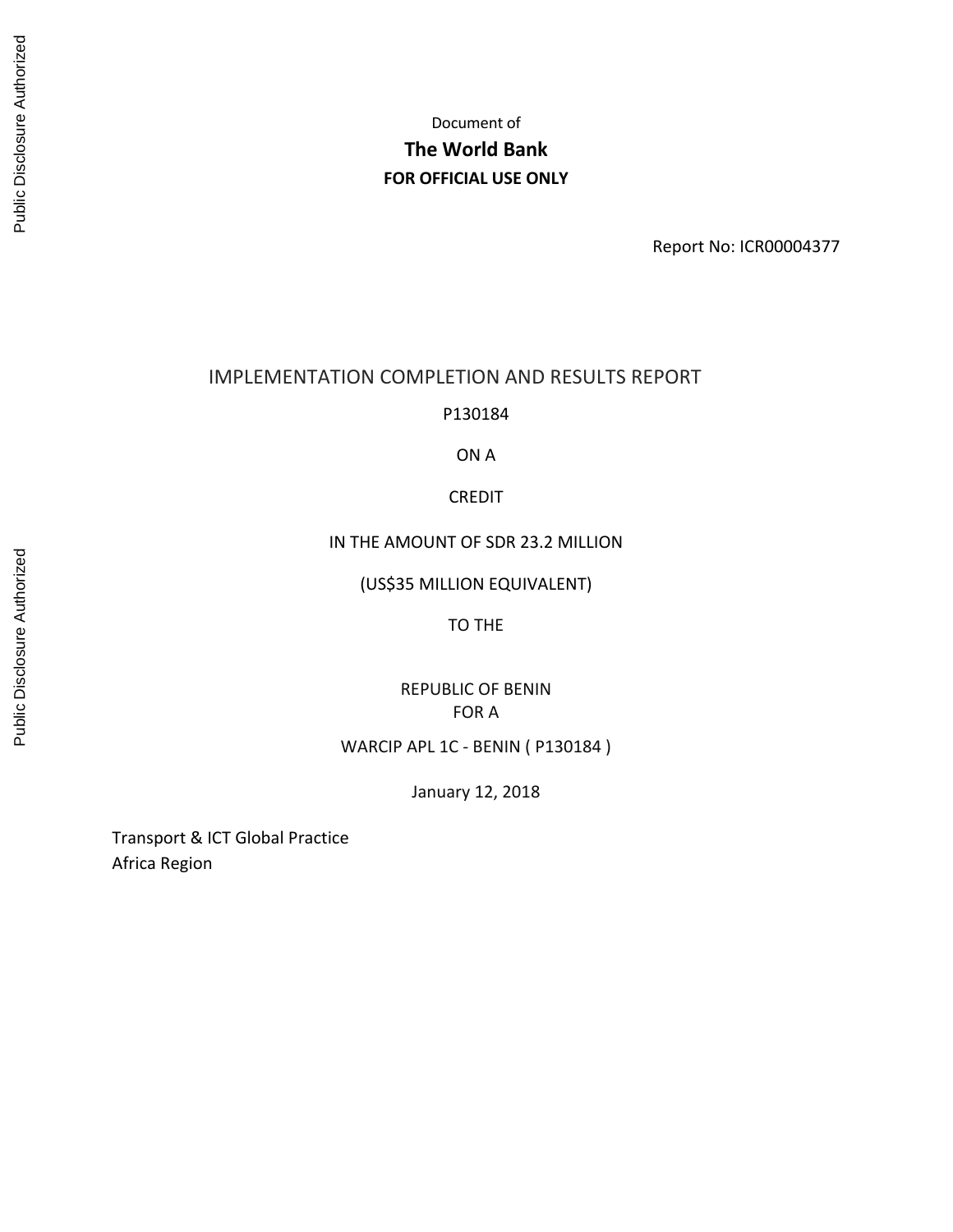Document of

**The World Bank**

**FOR OFFICIAL USE ONLY**

Report No: ICR00004377

# IMPLEMENTATION COMPLETION AND RESULTS REPORT

P130184

ON A

CREDIT

IN THE AMOUNT OF SDR 23.2 MILLION

(US$35 MILLION EQUIVALENT)

TO THE

REPUBLIC OF BENIN

FOR A

WARCIP APL 1C - BENIN ( P130184 )

January 12, 2018

Transport & ICT Global Practice

Africa Region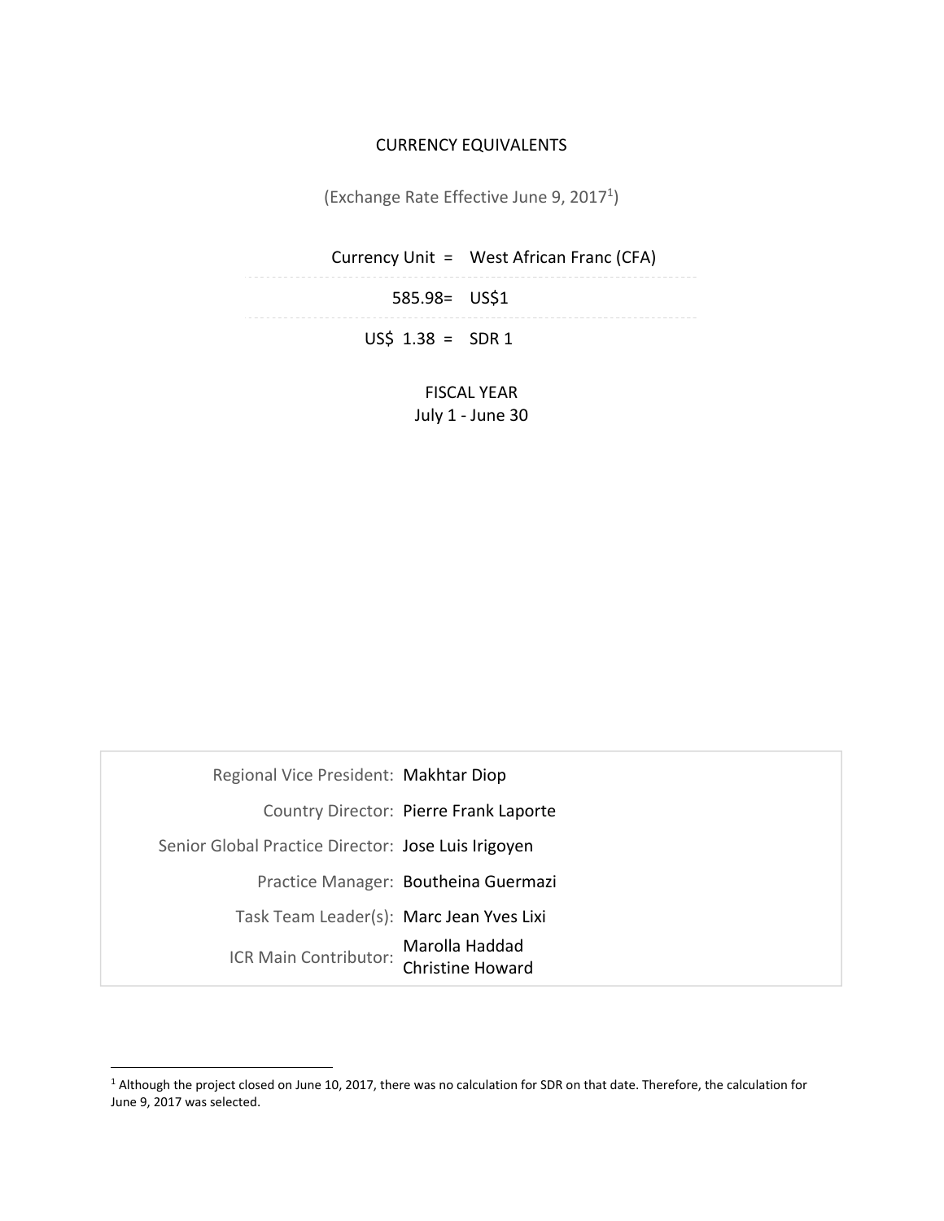CURRENCY EQUIVALENTS

(Exchange Rate Effective June 9, 2017[1])

| Currency Unit = | West African Franc (CFA) |
|---|---|
| 585.98= | US$1 |
| US$ 1.38 = | SDR 1 |

FISCAL YEAR
July 1 - June 30

| | |
|---|---|
| Regional Vice President: | Makhtar Diop |
| Country Director: | Pierre Frank Laporte |
| Senior Global Practice Director: | Jose Luis Irigoyen |
| Practice Manager: | Boutheina Guermazi |
| Task Team Leader(s): | Marc Jean Yves Lixi |
| ICR Main Contributor: | Marolla Haddad<br>Christine Howard |

[1] Although the project closed on June 10, 2017, there was no calculation for SDR on that date. Therefore, the calculation for June 9, 2017 was selected.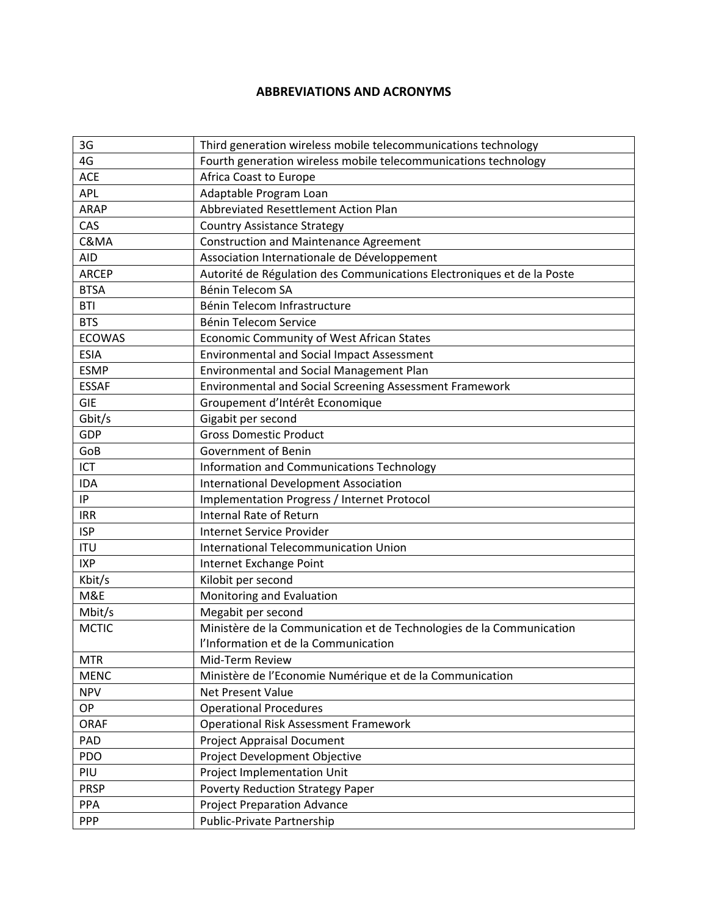## ABBREVIATIONS AND ACRONYMS

| | |
|---|---|
| 3G | Third generation wireless mobile telecommunications technology |
| 4G | Fourth generation wireless mobile telecommunications technology |
| ACE | Africa Coast to Europe |
| APL | Adaptable Program Loan |
| ARAP | Abbreviated Resettlement Action Plan |
| CAS | Country Assistance Strategy |
| C&MA | Construction and Maintenance Agreement |
| AID | Association Internationale de Développement |
| ARCEP | Autorité de Régulation des Communications Electroniques et de la Poste |
| BTSA | Bénin Telecom SA |
| BTI | Bénin Telecom Infrastructure |
| BTS | Bénin Telecom Service |
| ECOWAS | Economic Community of West African States |
| ESIA | Environmental and Social Impact Assessment |
| ESMP | Environmental and Social Management Plan |
| ESSAF | Environmental and Social Screening Assessment Framework |
| GIE | Groupement d'Intérêt Economique |
| Gbit/s | Gigabit per second |
| GDP | Gross Domestic Product |
| GoB | Government of Benin |
| ICT | Information and Communications Technology |
| IDA | International Development Association |
| IP | Implementation Progress / Internet Protocol |
| IRR | Internal Rate of Return |
| ISP | Internet Service Provider |
| ITU | International Telecommunication Union |
| IXP | Internet Exchange Point |
| Kbit/s | Kilobit per second |
| M&E | Monitoring and Evaluation |
| Mbit/s | Megabit per second |
| MCTIC | Ministère de la Communication et de Technologies de la Communication l'Information et de la Communication |
| MTR | Mid-Term Review |
| MENC | Ministère de l'Economie Numérique et de la Communication |
| NPV | Net Present Value |
| OP | Operational Procedures |
| ORAF | Operational Risk Assessment Framework |
| PAD | Project Appraisal Document |
| PDO | Project Development Objective |
| PIU | Project Implementation Unit |
| PRSP | Poverty Reduction Strategy Paper |
| PPA | Project Preparation Advance |
| PPP | Public-Private Partnership |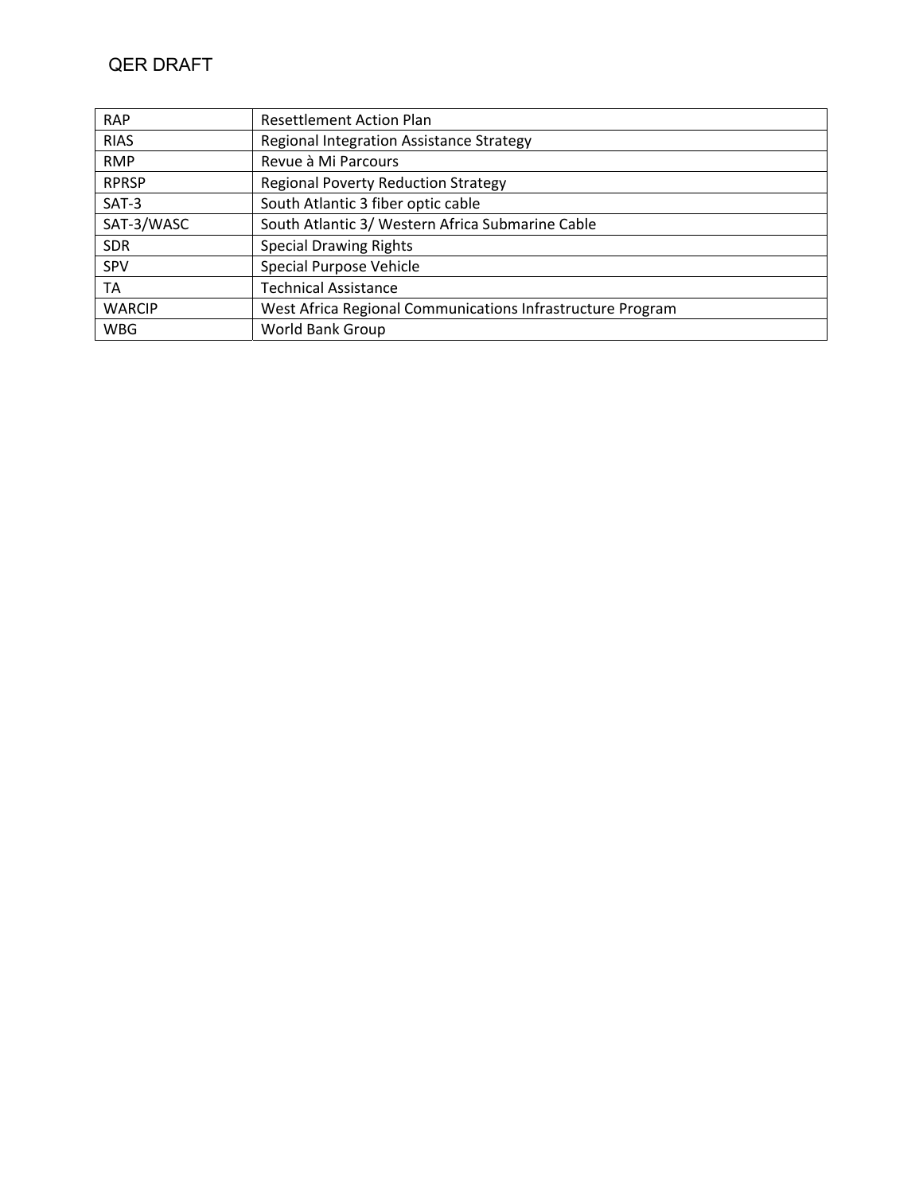| RAP | Resettlement Action Plan |
| --- | --- |
| RIAS | Regional Integration Assistance Strategy |
| RMP | Revue à Mi Parcours |
| RPRSP | Regional Poverty Reduction Strategy |
| SAT-3 | South Atlantic 3 fiber optic cable |
| SAT-3/WASC | South Atlantic 3/ Western Africa Submarine Cable |
| SDR | Special Drawing Rights |
| SPV | Special Purpose Vehicle |
| TA | Technical Assistance |
| WARCIP | West Africa Regional Communications Infrastructure Program |
| WBG | World Bank Group |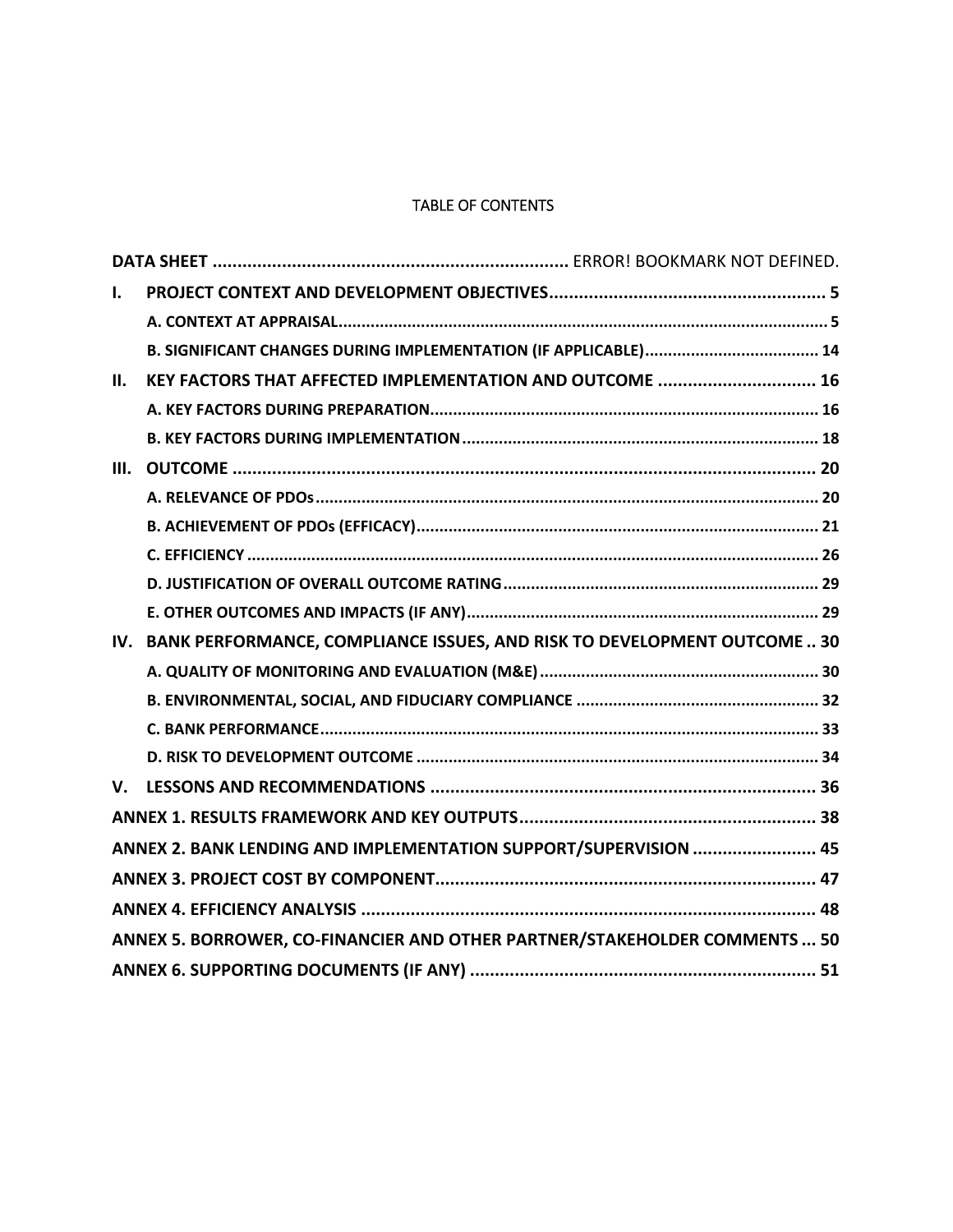TABLE OF CONTENTS

| | | |
|---|---|---|
| **DATA SHEET** | | ERROR! BOOKMARK NOT DEFINED. |
| **I.** | **PROJECT CONTEXT AND DEVELOPMENT OBJECTIVES** | **5** |
| | **A. CONTEXT AT APPRAISAL** | **5** |
| | **B. SIGNIFICANT CHANGES DURING IMPLEMENTATION (IF APPLICABLE)** | **14** |
| **II.** | **KEY FACTORS THAT AFFECTED IMPLEMENTATION AND OUTCOME** | **16** |
| | **A. KEY FACTORS DURING PREPARATION** | **16** |
| | **B. KEY FACTORS DURING IMPLEMENTATION** | **18** |
| **III.** | **OUTCOME** | **20** |
| | **A. RELEVANCE OF PDOs** | **20** |
| | **B. ACHIEVEMENT OF PDOs (EFFICACY)** | **21** |
| | **C. EFFICIENCY** | **26** |
| | **D. JUSTIFICATION OF OVERALL OUTCOME RATING** | **29** |
| | **E. OTHER OUTCOMES AND IMPACTS (IF ANY)** | **29** |
| **IV.** | **BANK PERFORMANCE, COMPLIANCE ISSUES, AND RISK TO DEVELOPMENT OUTCOME** | **30** |
| | **A. QUALITY OF MONITORING AND EVALUATION (M&E)** | **30** |
| | **B. ENVIRONMENTAL, SOCIAL, AND FIDUCIARY COMPLIANCE** | **32** |
| | **C. BANK PERFORMANCE** | **33** |
| | **D. RISK TO DEVELOPMENT OUTCOME** | **34** |
| **V.** | **LESSONS AND RECOMMENDATIONS** | **36** |
| **ANNEX 1. RESULTS FRAMEWORK AND KEY OUTPUTS** | | **38** |
| **ANNEX 2. BANK LENDING AND IMPLEMENTATION SUPPORT/SUPERVISION** | | **45** |
| **ANNEX 3. PROJECT COST BY COMPONENT** | | **47** |
| **ANNEX 4. EFFICIENCY ANALYSIS** | | **48** |
| **ANNEX 5. BORROWER, CO-FINANCIER AND OTHER PARTNER/STAKEHOLDER COMMENTS** | | **50** |
| **ANNEX 6. SUPPORTING DOCUMENTS (IF ANY)** | | **51** |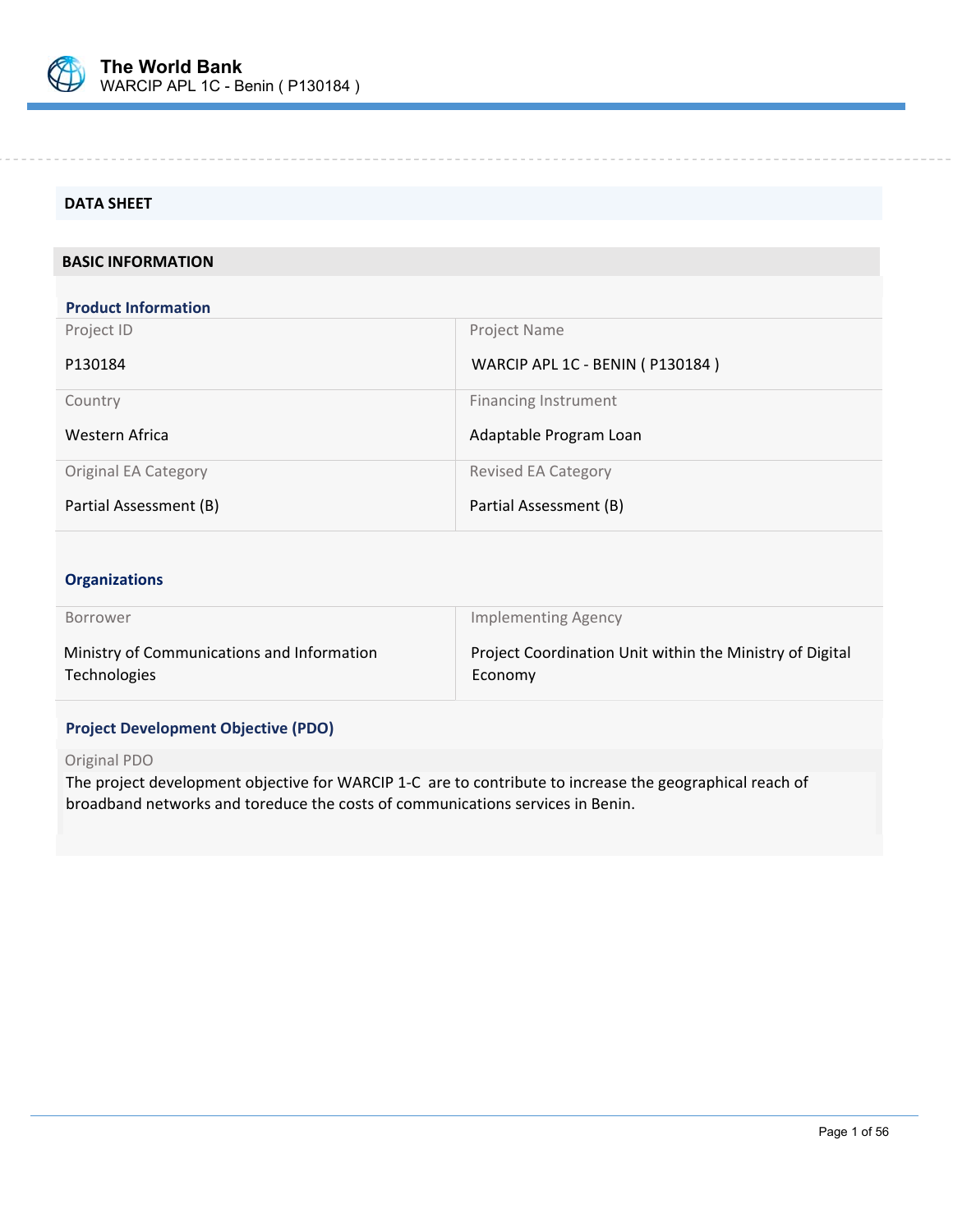## DATA SHEET

### BASIC INFORMATION

#### Product Information

| Project ID | Project Name |
|---|---|
| P130184 | WARCIP APL 1C - BENIN ( P130184 ) |
| **Country** | **Financing Instrument** |
| Western Africa | Adaptable Program Loan |
| **Original EA Category** | **Revised EA Category** |
| Partial Assessment (B) | Partial Assessment (B) |

#### Organizations

| Borrower | Implementing Agency |
|---|---|
| Ministry of Communications and Information Technologies | Project Coordination Unit within the Ministry of Digital Economy |

#### Project Development Objective (PDO)

Original PDO

The project development objective for WARCIP 1-C are to contribute to increase the geographical reach of broadband networks and toreduce the costs of communications services in Benin.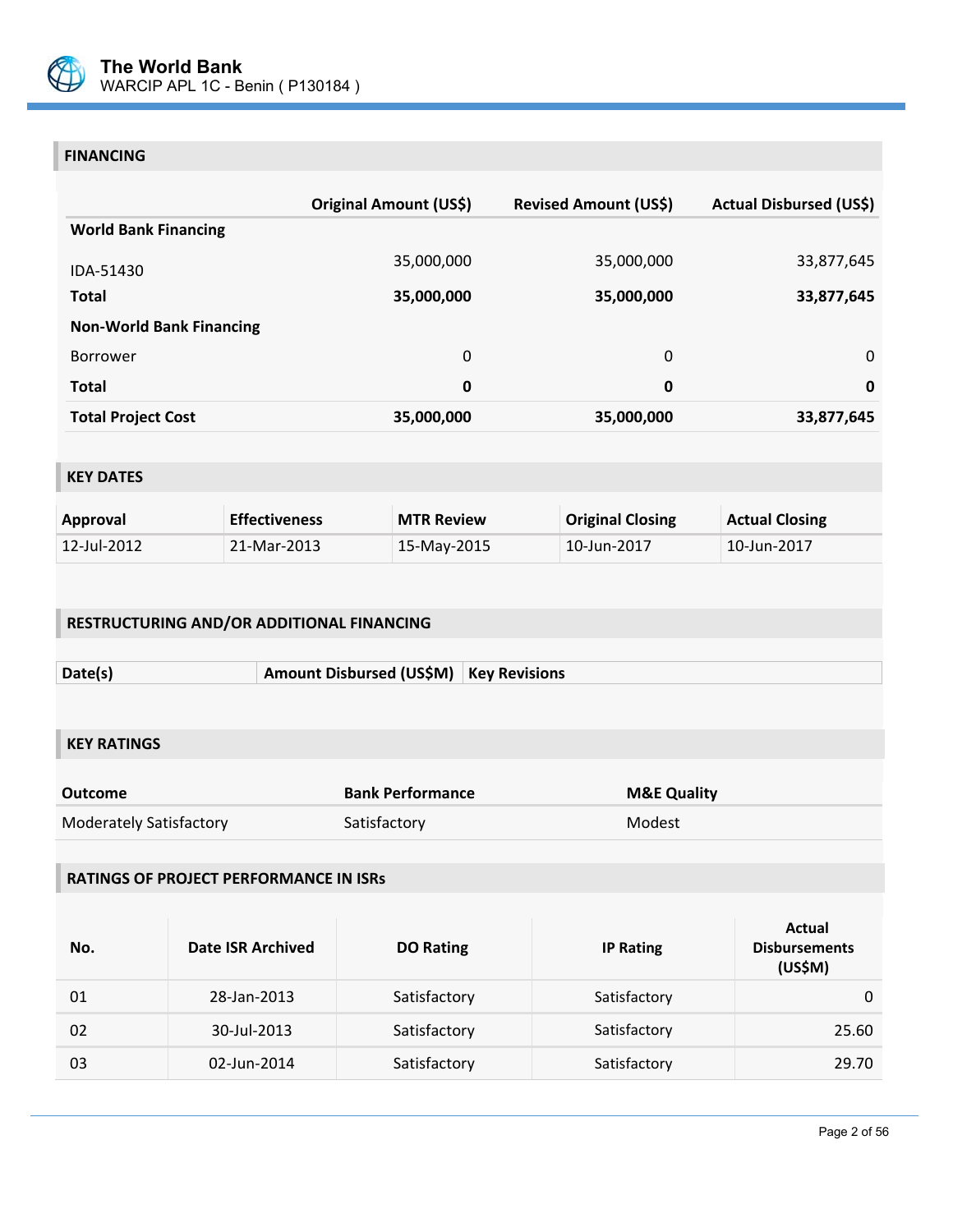## FINANCING

| | Original Amount (US$) | Revised Amount (US$) | Actual Disbursed (US$) |
|---|---|---|---|
| **World Bank Financing** | | | |
| IDA-51430 | 35,000,000 | 35,000,000 | 33,877,645 |
| **Total** | **35,000,000** | **35,000,000** | **33,877,645** |
| **Non-World Bank Financing** | | | |
| Borrower | 0 | 0 | 0 |
| **Total** | **0** | **0** | **0** |
| **Total Project Cost** | **35,000,000** | **35,000,000** | **33,877,645** |

## KEY DATES

| Approval | Effectiveness | MTR Review | Original Closing | Actual Closing |
|---|---|---|---|---|
| 12-Jul-2012 | 21-Mar-2013 | 15-May-2015 | 10-Jun-2017 | 10-Jun-2017 |

## RESTRUCTURING AND/OR ADDITIONAL FINANCING

| Date(s) | Amount Disbursed (US$M) | Key Revisions |
|---|---|---|

## KEY RATINGS

| Outcome | Bank Performance | M&E Quality |
|---|---|---|
| Moderately Satisfactory | Satisfactory | Modest |

## RATINGS OF PROJECT PERFORMANCE IN ISRs

| No. | Date ISR Archived | DO Rating | IP Rating | Actual Disbursements (US$M) |
|---|---|---|---|---|
| 01 | 28-Jan-2013 | Satisfactory | Satisfactory | 0 |
| 02 | 30-Jul-2013 | Satisfactory | Satisfactory | 25.60 |
| 03 | 02-Jun-2014 | Satisfactory | Satisfactory | 29.70 |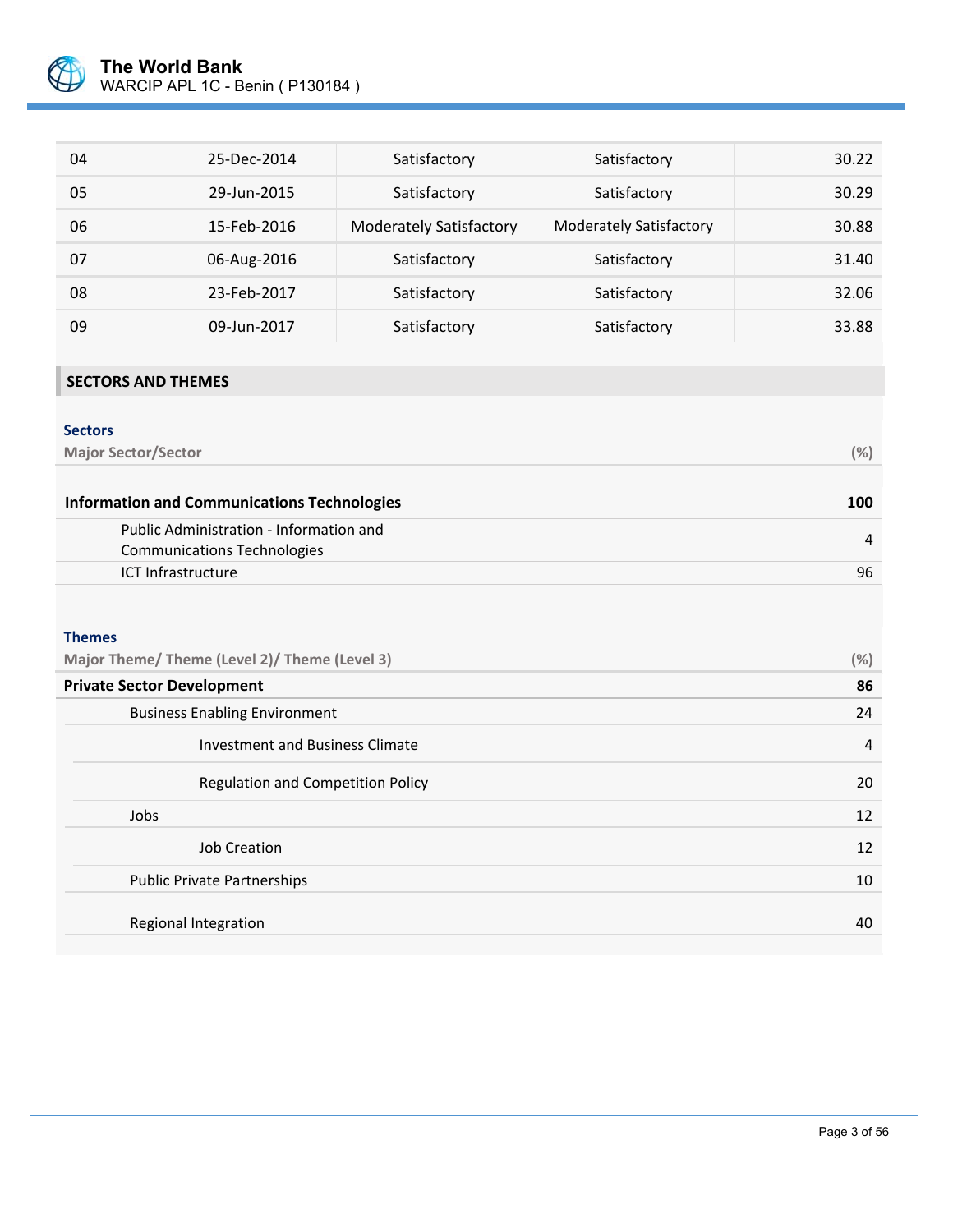| | | | | |
|---|---|---|---|---|
| 04 | 25-Dec-2014 | Satisfactory | Satisfactory | 30.22 |
| 05 | 29-Jun-2015 | Satisfactory | Satisfactory | 30.29 |
| 06 | 15-Feb-2016 | Moderately Satisfactory | Moderately Satisfactory | 30.88 |
| 07 | 06-Aug-2016 | Satisfactory | Satisfactory | 31.40 |
| 08 | 23-Feb-2017 | Satisfactory | Satisfactory | 32.06 |
| 09 | 09-Jun-2017 | Satisfactory | Satisfactory | 33.88 |

## SECTORS AND THEMES

### Sectors

| Major Sector/Sector | (%) |
|---|---|
| **Information and Communications Technologies** | **100** |
| Public Administration - Information and Communications Technologies | 4 |
| ICT Infrastructure | 96 |

### Themes

| Major Theme/ Theme (Level 2)/ Theme (Level 3) | (%) |
|---|---|
| **Private Sector Development** | **86** |
| Business Enabling Environment | 24 |
| Investment and Business Climate | 4 |
| Regulation and Competition Policy | 20 |
| Jobs | 12 |
| Job Creation | 12 |
| Public Private Partnerships | 10 |
| Regional Integration | 40 |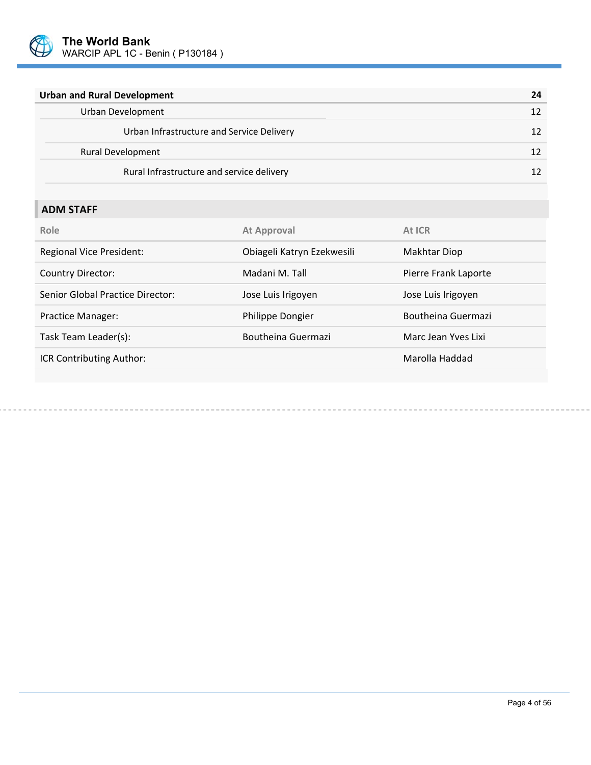| Urban and Rural Development | 24 |
|---|---|
| Urban Development | 12 |
| Urban Infrastructure and Service Delivery | 12 |
| Rural Development | 12 |
| Rural Infrastructure and service delivery | 12 |

## ADM STAFF

| Role | At Approval | At ICR |
|---|---|---|
| Regional Vice President: | Obiageli Katryn Ezekwesili | Makhtar Diop |
| Country Director: | Madani M. Tall | Pierre Frank Laporte |
| Senior Global Practice Director: | Jose Luis Irigoyen | Jose Luis Irigoyen |
| Practice Manager: | Philippe Dongier | Boutheina Guermazi |
| Task Team Leader(s): | Boutheina Guermazi | Marc Jean Yves Lixi |
| ICR Contributing Author: | | Marolla Haddad |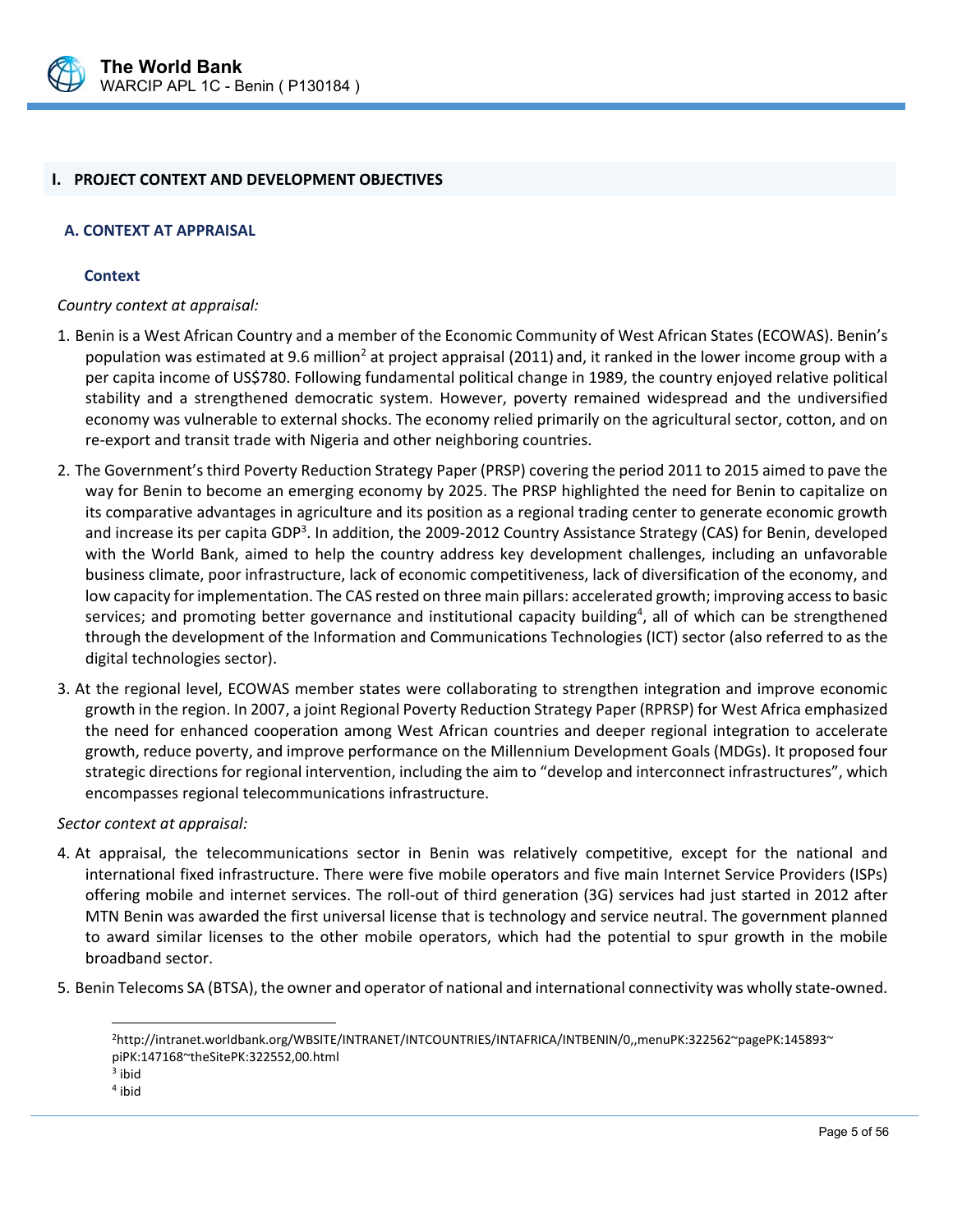## I. PROJECT CONTEXT AND DEVELOPMENT OBJECTIVES

### A. CONTEXT AT APPRAISAL

#### Context

*Country context at appraisal:*

1. Benin is a West African Country and a member of the Economic Community of West African States (ECOWAS). Benin's population was estimated at 9.6 million[2] at project appraisal (2011) and, it ranked in the lower income group with a per capita income of US$780. Following fundamental political change in 1989, the country enjoyed relative political stability and a strengthened democratic system. However, poverty remained widespread and the undiversified economy was vulnerable to external shocks. The economy relied primarily on the agricultural sector, cotton, and on re-export and transit trade with Nigeria and other neighboring countries.

2. The Government's third Poverty Reduction Strategy Paper (PRSP) covering the period 2011 to 2015 aimed to pave the way for Benin to become an emerging economy by 2025. The PRSP highlighted the need for Benin to capitalize on its comparative advantages in agriculture and its position as a regional trading center to generate economic growth and increase its per capita GDP[3]. In addition, the 2009-2012 Country Assistance Strategy (CAS) for Benin, developed with the World Bank, aimed to help the country address key development challenges, including an unfavorable business climate, poor infrastructure, lack of economic competitiveness, lack of diversification of the economy, and low capacity for implementation. The CAS rested on three main pillars: accelerated growth; improving access to basic services; and promoting better governance and institutional capacity building[4], all of which can be strengthened through the development of the Information and Communications Technologies (ICT) sector (also referred to as the digital technologies sector).

3. At the regional level, ECOWAS member states were collaborating to strengthen integration and improve economic growth in the region. In 2007, a joint Regional Poverty Reduction Strategy Paper (RPRSP) for West Africa emphasized the need for enhanced cooperation among West African countries and deeper regional integration to accelerate growth, reduce poverty, and improve performance on the Millennium Development Goals (MDGs). It proposed four strategic directions for regional intervention, including the aim to "develop and interconnect infrastructures", which encompasses regional telecommunications infrastructure.

*Sector context at appraisal:*

4. At appraisal, the telecommunications sector in Benin was relatively competitive, except for the national and international fixed infrastructure. There were five mobile operators and five main Internet Service Providers (ISPs) offering mobile and internet services. The roll-out of third generation (3G) services had just started in 2012 after MTN Benin was awarded the first universal license that is technology and service neutral. The government planned to award similar licenses to the other mobile operators, which had the potential to spur growth in the mobile broadband sector.

5. Benin Telecoms SA (BTSA), the owner and operator of national and international connectivity was wholly state-owned.

---

[2] http://intranet.worldbank.org/WBSITE/INTRANET/INTCOUNTRIES/INTAFRICA/INTBENIN/0,,menuPK:322562~pagePK:145893~piPK:147168~theSitePK:322552,00.html

[3] ibid

[4] ibid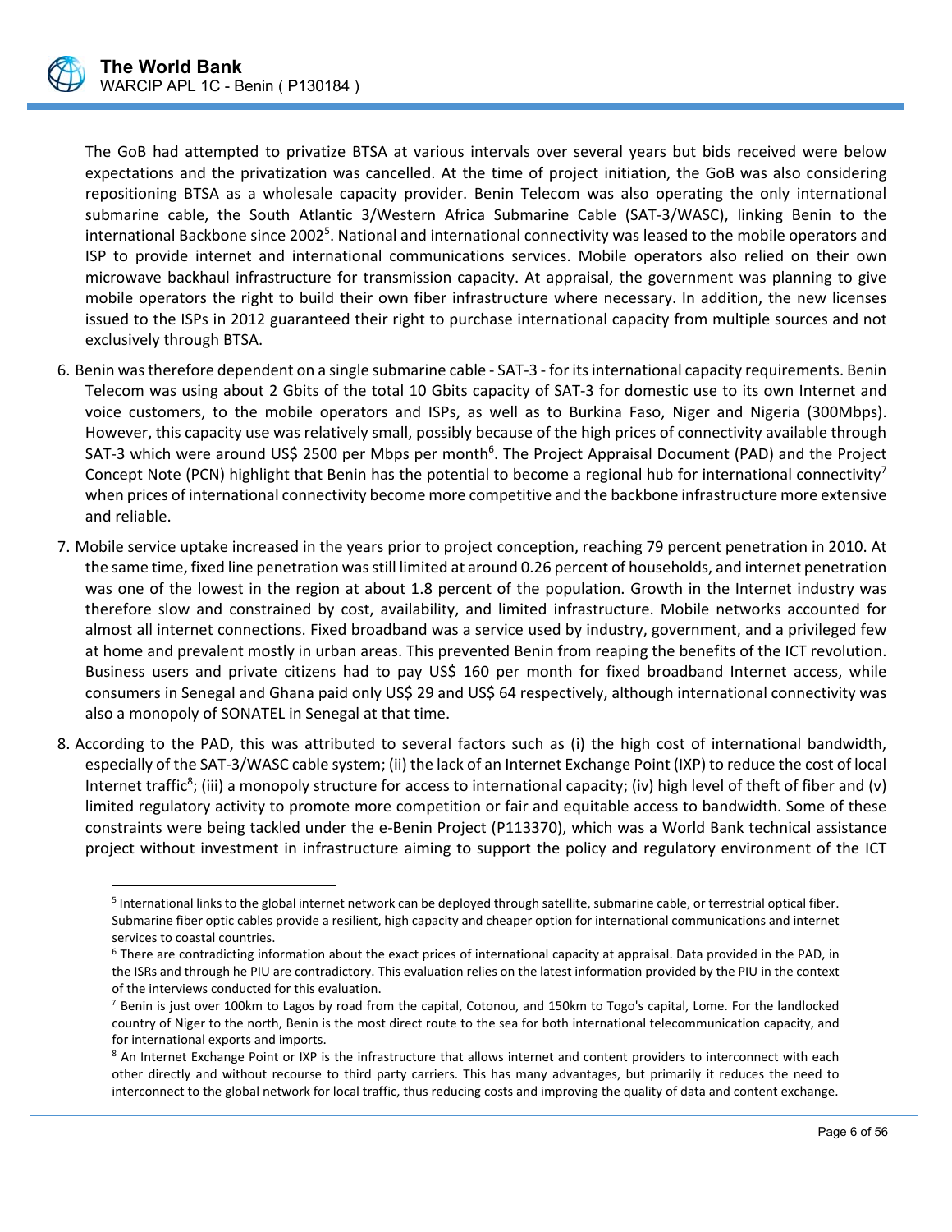The GoB had attempted to privatize BTSA at various intervals over several years but bids received were below expectations and the privatization was cancelled. At the time of project initiation, the GoB was also considering repositioning BTSA as a wholesale capacity provider. Benin Telecom was also operating the only international submarine cable, the South Atlantic 3/Western Africa Submarine Cable (SAT-3/WASC), linking Benin to the international Backbone since 2002[5]. National and international connectivity was leased to the mobile operators and ISP to provide internet and international communications services. Mobile operators also relied on their own microwave backhaul infrastructure for transmission capacity. At appraisal, the government was planning to give mobile operators the right to build their own fiber infrastructure where necessary. In addition, the new licenses issued to the ISPs in 2012 guaranteed their right to purchase international capacity from multiple sources and not exclusively through BTSA.

6. Benin was therefore dependent on a single submarine cable - SAT-3 - for its international capacity requirements. Benin Telecom was using about 2 Gbits of the total 10 Gbits capacity of SAT-3 for domestic use to its own Internet and voice customers, to the mobile operators and ISPs, as well as to Burkina Faso, Niger and Nigeria (300Mbps). However, this capacity use was relatively small, possibly because of the high prices of connectivity available through SAT-3 which were around US$ 2500 per Mbps per month[6]. The Project Appraisal Document (PAD) and the Project Concept Note (PCN) highlight that Benin has the potential to become a regional hub for international connectivity[7] when prices of international connectivity become more competitive and the backbone infrastructure more extensive and reliable.

7. Mobile service uptake increased in the years prior to project conception, reaching 79 percent penetration in 2010. At the same time, fixed line penetration was still limited at around 0.26 percent of households, and internet penetration was one of the lowest in the region at about 1.8 percent of the population. Growth in the Internet industry was therefore slow and constrained by cost, availability, and limited infrastructure. Mobile networks accounted for almost all internet connections. Fixed broadband was a service used by industry, government, and a privileged few at home and prevalent mostly in urban areas. This prevented Benin from reaping the benefits of the ICT revolution. Business users and private citizens had to pay US$ 160 per month for fixed broadband Internet access, while consumers in Senegal and Ghana paid only US$ 29 and US$ 64 respectively, although international connectivity was also a monopoly of SONATEL in Senegal at that time.

8. According to the PAD, this was attributed to several factors such as (i) the high cost of international bandwidth, especially of the SAT-3/WASC cable system; (ii) the lack of an Internet Exchange Point (IXP) to reduce the cost of local Internet traffic[8]; (iii) a monopoly structure for access to international capacity; (iv) high level of theft of fiber and (v) limited regulatory activity to promote more competition or fair and equitable access to bandwidth. Some of these constraints were being tackled under the e-Benin Project (P113370), which was a World Bank technical assistance project without investment in infrastructure aiming to support the policy and regulatory environment of the ICT

---

[5] International links to the global internet network can be deployed through satellite, submarine cable, or terrestrial optical fiber. Submarine fiber optic cables provide a resilient, high capacity and cheaper option for international communications and internet services to coastal countries.

[6] There are contradicting information about the exact prices of international capacity at appraisal. Data provided in the PAD, in the ISRs and through he PIU are contradictory. This evaluation relies on the latest information provided by the PIU in the context of the interviews conducted for this evaluation.

[7] Benin is just over 100km to Lagos by road from the capital, Cotonou, and 150km to Togo's capital, Lome. For the landlocked country of Niger to the north, Benin is the most direct route to the sea for both international telecommunication capacity, and for international exports and imports.

[8] An Internet Exchange Point or IXP is the infrastructure that allows internet and content providers to interconnect with each other directly and without recourse to third party carriers. This has many advantages, but primarily it reduces the need to interconnect to the global network for local traffic, thus reducing costs and improving the quality of data and content exchange.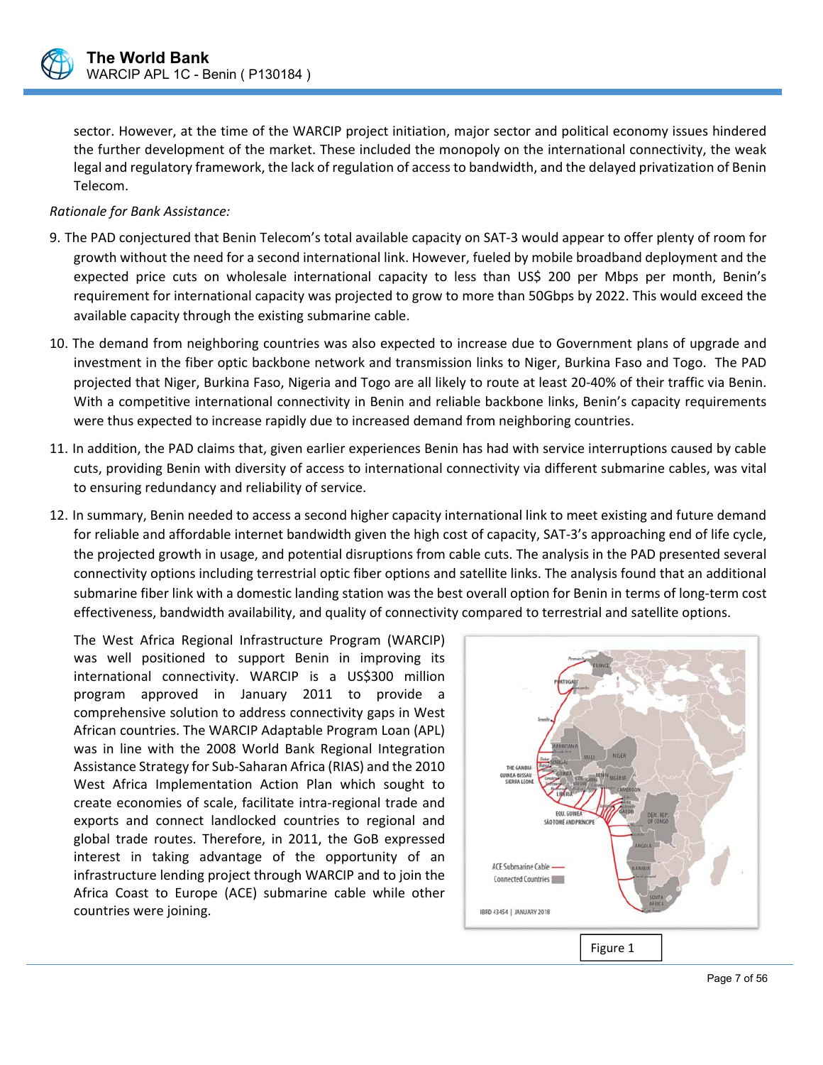sector. However, at the time of the WARCIP project initiation, major sector and political economy issues hindered the further development of the market. These included the monopoly on the international connectivity, the weak legal and regulatory framework, the lack of regulation of access to bandwidth, and the delayed privatization of Benin Telecom.

*Rationale for Bank Assistance:*

9. The PAD conjectured that Benin Telecom's total available capacity on SAT-3 would appear to offer plenty of room for growth without the need for a second international link. However, fueled by mobile broadband deployment and the expected price cuts on wholesale international capacity to less than US$ 200 per Mbps per month, Benin's requirement for international capacity was projected to grow to more than 50Gbps by 2022. This would exceed the available capacity through the existing submarine cable.

10. The demand from neighboring countries was also expected to increase due to Government plans of upgrade and investment in the fiber optic backbone network and transmission links to Niger, Burkina Faso and Togo. The PAD projected that Niger, Burkina Faso, Nigeria and Togo are all likely to route at least 20-40% of their traffic via Benin. With a competitive international connectivity in Benin and reliable backbone links, Benin's capacity requirements were thus expected to increase rapidly due to increased demand from neighboring countries.

11. In addition, the PAD claims that, given earlier experiences Benin has had with service interruptions caused by cable cuts, providing Benin with diversity of access to international connectivity via different submarine cables, was vital to ensuring redundancy and reliability of service.

12. In summary, Benin needed to access a second higher capacity international link to meet existing and future demand for reliable and affordable internet bandwidth given the high cost of capacity, SAT-3's approaching end of life cycle, the projected growth in usage, and potential disruptions from cable cuts. The analysis in the PAD presented several connectivity options including terrestrial optic fiber options and satellite links. The analysis found that an additional submarine fiber link with a domestic landing station was the best overall option for Benin in terms of long-term cost effectiveness, bandwidth availability, and quality of connectivity compared to terrestrial and satellite options.

The West Africa Regional Infrastructure Program (WARCIP) was well positioned to support Benin in improving its international connectivity. WARCIP is a US$300 million program approved in January 2011 to provide a comprehensive solution to address connectivity gaps in West African countries. The WARCIP Adaptable Program Loan (APL) was in line with the 2008 World Bank Regional Integration Assistance Strategy for Sub-Saharan Africa (RIAS) and the 2010 West Africa Implementation Action Plan which sought to create economies of scale, facilitate intra-regional trade and exports and connect landlocked countries to regional and global trade routes. Therefore, in 2011, the GoB expressed interest in taking advantage of the opportunity of an infrastructure lending project through WARCIP and to join the Africa Coast to Europe (ACE) submarine cable while other countries were joining.

Figure 1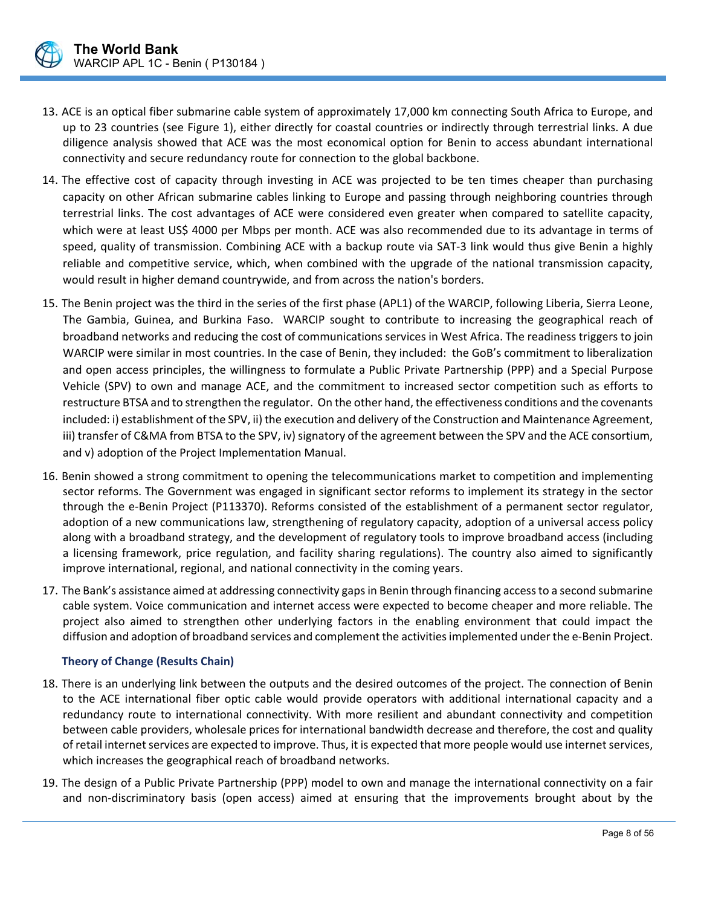13. ACE is an optical fiber submarine cable system of approximately 17,000 km connecting South Africa to Europe, and up to 23 countries (see Figure 1), either directly for coastal countries or indirectly through terrestrial links. A due diligence analysis showed that ACE was the most economical option for Benin to access abundant international connectivity and secure redundancy route for connection to the global backbone.

14. The effective cost of capacity through investing in ACE was projected to be ten times cheaper than purchasing capacity on other African submarine cables linking to Europe and passing through neighboring countries through terrestrial links. The cost advantages of ACE were considered even greater when compared to satellite capacity, which were at least US$ 4000 per Mbps per month. ACE was also recommended due to its advantage in terms of speed, quality of transmission. Combining ACE with a backup route via SAT-3 link would thus give Benin a highly reliable and competitive service, which, when combined with the upgrade of the national transmission capacity, would result in higher demand countrywide, and from across the nation's borders.

15. The Benin project was the third in the series of the first phase (APL1) of the WARCIP, following Liberia, Sierra Leone, The Gambia, Guinea, and Burkina Faso. WARCIP sought to contribute to increasing the geographical reach of broadband networks and reducing the cost of communications services in West Africa. The readiness triggers to join WARCIP were similar in most countries. In the case of Benin, they included: the GoB's commitment to liberalization and open access principles, the willingness to formulate a Public Private Partnership (PPP) and a Special Purpose Vehicle (SPV) to own and manage ACE, and the commitment to increased sector competition such as efforts to restructure BTSA and to strengthen the regulator. On the other hand, the effectiveness conditions and the covenants included: i) establishment of the SPV, ii) the execution and delivery of the Construction and Maintenance Agreement, iii) transfer of C&MA from BTSA to the SPV, iv) signatory of the agreement between the SPV and the ACE consortium, and v) adoption of the Project Implementation Manual.

16. Benin showed a strong commitment to opening the telecommunications market to competition and implementing sector reforms. The Government was engaged in significant sector reforms to implement its strategy in the sector through the e-Benin Project (P113370). Reforms consisted of the establishment of a permanent sector regulator, adoption of a new communications law, strengthening of regulatory capacity, adoption of a universal access policy along with a broadband strategy, and the development of regulatory tools to improve broadband access (including a licensing framework, price regulation, and facility sharing regulations). The country also aimed to significantly improve international, regional, and national connectivity in the coming years.

17. The Bank's assistance aimed at addressing connectivity gaps in Benin through financing access to a second submarine cable system. Voice communication and internet access were expected to become cheaper and more reliable. The project also aimed to strengthen other underlying factors in the enabling environment that could impact the diffusion and adoption of broadband services and complement the activities implemented under the e-Benin Project.

### Theory of Change (Results Chain)

18. There is an underlying link between the outputs and the desired outcomes of the project. The connection of Benin to the ACE international fiber optic cable would provide operators with additional international capacity and a redundancy route to international connectivity. With more resilient and abundant connectivity and competition between cable providers, wholesale prices for international bandwidth decrease and therefore, the cost and quality of retail internet services are expected to improve. Thus, it is expected that more people would use internet services, which increases the geographical reach of broadband networks.

19. The design of a Public Private Partnership (PPP) model to own and manage the international connectivity on a fair and non-discriminatory basis (open access) aimed at ensuring that the improvements brought about by the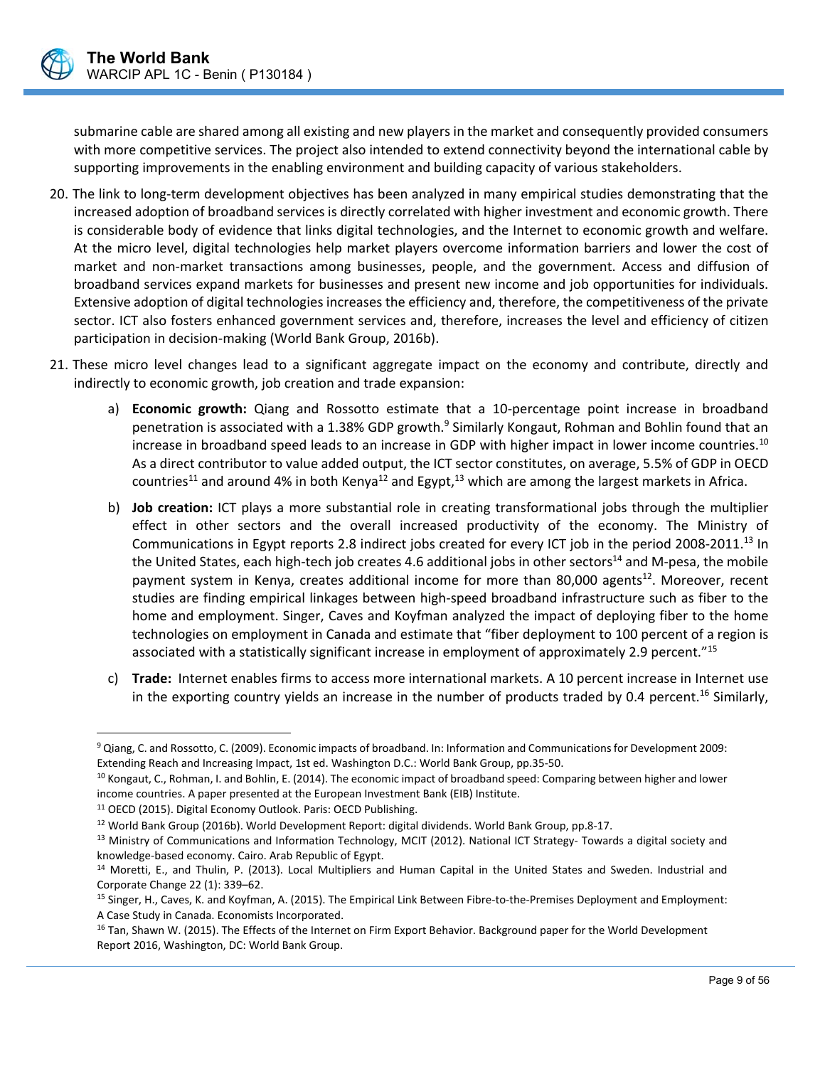submarine cable are shared among all existing and new players in the market and consequently provided consumers with more competitive services. The project also intended to extend connectivity beyond the international cable by supporting improvements in the enabling environment and building capacity of various stakeholders.

20. The link to long-term development objectives has been analyzed in many empirical studies demonstrating that the increased adoption of broadband services is directly correlated with higher investment and economic growth. There is considerable body of evidence that links digital technologies, and the Internet to economic growth and welfare. At the micro level, digital technologies help market players overcome information barriers and lower the cost of market and non-market transactions among businesses, people, and the government. Access and diffusion of broadband services expand markets for businesses and present new income and job opportunities for individuals. Extensive adoption of digital technologies increases the efficiency and, therefore, the competitiveness of the private sector. ICT also fosters enhanced government services and, therefore, increases the level and efficiency of citizen participation in decision-making (World Bank Group, 2016b).

21. These micro level changes lead to a significant aggregate impact on the economy and contribute, directly and indirectly to economic growth, job creation and trade expansion:

    a) **Economic growth:** Qiang and Rossotto estimate that a 10-percentage point increase in broadband penetration is associated with a 1.38% GDP growth.[9] Similarly Kongaut, Rohman and Bohlin found that an increase in broadband speed leads to an increase in GDP with higher impact in lower income countries.[10] As a direct contributor to value added output, the ICT sector constitutes, on average, 5.5% of GDP in OECD countries[11] and around 4% in both Kenya[12] and Egypt,[13] which are among the largest markets in Africa.

    b) **Job creation:** ICT plays a more substantial role in creating transformational jobs through the multiplier effect in other sectors and the overall increased productivity of the economy. The Ministry of Communications in Egypt reports 2.8 indirect jobs created for every ICT job in the period 2008-2011.[13] In the United States, each high-tech job creates 4.6 additional jobs in other sectors[14] and M-pesa, the mobile payment system in Kenya, creates additional income for more than 80,000 agents[12]. Moreover, recent studies are finding empirical linkages between high-speed broadband infrastructure such as fiber to the home and employment. Singer, Caves and Koyfman analyzed the impact of deploying fiber to the home technologies on employment in Canada and estimate that "fiber deployment to 100 percent of a region is associated with a statistically significant increase in employment of approximately 2.9 percent."[15]

    c) **Trade:** Internet enables firms to access more international markets. A 10 percent increase in Internet use in the exporting country yields an increase in the number of products traded by 0.4 percent.[16] Similarly,

---

[9] Qiang, C. and Rossotto, C. (2009). Economic impacts of broadband. In: Information and Communications for Development 2009: Extending Reach and Increasing Impact, 1st ed. Washington D.C.: World Bank Group, pp.35-50.

[10] Kongaut, C., Rohman, I. and Bohlin, E. (2014). The economic impact of broadband speed: Comparing between higher and lower income countries. A paper presented at the European Investment Bank (EIB) Institute.

[11] OECD (2015). Digital Economy Outlook. Paris: OECD Publishing.

[12] World Bank Group (2016b). World Development Report: digital dividends. World Bank Group, pp.8-17.

[13] Ministry of Communications and Information Technology, MCIT (2012). National ICT Strategy- Towards a digital society and knowledge-based economy. Cairo. Arab Republic of Egypt.

[14] Moretti, E., and Thulin, P. (2013). Local Multipliers and Human Capital in the United States and Sweden. Industrial and Corporate Change 22 (1): 339–62.

[15] Singer, H., Caves, K. and Koyfman, A. (2015). The Empirical Link Between Fibre-to-the-Premises Deployment and Employment: A Case Study in Canada. Economists Incorporated.

[16] Tan, Shawn W. (2015). The Effects of the Internet on Firm Export Behavior. Background paper for the World Development Report 2016, Washington, DC: World Bank Group.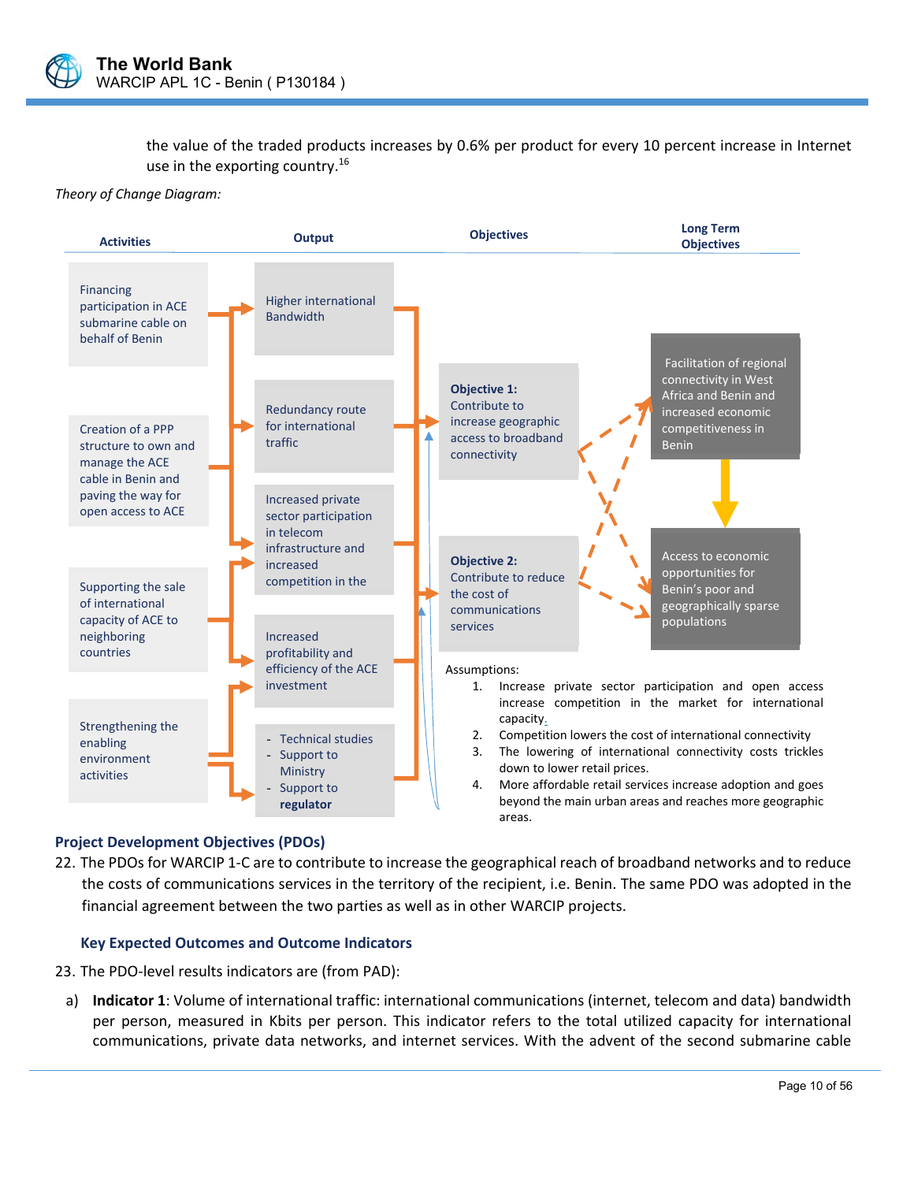the value of the traded products increases by 0.6% per product for every 10 percent increase in Internet use in the exporting country.[16]

*Theory of Change Diagram:*

| Activities | Output | Objectives | Long Term Objectives |
|---|---|---|---|
| Financing participation in ACE submarine cable on behalf of Benin | Higher international Bandwidth | Objective 1: Contribute to increase geographic access to broadband connectivity | Facilitation of regional connectivity in West Africa and Benin and increased economic competitiveness in Benin |
| Creation of a PPP structure to own and manage the ACE cable in Benin and paving the way for open access to ACE | Redundancy route for international traffic | Objective 2: Contribute to reduce the cost of communications services | Access to economic opportunities for Benin's poor and geographically sparse populations |
| Supporting the sale of international capacity of ACE to neighboring countries | Increased private sector participation in telecom infrastructure and increased competition in the | | |
| Strengthening the enabling environment activities | Increased profitability and efficiency of the ACE investment | | |
| | - Technical studies<br>- Support to Ministry<br>- Support to **regulator** | | |

Assumptions:

1. Increase private sector participation and open access increase competition in the market for international capacity.
2. Competition lowers the cost of international connectivity
3. The lowering of international connectivity costs trickles down to lower retail prices.
4. More affordable retail services increase adoption and goes beyond the main urban areas and reaches more geographic areas.

## Project Development Objectives (PDOs)

22. The PDOs for WARCIP 1-C are to contribute to increase the geographical reach of broadband networks and to reduce the costs of communications services in the territory of the recipient, i.e. Benin. The same PDO was adopted in the financial agreement between the two parties as well as in other WARCIP projects.

### Key Expected Outcomes and Outcome Indicators

23. The PDO-level results indicators are (from PAD):

a) **Indicator 1**: Volume of international traffic: international communications (internet, telecom and data) bandwidth per person, measured in Kbits per person. This indicator refers to the total utilized capacity for international communications, private data networks, and internet services. With the advent of the second submarine cable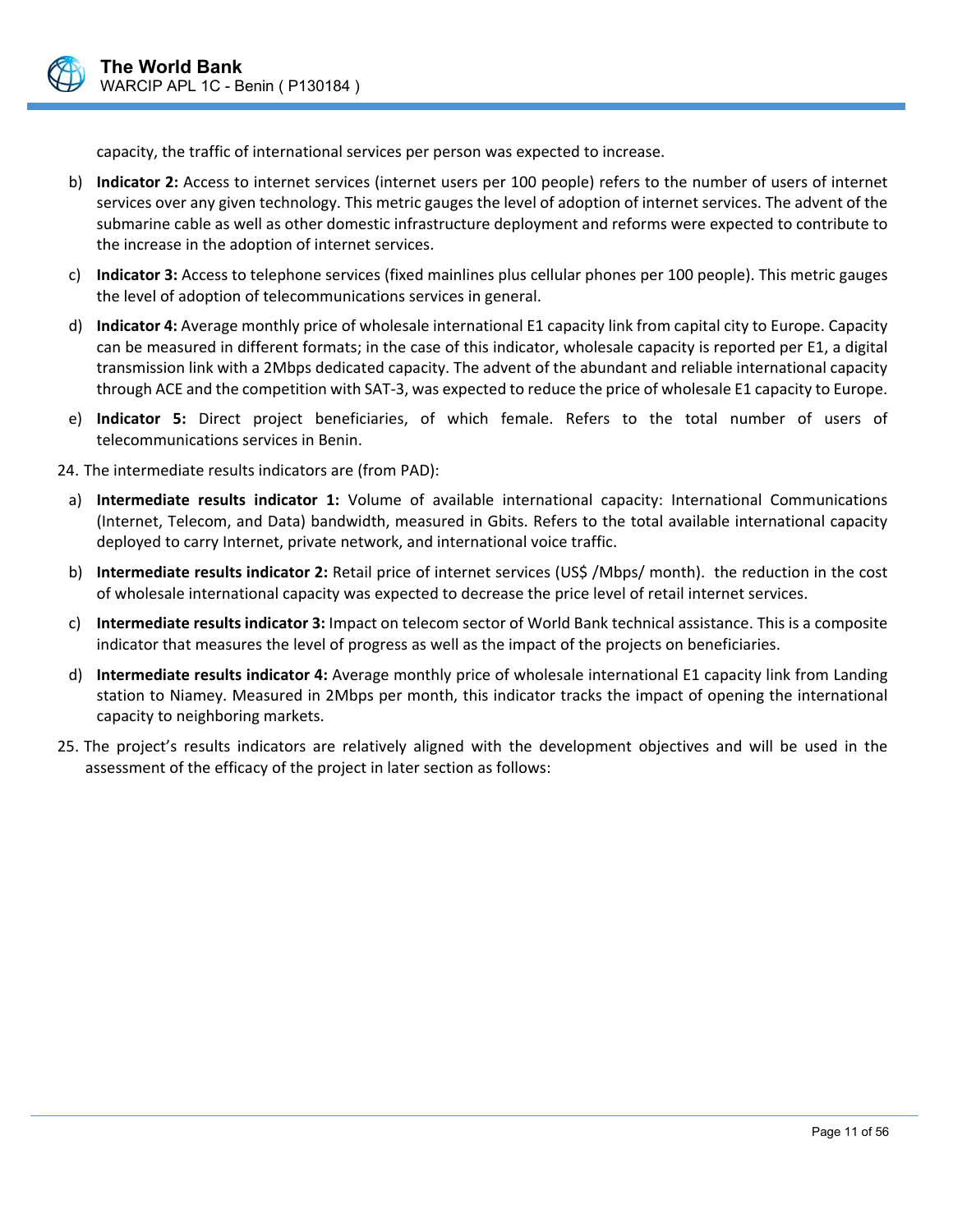capacity, the traffic of international services per person was expected to increase.

b) **Indicator 2:** Access to internet services (internet users per 100 people) refers to the number of users of internet services over any given technology. This metric gauges the level of adoption of internet services. The advent of the submarine cable as well as other domestic infrastructure deployment and reforms were expected to contribute to the increase in the adoption of internet services.

c) **Indicator 3:** Access to telephone services (fixed mainlines plus cellular phones per 100 people). This metric gauges the level of adoption of telecommunications services in general.

d) **Indicator 4:** Average monthly price of wholesale international E1 capacity link from capital city to Europe. Capacity can be measured in different formats; in the case of this indicator, wholesale capacity is reported per E1, a digital transmission link with a 2Mbps dedicated capacity. The advent of the abundant and reliable international capacity through ACE and the competition with SAT-3, was expected to reduce the price of wholesale E1 capacity to Europe.

e) **Indicator 5:** Direct project beneficiaries, of which female. Refers to the total number of users of telecommunications services in Benin.

24. The intermediate results indicators are (from PAD):

a) **Intermediate results indicator 1:** Volume of available international capacity: International Communications (Internet, Telecom, and Data) bandwidth, measured in Gbits. Refers to the total available international capacity deployed to carry Internet, private network, and international voice traffic.

b) **Intermediate results indicator 2:** Retail price of internet services (US$ /Mbps/ month). the reduction in the cost of wholesale international capacity was expected to decrease the price level of retail internet services.

c) **Intermediate results indicator 3:** Impact on telecom sector of World Bank technical assistance. This is a composite indicator that measures the level of progress as well as the impact of the projects on beneficiaries.

d) **Intermediate results indicator 4:** Average monthly price of wholesale international E1 capacity link from Landing station to Niamey. Measured in 2Mbps per month, this indicator tracks the impact of opening the international capacity to neighboring markets.

25. The project's results indicators are relatively aligned with the development objectives and will be used in the assessment of the efficacy of the project in later section as follows: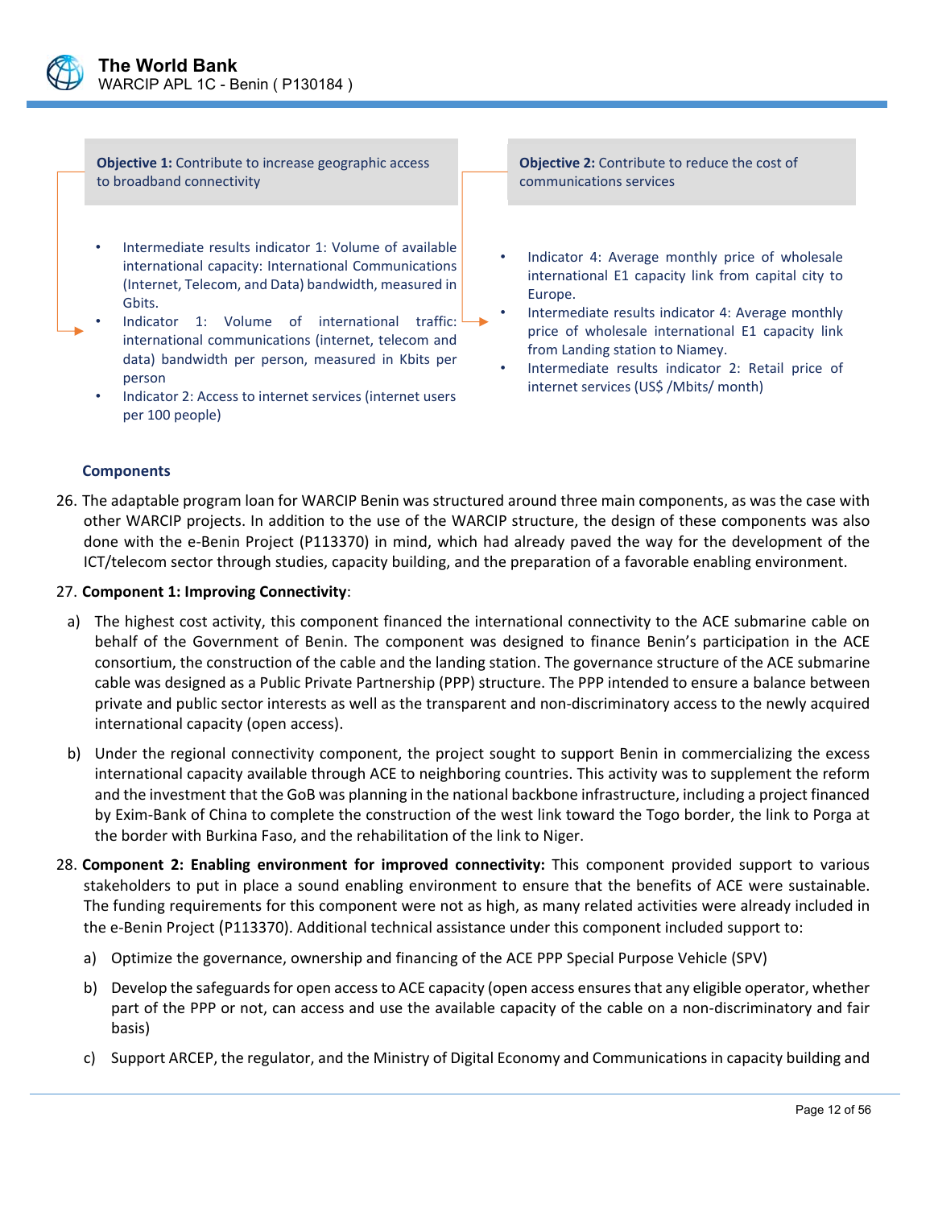**Objective 1:** Contribute to increase geographic access to broadband connectivity

- Intermediate results indicator 1: Volume of available international capacity: International Communications (Internet, Telecom, and Data) bandwidth, measured in Gbits.
- Indicator 1: Volume of international traffic: international communications (internet, telecom and data) bandwidth per person, measured in Kbits per person
- Indicator 2: Access to internet services (internet users per 100 people)

**Objective 2:** Contribute to reduce the cost of communications services

- Indicator 4: Average monthly price of wholesale international E1 capacity link from capital city to Europe.
- Intermediate results indicator 4: Average monthly price of wholesale international E1 capacity link from Landing station to Niamey.
- Intermediate results indicator 2: Retail price of internet services (US$ /Mbits/ month)

### Components

26. The adaptable program loan for WARCIP Benin was structured around three main components, as was the case with other WARCIP projects. In addition to the use of the WARCIP structure, the design of these components was also done with the e-Benin Project (P113370) in mind, which had already paved the way for the development of the ICT/telecom sector through studies, capacity building, and the preparation of a favorable enabling environment.

27. **Component 1: Improving Connectivity**:

   a) The highest cost activity, this component financed the international connectivity to the ACE submarine cable on behalf of the Government of Benin. The component was designed to finance Benin's participation in the ACE consortium, the construction of the cable and the landing station. The governance structure of the ACE submarine cable was designed as a Public Private Partnership (PPP) structure. The PPP intended to ensure a balance between private and public sector interests as well as the transparent and non-discriminatory access to the newly acquired international capacity (open access).

   b) Under the regional connectivity component, the project sought to support Benin in commercializing the excess international capacity available through ACE to neighboring countries. This activity was to supplement the reform and the investment that the GoB was planning in the national backbone infrastructure, including a project financed by Exim-Bank of China to complete the construction of the west link toward the Togo border, the link to Porga at the border with Burkina Faso, and the rehabilitation of the link to Niger.

28. **Component 2: Enabling environment for improved connectivity:** This component provided support to various stakeholders to put in place a sound enabling environment to ensure that the benefits of ACE were sustainable. The funding requirements for this component were not as high, as many related activities were already included in the e-Benin Project (P113370). Additional technical assistance under this component included support to:

   a) Optimize the governance, ownership and financing of the ACE PPP Special Purpose Vehicle (SPV)

   b) Develop the safeguards for open access to ACE capacity (open access ensures that any eligible operator, whether part of the PPP or not, can access and use the available capacity of the cable on a non-discriminatory and fair basis)

   c) Support ARCEP, the regulator, and the Ministry of Digital Economy and Communications in capacity building and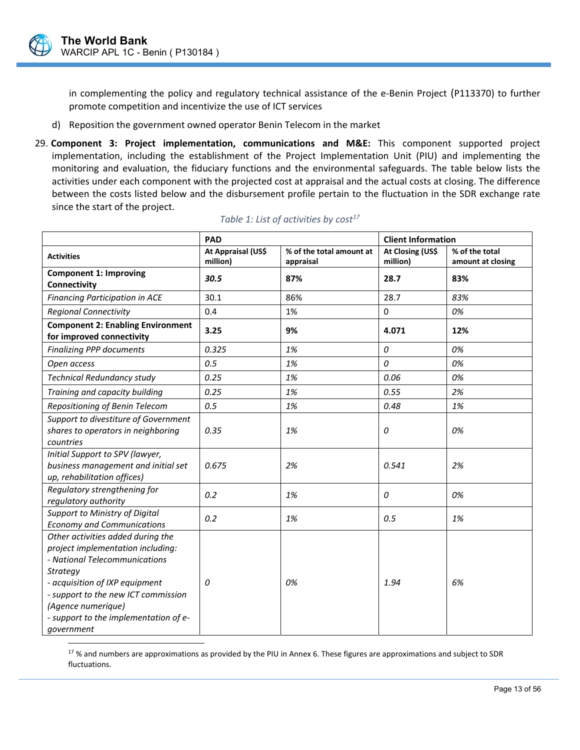in complementing the policy and regulatory technical assistance of the e-Benin Project (P113370) to further promote competition and incentivize the use of ICT services

d) Reposition the government owned operator Benin Telecom in the market

29. **Component 3: Project implementation, communications and M&E:** This component supported project implementation, including the establishment of the Project Implementation Unit (PIU) and implementing the monitoring and evaluation, the fiduciary functions and the environmental safeguards. The table below lists the activities under each component with the projected cost at appraisal and the actual costs at closing. The difference between the costs listed below and the disbursement profile pertain to the fluctuation in the SDR exchange rate since the start of the project.

*Table 1: List of activities by cost*[17]

| | PAD | | Client Information | |
|---|---|---|---|---|
| **Activities** | **At Appraisal (US$ million)** | **% of the total amount at appraisal** | **At Closing (US$ million)** | **% of the total amount at closing** |
| **Component 1: Improving Connectivity** | ***30.5*** | **87%** | **28.7** | **83%** |
| *Financing Participation in ACE* | 30.1 | 86% | 28.7 | *83%* |
| *Regional Connectivity* | 0.4 | 1% | 0 | *0%* |
| **Component 2: Enabling Environment for improved connectivity** | **3.25** | **9%** | **4.071** | **12%** |
| *Finalizing PPP documents* | *0.325* | *1%* | *0* | *0%* |
| *Open access* | *0.5* | *1%* | *0* | *0%* |
| *Technical Redundancy study* | *0.25* | *1%* | *0.06* | *0%* |
| *Training and capacity building* | *0.25* | *1%* | *0.55* | *2%* |
| *Repositioning of Benin Telecom* | *0.5* | *1%* | *0.48* | *1%* |
| *Support to divestiture of Government shares to operators in neighboring countries* | *0.35* | *1%* | *0* | *0%* |
| *Initial Support to SPV (lawyer, business management and initial set up, rehabilitation offices)* | *0.675* | *2%* | *0.541* | *2%* |
| *Regulatory strengthening for regulatory authority* | *0.2* | *1%* | *0* | *0%* |
| *Support to Ministry of Digital Economy and Communications* | *0.2* | *1%* | *0.5* | *1%* |
| *Other activities added during the project implementation including:<br>- National Telecommunications Strategy<br>- acquisition of IXP equipment<br>- support to the new ICT commission (Agence numerique)<br>- support to the implementation of e-government* | *0* | *0%* | *1.94* | *6%* |

[17] % and numbers are approximations as provided by the PIU in Annex 6. These figures are approximations and subject to SDR fluctuations.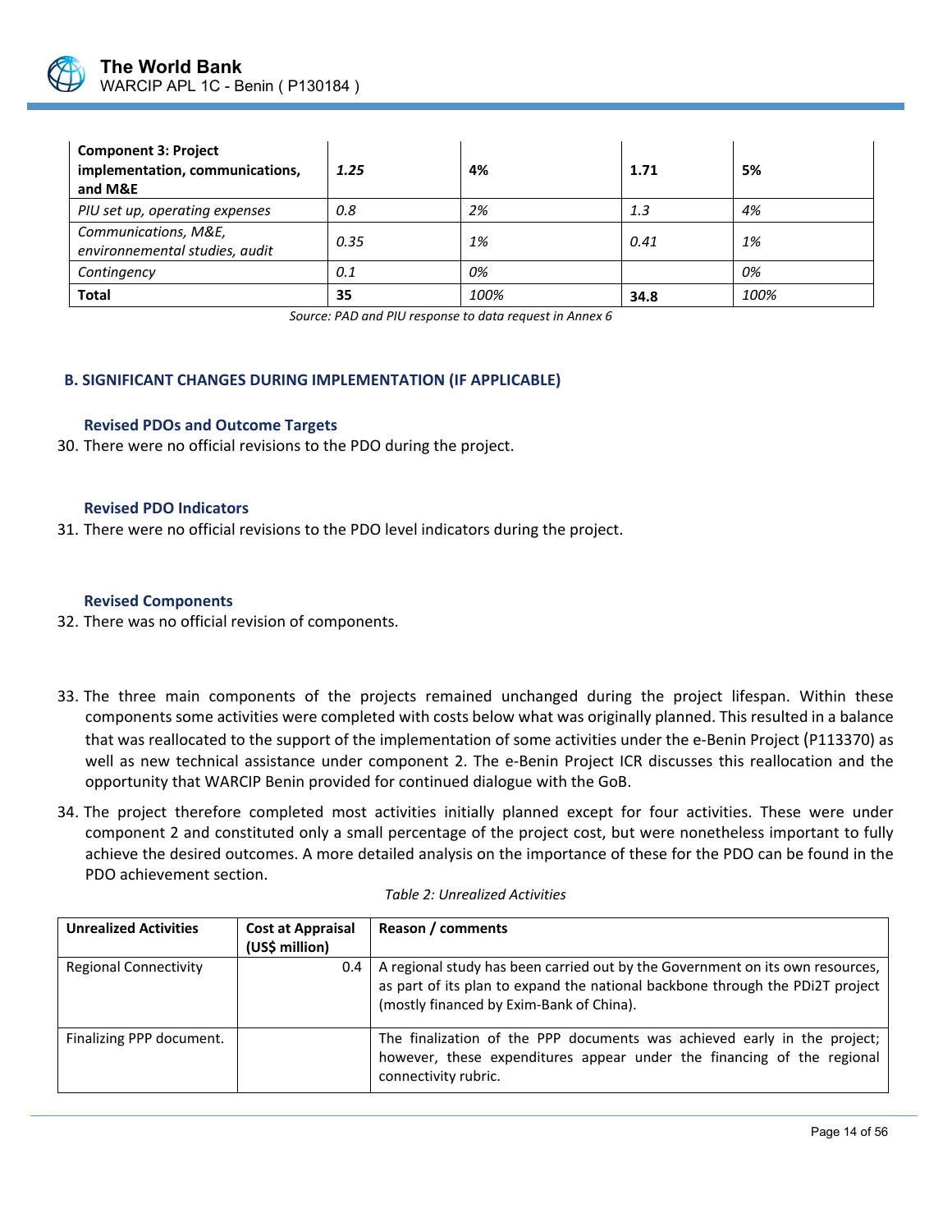| **Component 3: Project implementation, communications, and M&E** | ***1.25*** | **4%** | **1.71** | **5%** |
|---|---|---|---|---|
| *PIU set up, operating expenses* | *0.8* | *2%* | *1.3* | *4%* |
| *Communications, M&E, environnemental studies, audit* | *0.35* | *1%* | *0.41* | *1%* |
| *Contingency* | *0.1* | *0%* | | *0%* |
| **Total** | **35** | *100%* | **34.8** | *100%* |

*Source: PAD and PIU response to data request in Annex 6*

## B. SIGNIFICANT CHANGES DURING IMPLEMENTATION (IF APPLICABLE)

### Revised PDOs and Outcome Targets

30. There were no official revisions to the PDO during the project.

### Revised PDO Indicators

31. There were no official revisions to the PDO level indicators during the project.

### Revised Components

32. There was no official revision of components.

33. The three main components of the projects remained unchanged during the project lifespan. Within these components some activities were completed with costs below what was originally planned. This resulted in a balance that was reallocated to the support of the implementation of some activities under the e-Benin Project (P113370) as well as new technical assistance under component 2. The e-Benin Project ICR discusses this reallocation and the opportunity that WARCIP Benin provided for continued dialogue with the GoB.

34. The project therefore completed most activities initially planned except for four activities. These were under component 2 and constituted only a small percentage of the project cost, but were nonetheless important to fully achieve the desired outcomes. A more detailed analysis on the importance of these for the PDO can be found in the PDO achievement section.

*Table 2: Unrealized Activities*

| Unrealized Activities | Cost at Appraisal (US$ million) | Reason / comments |
|---|---|---|
| Regional Connectivity | 0.4 | A regional study has been carried out by the Government on its own resources, as part of its plan to expand the national backbone through the PDi2T project (mostly financed by Exim-Bank of China). |
| Finalizing PPP document. | | The finalization of the PPP documents was achieved early in the project; however, these expenditures appear under the financing of the regional connectivity rubric. |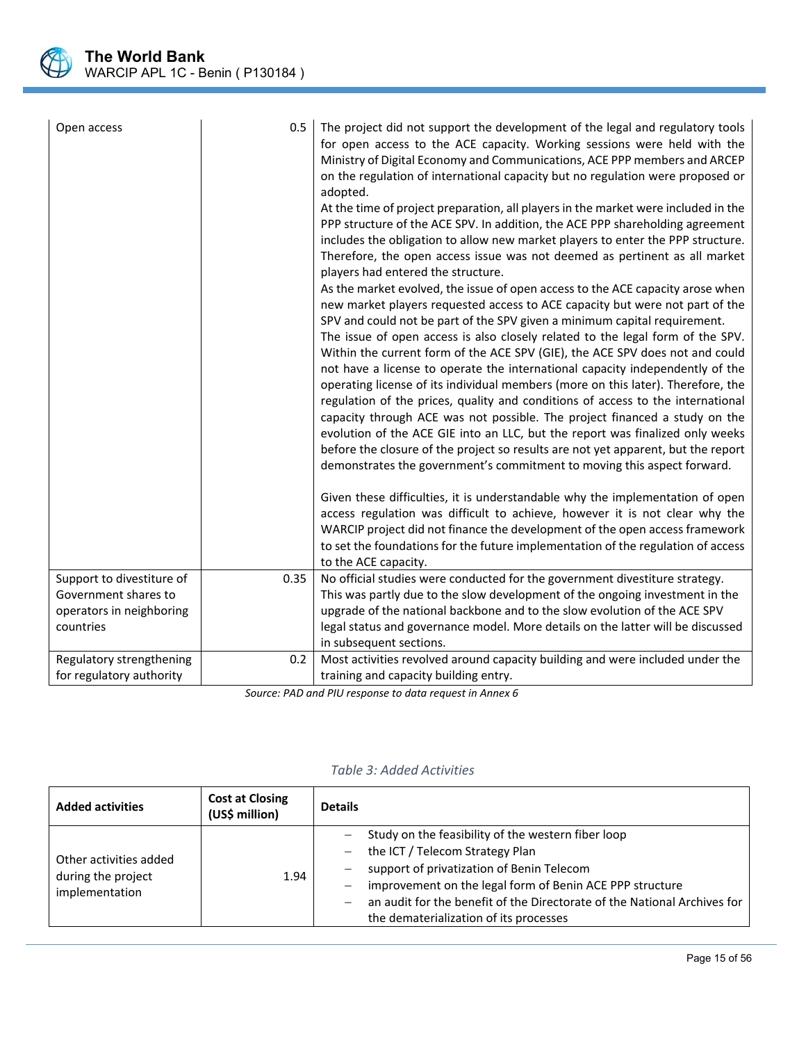| | | |
|---|---|---|
| Open access | 0.5 | The project did not support the development of the legal and regulatory tools for open access to the ACE capacity. Working sessions were held with the Ministry of Digital Economy and Communications, ACE PPP members and ARCEP on the regulation of international capacity but no regulation were proposed or adopted.<br>At the time of project preparation, all players in the market were included in the PPP structure of the ACE SPV. In addition, the ACE PPP shareholding agreement includes the obligation to allow new market players to enter the PPP structure. Therefore, the open access issue was not deemed as pertinent as all market players had entered the structure.<br>As the market evolved, the issue of open access to the ACE capacity arose when new market players requested access to ACE capacity but were not part of the SPV and could not be part of the SPV given a minimum capital requirement.<br>The issue of open access is also closely related to the legal form of the SPV. Within the current form of the ACE SPV (GIE), the ACE SPV does not and could not have a license to operate the international capacity independently of the operating license of its individual members (more on this later). Therefore, the regulation of the prices, quality and conditions of access to the international capacity through ACE was not possible. The project financed a study on the evolution of the ACE GIE into an LLC, but the report was finalized only weeks before the closure of the project so results are not yet apparent, but the report demonstrates the government's commitment to moving this aspect forward.<br><br>Given these difficulties, it is understandable why the implementation of open access regulation was difficult to achieve, however it is not clear why the WARCIP project did not finance the development of the open access framework to set the foundations for the future implementation of the regulation of access to the ACE capacity. |
| Support to divestiture of Government shares to operators in neighboring countries | 0.35 | No official studies were conducted for the government divestiture strategy. This was partly due to the slow development of the ongoing investment in the upgrade of the national backbone and to the slow evolution of the ACE SPV legal status and governance model. More details on the latter will be discussed in subsequent sections. |
| Regulatory strengthening for regulatory authority | 0.2 | Most activities revolved around capacity building and were included under the training and capacity building entry. |

*Source: PAD and PIU response to data request in Annex 6*

*Table 3: Added Activities*

| Added activities | Cost at Closing (US$ million) | Details |
|---|---|---|
| Other activities added during the project implementation | 1.94 | – Study on the feasibility of the western fiber loop<br>– the ICT / Telecom Strategy Plan<br>– support of privatization of Benin Telecom<br>– improvement on the legal form of Benin ACE PPP structure<br>– an audit for the benefit of the Directorate of the National Archives for the dematerialization of its processes |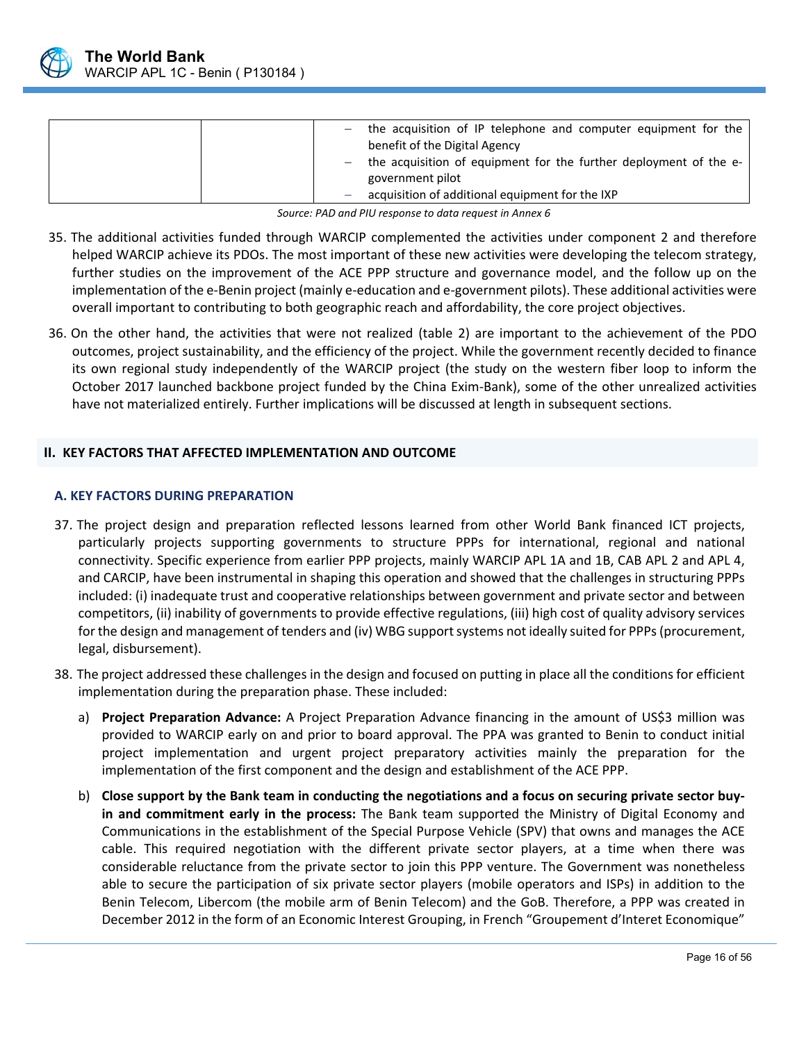|  |  | – the acquisition of IP telephone and computer equipment for the benefit of the Digital Agency<br>– the acquisition of equipment for the further deployment of the e-government pilot<br>– acquisition of additional equipment for the IXP |
|---|---|---|

*Source: PAD and PIU response to data request in Annex 6*

35. The additional activities funded through WARCIP complemented the activities under component 2 and therefore helped WARCIP achieve its PDOs. The most important of these new activities were developing the telecom strategy, further studies on the improvement of the ACE PPP structure and governance model, and the follow up on the implementation of the e-Benin project (mainly e-education and e-government pilots). These additional activities were overall important to contributing to both geographic reach and affordability, the core project objectives.

36. On the other hand, the activities that were not realized (table 2) are important to the achievement of the PDO outcomes, project sustainability, and the efficiency of the project. While the government recently decided to finance its own regional study independently of the WARCIP project (the study on the western fiber loop to inform the October 2017 launched backbone project funded by the China Exim-Bank), some of the other unrealized activities have not materialized entirely. Further implications will be discussed at length in subsequent sections.

## II. KEY FACTORS THAT AFFECTED IMPLEMENTATION AND OUTCOME

### A. KEY FACTORS DURING PREPARATION

37. The project design and preparation reflected lessons learned from other World Bank financed ICT projects, particularly projects supporting governments to structure PPPs for international, regional and national connectivity. Specific experience from earlier PPP projects, mainly WARCIP APL 1A and 1B, CAB APL 2 and APL 4, and CARCIP, have been instrumental in shaping this operation and showed that the challenges in structuring PPPs included: (i) inadequate trust and cooperative relationships between government and private sector and between competitors, (ii) inability of governments to provide effective regulations, (iii) high cost of quality advisory services for the design and management of tenders and (iv) WBG support systems not ideally suited for PPPs (procurement, legal, disbursement).

38. The project addressed these challenges in the design and focused on putting in place all the conditions for efficient implementation during the preparation phase. These included:

   a) **Project Preparation Advance:** A Project Preparation Advance financing in the amount of US$3 million was provided to WARCIP early on and prior to board approval. The PPA was granted to Benin to conduct initial project implementation and urgent project preparatory activities mainly the preparation for the implementation of the first component and the design and establishment of the ACE PPP.

   b) **Close support by the Bank team in conducting the negotiations and a focus on securing private sector buy-in and commitment early in the process:** The Bank team supported the Ministry of Digital Economy and Communications in the establishment of the Special Purpose Vehicle (SPV) that owns and manages the ACE cable. This required negotiation with the different private sector players, at a time when there was considerable reluctance from the private sector to join this PPP venture. The Government was nonetheless able to secure the participation of six private sector players (mobile operators and ISPs) in addition to the Benin Telecom, Libercom (the mobile arm of Benin Telecom) and the GoB. Therefore, a PPP was created in December 2012 in the form of an Economic Interest Grouping, in French "Groupement d'Interet Economique"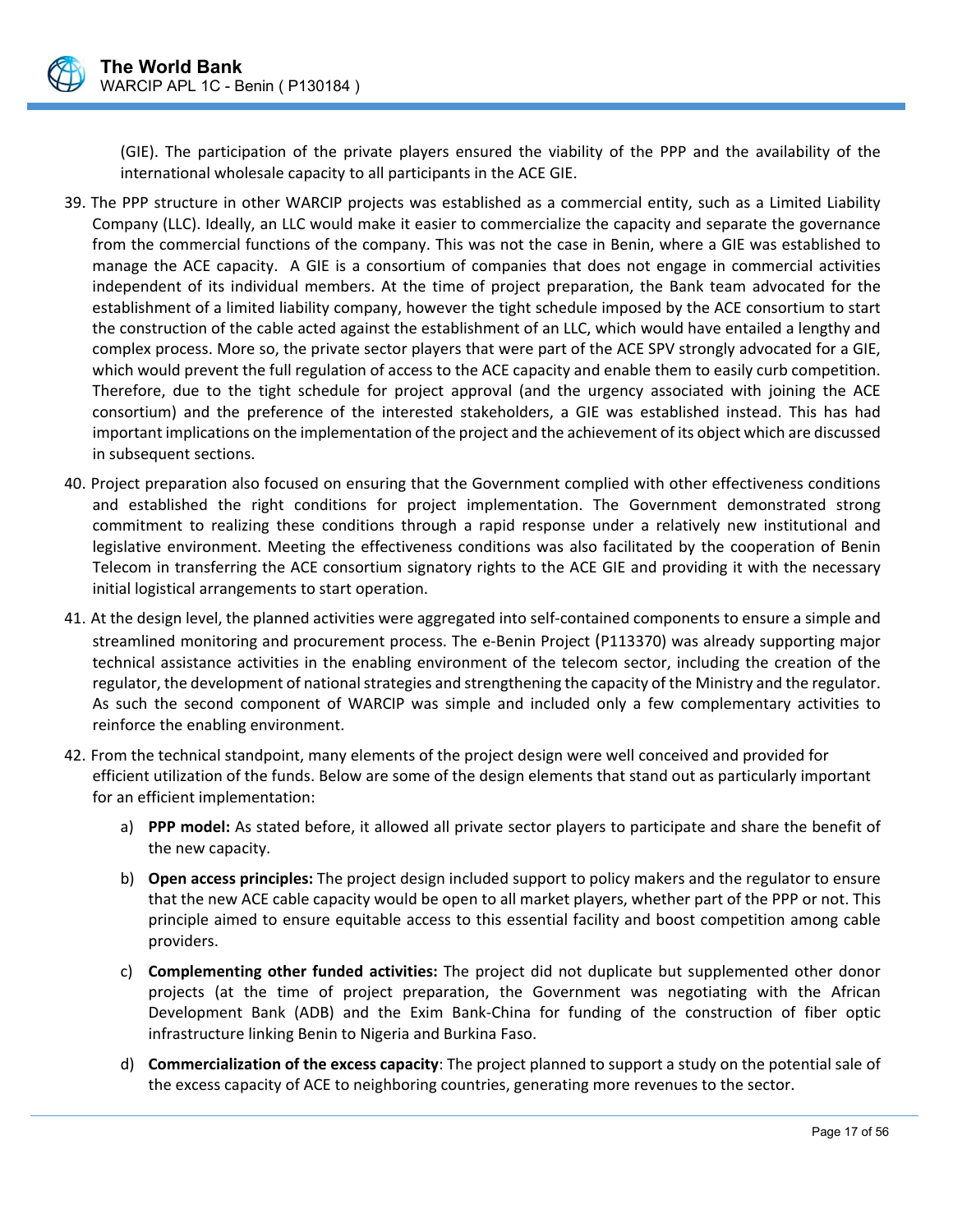(GIE). The participation of the private players ensured the viability of the PPP and the availability of the international wholesale capacity to all participants in the ACE GIE.

39. The PPP structure in other WARCIP projects was established as a commercial entity, such as a Limited Liability Company (LLC). Ideally, an LLC would make it easier to commercialize the capacity and separate the governance from the commercial functions of the company. This was not the case in Benin, where a GIE was established to manage the ACE capacity. A GIE is a consortium of companies that does not engage in commercial activities independent of its individual members. At the time of project preparation, the Bank team advocated for the establishment of a limited liability company, however the tight schedule imposed by the ACE consortium to start the construction of the cable acted against the establishment of an LLC, which would have entailed a lengthy and complex process. More so, the private sector players that were part of the ACE SPV strongly advocated for a GIE, which would prevent the full regulation of access to the ACE capacity and enable them to easily curb competition. Therefore, due to the tight schedule for project approval (and the urgency associated with joining the ACE consortium) and the preference of the interested stakeholders, a GIE was established instead. This has had important implications on the implementation of the project and the achievement of its object which are discussed in subsequent sections.

40. Project preparation also focused on ensuring that the Government complied with other effectiveness conditions and established the right conditions for project implementation. The Government demonstrated strong commitment to realizing these conditions through a rapid response under a relatively new institutional and legislative environment. Meeting the effectiveness conditions was also facilitated by the cooperation of Benin Telecom in transferring the ACE consortium signatory rights to the ACE GIE and providing it with the necessary initial logistical arrangements to start operation.

41. At the design level, the planned activities were aggregated into self-contained components to ensure a simple and streamlined monitoring and procurement process. The e-Benin Project (P113370) was already supporting major technical assistance activities in the enabling environment of the telecom sector, including the creation of the regulator, the development of national strategies and strengthening the capacity of the Ministry and the regulator. As such the second component of WARCIP was simple and included only a few complementary activities to reinforce the enabling environment.

42. From the technical standpoint, many elements of the project design were well conceived and provided for efficient utilization of the funds. Below are some of the design elements that stand out as particularly important for an efficient implementation:

    a) **PPP model:** As stated before, it allowed all private sector players to participate and share the benefit of the new capacity.

    b) **Open access principles:** The project design included support to policy makers and the regulator to ensure that the new ACE cable capacity would be open to all market players, whether part of the PPP or not. This principle aimed to ensure equitable access to this essential facility and boost competition among cable providers.

    c) **Complementing other funded activities:** The project did not duplicate but supplemented other donor projects (at the time of project preparation, the Government was negotiating with the African Development Bank (ADB) and the Exim Bank-China for funding of the construction of fiber optic infrastructure linking Benin to Nigeria and Burkina Faso.

    d) **Commercialization of the excess capacity**: The project planned to support a study on the potential sale of the excess capacity of ACE to neighboring countries, generating more revenues to the sector.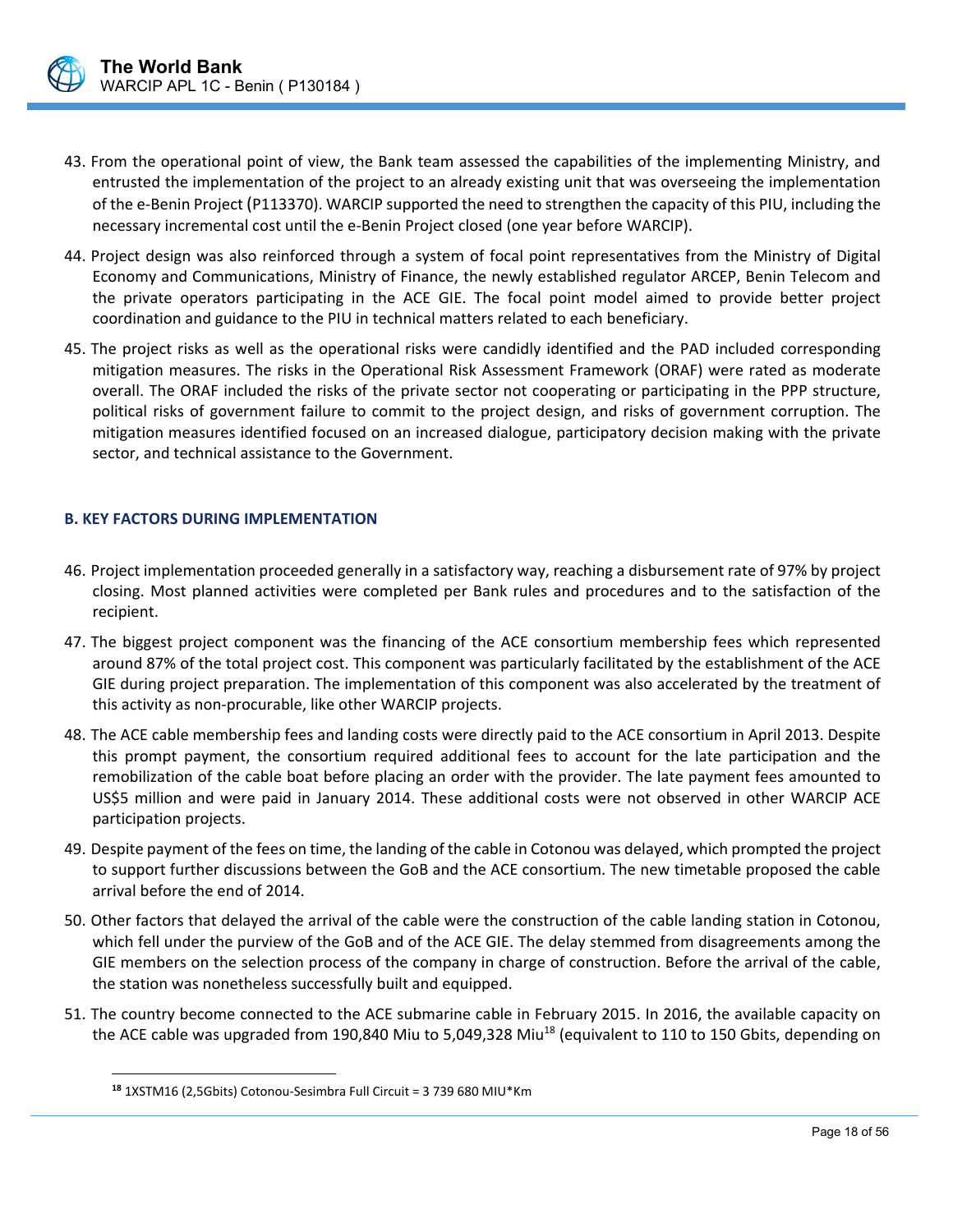43. From the operational point of view, the Bank team assessed the capabilities of the implementing Ministry, and entrusted the implementation of the project to an already existing unit that was overseeing the implementation of the e-Benin Project (P113370). WARCIP supported the need to strengthen the capacity of this PIU, including the necessary incremental cost until the e-Benin Project closed (one year before WARCIP).

44. Project design was also reinforced through a system of focal point representatives from the Ministry of Digital Economy and Communications, Ministry of Finance, the newly established regulator ARCEP, Benin Telecom and the private operators participating in the ACE GIE. The focal point model aimed to provide better project coordination and guidance to the PIU in technical matters related to each beneficiary.

45. The project risks as well as the operational risks were candidly identified and the PAD included corresponding mitigation measures. The risks in the Operational Risk Assessment Framework (ORAF) were rated as moderate overall. The ORAF included the risks of the private sector not cooperating or participating in the PPP structure, political risks of government failure to commit to the project design, and risks of government corruption. The mitigation measures identified focused on an increased dialogue, participatory decision making with the private sector, and technical assistance to the Government.

### B. KEY FACTORS DURING IMPLEMENTATION

46. Project implementation proceeded generally in a satisfactory way, reaching a disbursement rate of 97% by project closing. Most planned activities were completed per Bank rules and procedures and to the satisfaction of the recipient.

47. The biggest project component was the financing of the ACE consortium membership fees which represented around 87% of the total project cost. This component was particularly facilitated by the establishment of the ACE GIE during project preparation. The implementation of this component was also accelerated by the treatment of this activity as non-procurable, like other WARCIP projects.

48. The ACE cable membership fees and landing costs were directly paid to the ACE consortium in April 2013. Despite this prompt payment, the consortium required additional fees to account for the late participation and the remobilization of the cable boat before placing an order with the provider. The late payment fees amounted to US$5 million and were paid in January 2014. These additional costs were not observed in other WARCIP ACE participation projects.

49. Despite payment of the fees on time, the landing of the cable in Cotonou was delayed, which prompted the project to support further discussions between the GoB and the ACE consortium. The new timetable proposed the cable arrival before the end of 2014.

50. Other factors that delayed the arrival of the cable were the construction of the cable landing station in Cotonou, which fell under the purview of the GoB and of the ACE GIE. The delay stemmed from disagreements among the GIE members on the selection process of the company in charge of construction. Before the arrival of the cable, the station was nonetheless successfully built and equipped.

51. The country become connected to the ACE submarine cable in February 2015. In 2016, the available capacity on the ACE cable was upgraded from 190,840 Miu to 5,049,328 Miu[18] (equivalent to 110 to 150 Gbits, depending on

---

[18] 1XSTM16 (2,5Gbits) Cotonou-Sesimbra Full Circuit = 3 739 680 MIU*Km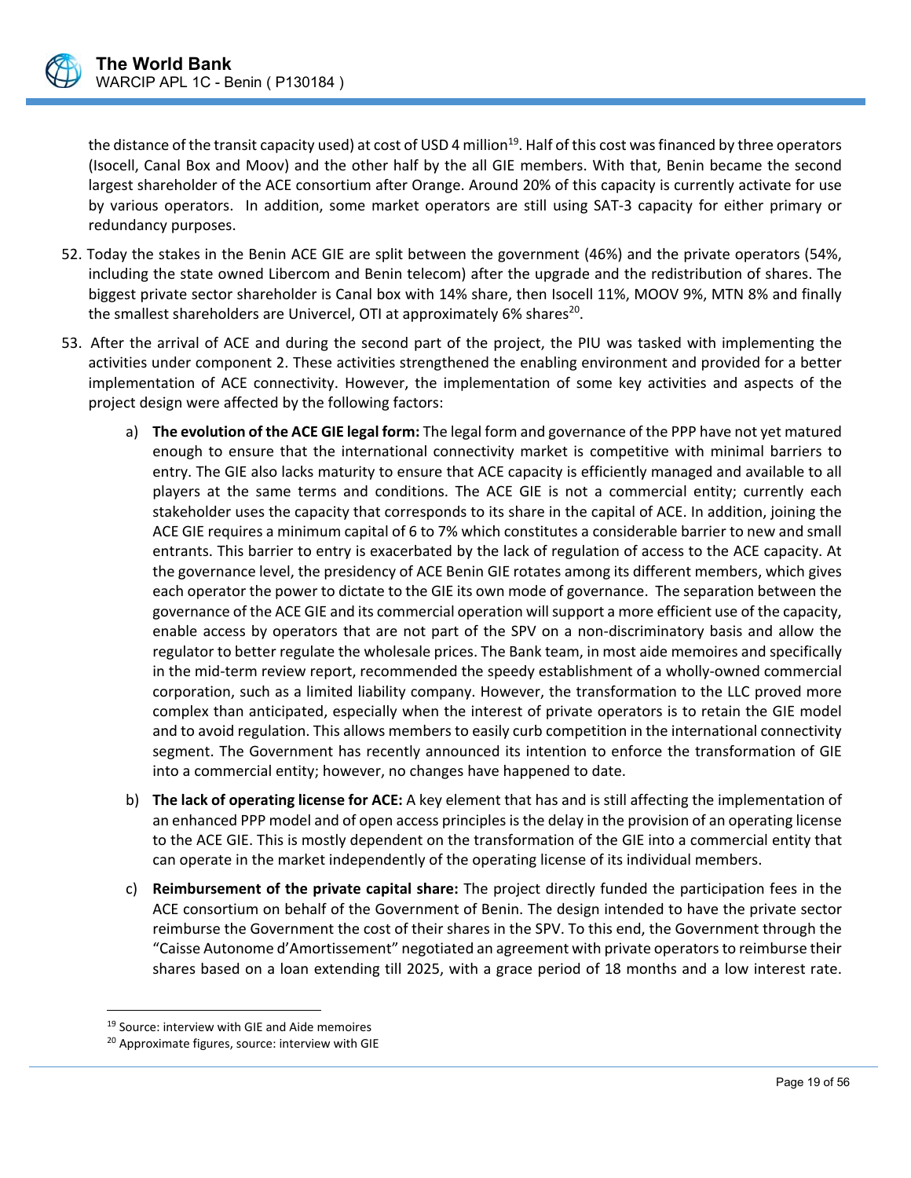the distance of the transit capacity used) at cost of USD 4 million[19]. Half of this cost was financed by three operators (Isocell, Canal Box and Moov) and the other half by the all GIE members. With that, Benin became the second largest shareholder of the ACE consortium after Orange. Around 20% of this capacity is currently activate for use by various operators. In addition, some market operators are still using SAT-3 capacity for either primary or redundancy purposes.

52. Today the stakes in the Benin ACE GIE are split between the government (46%) and the private operators (54%, including the state owned Libercom and Benin telecom) after the upgrade and the redistribution of shares. The biggest private sector shareholder is Canal box with 14% share, then Isocell 11%, MOOV 9%, MTN 8% and finally the smallest shareholders are Univercel, OTI at approximately 6% shares[20].

53. After the arrival of ACE and during the second part of the project, the PIU was tasked with implementing the activities under component 2. These activities strengthened the enabling environment and provided for a better implementation of ACE connectivity. However, the implementation of some key activities and aspects of the project design were affected by the following factors:

    a) **The evolution of the ACE GIE legal form:** The legal form and governance of the PPP have not yet matured enough to ensure that the international connectivity market is competitive with minimal barriers to entry. The GIE also lacks maturity to ensure that ACE capacity is efficiently managed and available to all players at the same terms and conditions. The ACE GIE is not a commercial entity; currently each stakeholder uses the capacity that corresponds to its share in the capital of ACE. In addition, joining the ACE GIE requires a minimum capital of 6 to 7% which constitutes a considerable barrier to new and small entrants. This barrier to entry is exacerbated by the lack of regulation of access to the ACE capacity. At the governance level, the presidency of ACE Benin GIE rotates among its different members, which gives each operator the power to dictate to the GIE its own mode of governance. The separation between the governance of the ACE GIE and its commercial operation will support a more efficient use of the capacity, enable access by operators that are not part of the SPV on a non-discriminatory basis and allow the regulator to better regulate the wholesale prices. The Bank team, in most aide memoires and specifically in the mid-term review report, recommended the speedy establishment of a wholly-owned commercial corporation, such as a limited liability company. However, the transformation to the LLC proved more complex than anticipated, especially when the interest of private operators is to retain the GIE model and to avoid regulation. This allows members to easily curb competition in the international connectivity segment. The Government has recently announced its intention to enforce the transformation of GIE into a commercial entity; however, no changes have happened to date.

    b) **The lack of operating license for ACE:** A key element that has and is still affecting the implementation of an enhanced PPP model and of open access principles is the delay in the provision of an operating license to the ACE GIE. This is mostly dependent on the transformation of the GIE into a commercial entity that can operate in the market independently of the operating license of its individual members.

    c) **Reimbursement of the private capital share:** The project directly funded the participation fees in the ACE consortium on behalf of the Government of Benin. The design intended to have the private sector reimburse the Government the cost of their shares in the SPV. To this end, the Government through the "Caisse Autonome d'Amortissement" negotiated an agreement with private operators to reimburse their shares based on a loan extending till 2025, with a grace period of 18 months and a low interest rate.

[19] Source: interview with GIE and Aide memoires

[20] Approximate figures, source: interview with GIE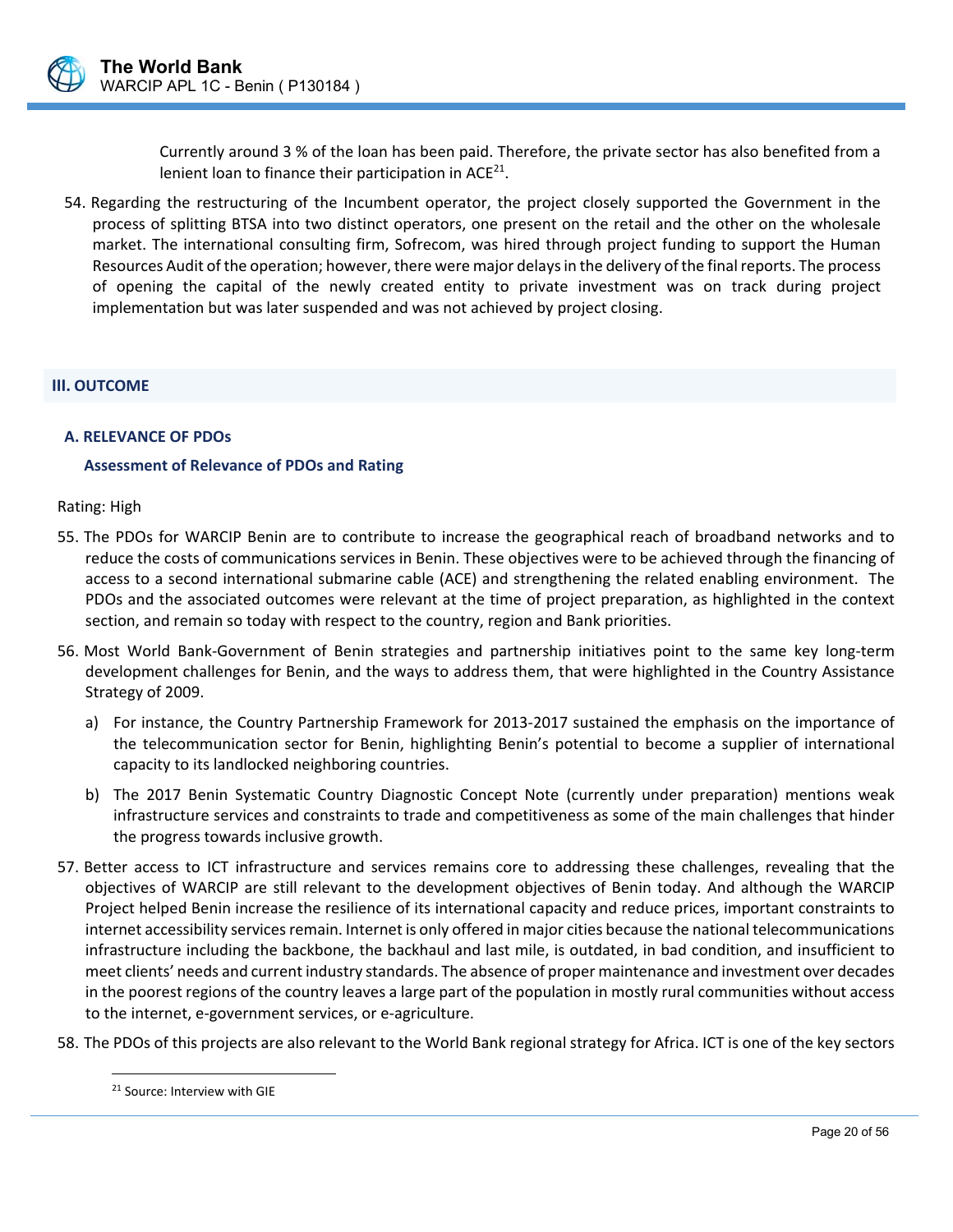Currently around 3 % of the loan has been paid. Therefore, the private sector has also benefited from a lenient loan to finance their participation in ACE[21].

54. Regarding the restructuring of the Incumbent operator, the project closely supported the Government in the process of splitting BTSA into two distinct operators, one present on the retail and the other on the wholesale market. The international consulting firm, Sofrecom, was hired through project funding to support the Human Resources Audit of the operation; however, there were major delays in the delivery of the final reports. The process of opening the capital of the newly created entity to private investment was on track during project implementation but was later suspended and was not achieved by project closing.

## III. OUTCOME

### A. RELEVANCE OF PDOs

#### Assessment of Relevance of PDOs and Rating

Rating: High

55. The PDOs for WARCIP Benin are to contribute to increase the geographical reach of broadband networks and to reduce the costs of communications services in Benin. These objectives were to be achieved through the financing of access to a second international submarine cable (ACE) and strengthening the related enabling environment. The PDOs and the associated outcomes were relevant at the time of project preparation, as highlighted in the context section, and remain so today with respect to the country, region and Bank priorities.

56. Most World Bank-Government of Benin strategies and partnership initiatives point to the same key long-term development challenges for Benin, and the ways to address them, that were highlighted in the Country Assistance Strategy of 2009.

    a) For instance, the Country Partnership Framework for 2013-2017 sustained the emphasis on the importance of the telecommunication sector for Benin, highlighting Benin's potential to become a supplier of international capacity to its landlocked neighboring countries.

    b) The 2017 Benin Systematic Country Diagnostic Concept Note (currently under preparation) mentions weak infrastructure services and constraints to trade and competitiveness as some of the main challenges that hinder the progress towards inclusive growth.

57. Better access to ICT infrastructure and services remains core to addressing these challenges, revealing that the objectives of WARCIP are still relevant to the development objectives of Benin today. And although the WARCIP Project helped Benin increase the resilience of its international capacity and reduce prices, important constraints to internet accessibility services remain. Internet is only offered in major cities because the national telecommunications infrastructure including the backbone, the backhaul and last mile, is outdated, in bad condition, and insufficient to meet clients' needs and current industry standards. The absence of proper maintenance and investment over decades in the poorest regions of the country leaves a large part of the population in mostly rural communities without access to the internet, e-government services, or e-agriculture.

58. The PDOs of this projects are also relevant to the World Bank regional strategy for Africa. ICT is one of the key sectors

[21] Source: Interview with GIE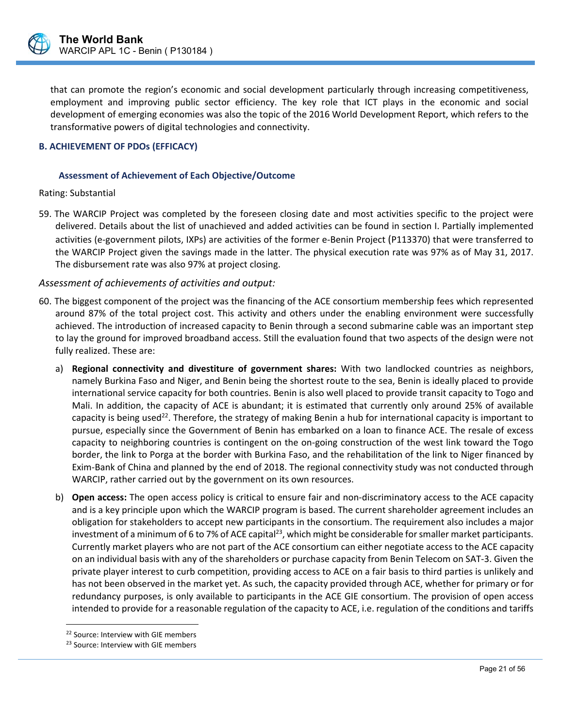that can promote the region's economic and social development particularly through increasing competitiveness, employment and improving public sector efficiency. The key role that ICT plays in the economic and social development of emerging economies was also the topic of the 2016 World Development Report, which refers to the transformative powers of digital technologies and connectivity.

### B. ACHIEVEMENT OF PDOs (EFFICACY)

#### Assessment of Achievement of Each Objective/Outcome

Rating: Substantial

59. The WARCIP Project was completed by the foreseen closing date and most activities specific to the project were delivered. Details about the list of unachieved and added activities can be found in section I. Partially implemented activities (e-government pilots, IXPs) are activities of the former e-Benin Project (P113370) that were transferred to the WARCIP Project given the savings made in the latter. The physical execution rate was 97% as of May 31, 2017. The disbursement rate was also 97% at project closing.

*Assessment of achievements of activities and output:*

60. The biggest component of the project was the financing of the ACE consortium membership fees which represented around 87% of the total project cost. This activity and others under the enabling environment were successfully achieved. The introduction of increased capacity to Benin through a second submarine cable was an important step to lay the ground for improved broadband access. Still the evaluation found that two aspects of the design were not fully realized. These are:

   a) **Regional connectivity and divestiture of government shares:** With two landlocked countries as neighbors, namely Burkina Faso and Niger, and Benin being the shortest route to the sea, Benin is ideally placed to provide international service capacity for both countries. Benin is also well placed to provide transit capacity to Togo and Mali. In addition, the capacity of ACE is abundant; it is estimated that currently only around 25% of available capacity is being used[22]. Therefore, the strategy of making Benin a hub for international capacity is important to pursue, especially since the Government of Benin has embarked on a loan to finance ACE. The resale of excess capacity to neighboring countries is contingent on the on-going construction of the west link toward the Togo border, the link to Porga at the border with Burkina Faso, and the rehabilitation of the link to Niger financed by Exim-Bank of China and planned by the end of 2018. The regional connectivity study was not conducted through WARCIP, rather carried out by the government on its own resources.

   b) **Open access:** The open access policy is critical to ensure fair and non-discriminatory access to the ACE capacity and is a key principle upon which the WARCIP program is based. The current shareholder agreement includes an obligation for stakeholders to accept new participants in the consortium. The requirement also includes a major investment of a minimum of 6 to 7% of ACE capital[23], which might be considerable for smaller market participants. Currently market players who are not part of the ACE consortium can either negotiate access to the ACE capacity on an individual basis with any of the shareholders or purchase capacity from Benin Telecom on SAT-3. Given the private player interest to curb competition, providing access to ACE on a fair basis to third parties is unlikely and has not been observed in the market yet. As such, the capacity provided through ACE, whether for primary or for redundancy purposes, is only available to participants in the ACE GIE consortium. The provision of open access intended to provide for a reasonable regulation of the capacity to ACE, i.e. regulation of the conditions and tariffs

[22] Source: Interview with GIE members

[23] Source: Interview with GIE members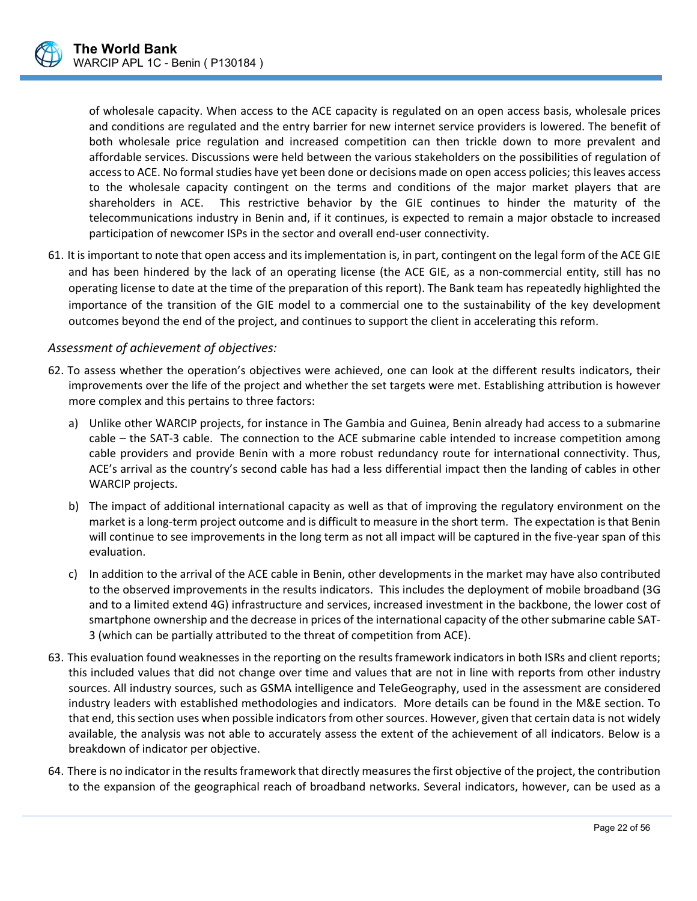of wholesale capacity. When access to the ACE capacity is regulated on an open access basis, wholesale prices and conditions are regulated and the entry barrier for new internet service providers is lowered. The benefit of both wholesale price regulation and increased competition can then trickle down to more prevalent and affordable services. Discussions were held between the various stakeholders on the possibilities of regulation of access to ACE. No formal studies have yet been done or decisions made on open access policies; this leaves access to the wholesale capacity contingent on the terms and conditions of the major market players that are shareholders in ACE. This restrictive behavior by the GIE continues to hinder the maturity of the telecommunications industry in Benin and, if it continues, is expected to remain a major obstacle to increased participation of newcomer ISPs in the sector and overall end-user connectivity.

61. It is important to note that open access and its implementation is, in part, contingent on the legal form of the ACE GIE and has been hindered by the lack of an operating license (the ACE GIE, as a non-commercial entity, still has no operating license to date at the time of the preparation of this report). The Bank team has repeatedly highlighted the importance of the transition of the GIE model to a commercial one to the sustainability of the key development outcomes beyond the end of the project, and continues to support the client in accelerating this reform.

*Assessment of achievement of objectives:*

62. To assess whether the operation's objectives were achieved, one can look at the different results indicators, their improvements over the life of the project and whether the set targets were met. Establishing attribution is however more complex and this pertains to three factors:

    a) Unlike other WARCIP projects, for instance in The Gambia and Guinea, Benin already had access to a submarine cable – the SAT-3 cable. The connection to the ACE submarine cable intended to increase competition among cable providers and provide Benin with a more robust redundancy route for international connectivity. Thus, ACE's arrival as the country's second cable has had a less differential impact then the landing of cables in other WARCIP projects.

    b) The impact of additional international capacity as well as that of improving the regulatory environment on the market is a long-term project outcome and is difficult to measure in the short term. The expectation is that Benin will continue to see improvements in the long term as not all impact will be captured in the five-year span of this evaluation.

    c) In addition to the arrival of the ACE cable in Benin, other developments in the market may have also contributed to the observed improvements in the results indicators. This includes the deployment of mobile broadband (3G and to a limited extend 4G) infrastructure and services, increased investment in the backbone, the lower cost of smartphone ownership and the decrease in prices of the international capacity of the other submarine cable SAT-3 (which can be partially attributed to the threat of competition from ACE).

63. This evaluation found weaknesses in the reporting on the results framework indicators in both ISRs and client reports; this included values that did not change over time and values that are not in line with reports from other industry sources. All industry sources, such as GSMA intelligence and TeleGeography, used in the assessment are considered industry leaders with established methodologies and indicators. More details can be found in the M&E section. To that end, this section uses when possible indicators from other sources. However, given that certain data is not widely available, the analysis was not able to accurately assess the extent of the achievement of all indicators. Below is a breakdown of indicator per objective.

64. There is no indicator in the results framework that directly measures the first objective of the project, the contribution to the expansion of the geographical reach of broadband networks. Several indicators, however, can be used as a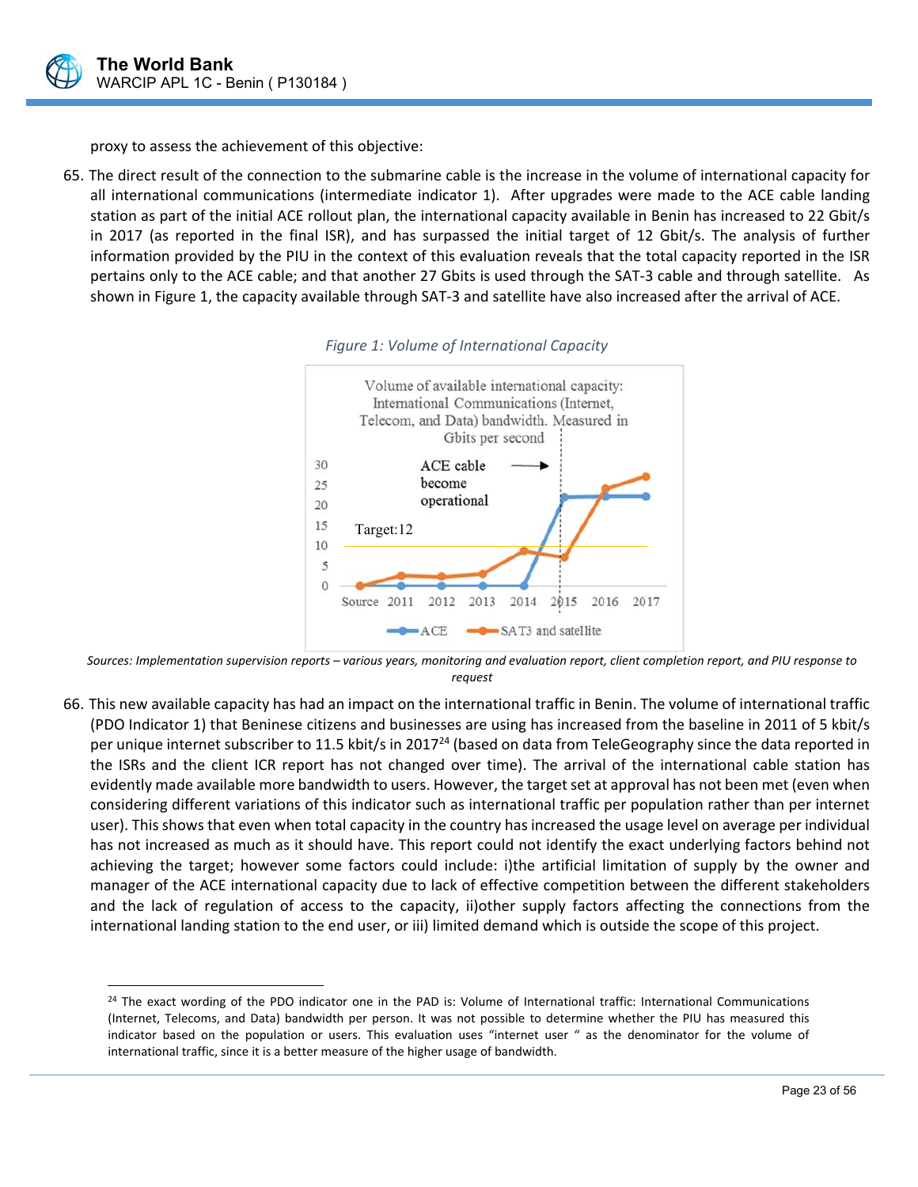proxy to assess the achievement of this objective:

65. The direct result of the connection to the submarine cable is the increase in the volume of international capacity for all international communications (intermediate indicator 1). After upgrades were made to the ACE cable landing station as part of the initial ACE rollout plan, the international capacity available in Benin has increased to 22 Gbit/s in 2017 (as reported in the final ISR), and has surpassed the initial target of 12 Gbit/s. The analysis of further information provided by the PIU in the context of this evaluation reveals that the total capacity reported in the ISR pertains only to the ACE cable; and that another 27 Gbits is used through the SAT-3 cable and through satellite. As shown in Figure 1, the capacity available through SAT-3 and satellite have also increased after the arrival of ACE.

*Figure 1: Volume of International Capacity*

*Sources: Implementation supervision reports – various years, monitoring and evaluation report, client completion report, and PIU response to request*

66. This new available capacity has had an impact on the international traffic in Benin. The volume of international traffic (PDO Indicator 1) that Beninese citizens and businesses are using has increased from the baseline in 2011 of 5 kbit/s per unique internet subscriber to 11.5 kbit/s in 2017[24] (based on data from TeleGeography since the data reported in the ISRs and the client ICR report has not changed over time). The arrival of the international cable station has evidently made available more bandwidth to users. However, the target set at approval has not been met (even when considering different variations of this indicator such as international traffic per population rather than per internet user). This shows that even when total capacity in the country has increased the usage level on average per individual has not increased as much as it should have. This report could not identify the exact underlying factors behind not achieving the target; however some factors could include: i)the artificial limitation of supply by the owner and manager of the ACE international capacity due to lack of effective competition between the different stakeholders and the lack of regulation of access to the capacity, ii)other supply factors affecting the connections from the international landing station to the end user, or iii) limited demand which is outside the scope of this project.

---

[24] The exact wording of the PDO indicator one in the PAD is: Volume of International traffic: International Communications (Internet, Telecoms, and Data) bandwidth per person. It was not possible to determine whether the PIU has measured this indicator based on the population or users. This evaluation uses "internet user " as the denominator for the volume of international traffic, since it is a better measure of the higher usage of bandwidth.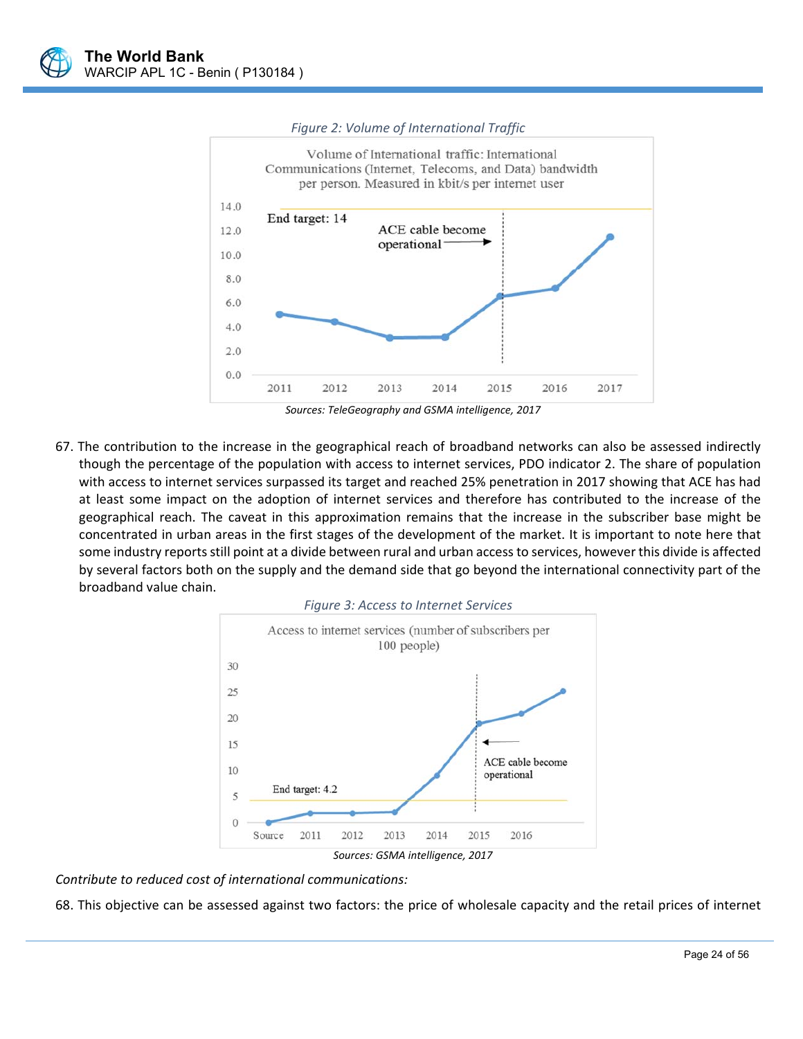*Figure 2: Volume of International Traffic*

Sources: TeleGeography and GSMA intelligence, 2017

67. The contribution to the increase in the geographical reach of broadband networks can also be assessed indirectly though the percentage of the population with access to internet services, PDO indicator 2. The share of population with access to internet services surpassed its target and reached 25% penetration in 2017 showing that ACE has had at least some impact on the adoption of internet services and therefore has contributed to the increase of the geographical reach. The caveat in this approximation remains that the increase in the subscriber base might be concentrated in urban areas in the first stages of the development of the market. It is important to note here that some industry reports still point at a divide between rural and urban access to services, however this divide is affected by several factors both on the supply and the demand side that go beyond the international connectivity part of the broadband value chain.

*Figure 3: Access to Internet Services*

Sources: GSMA intelligence, 2017

*Contribute to reduced cost of international communications:*

68. This objective can be assessed against two factors: the price of wholesale capacity and the retail prices of internet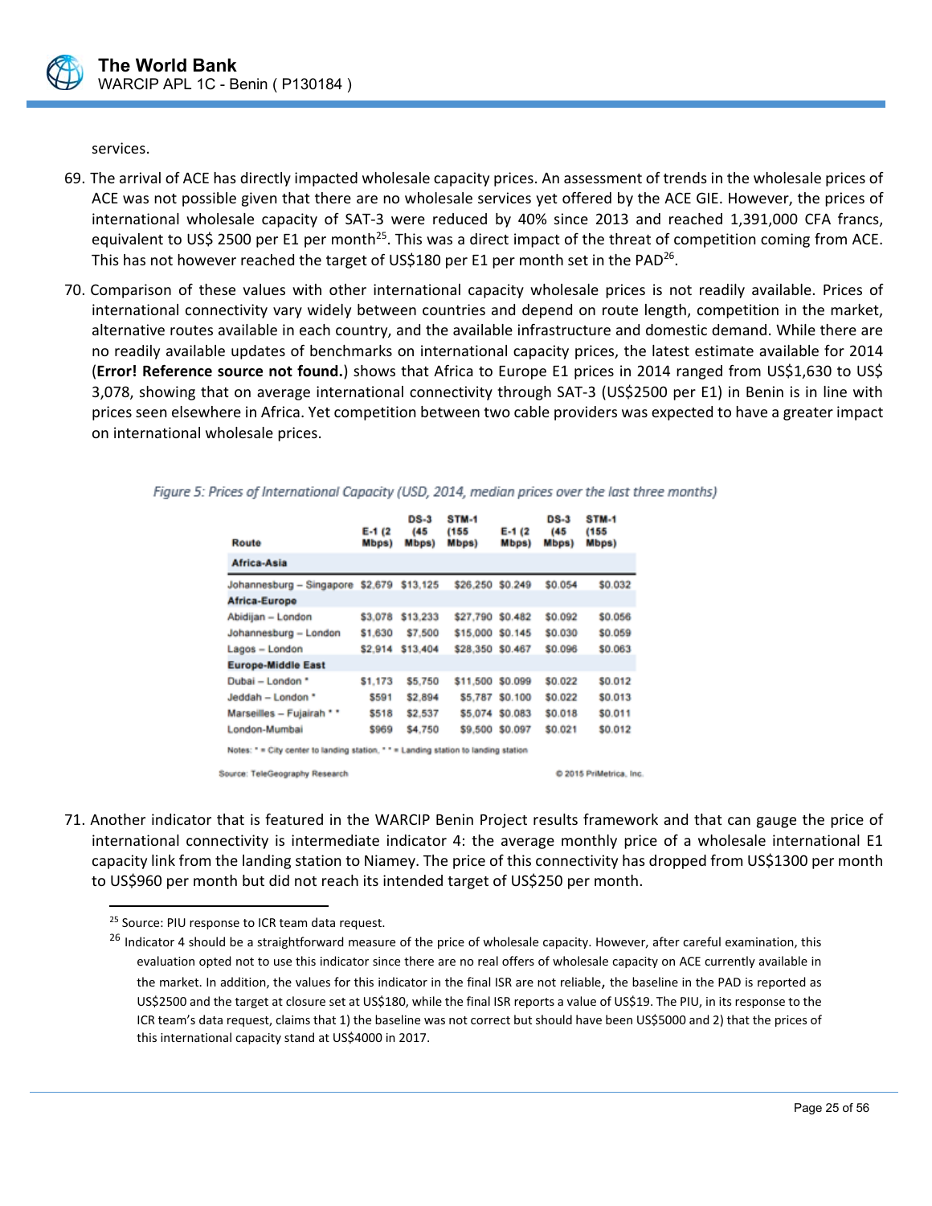services.

69. The arrival of ACE has directly impacted wholesale capacity prices. An assessment of trends in the wholesale prices of ACE was not possible given that there are no wholesale services yet offered by the ACE GIE. However, the prices of international wholesale capacity of SAT-3 were reduced by 40% since 2013 and reached 1,391,000 CFA francs, equivalent to US$ 2500 per E1 per month[25]. This was a direct impact of the threat of competition coming from ACE. This has not however reached the target of US$180 per E1 per month set in the PAD[26].

70. Comparison of these values with other international capacity wholesale prices is not readily available. Prices of international connectivity vary widely between countries and depend on route length, competition in the market, alternative routes available in each country, and the available infrastructure and domestic demand. While there are no readily available updates of benchmarks on international capacity prices, the latest estimate available for 2014 (**Error! Reference source not found.**) shows that Africa to Europe E1 prices in 2014 ranged from US$1,630 to US$ 3,078, showing that on average international connectivity through SAT-3 (US$2500 per E1) in Benin is in line with prices seen elsewhere in Africa. Yet competition between two cable providers was expected to have a greater impact on international wholesale prices.

*Figure 5: Prices of International Capacity (USD, 2014, median prices over the last three months)*

| Route | E-1 (2 Mbps) | DS-3 (45 Mbps) | STM-1 (155 Mbps) | E-1 (2 Mbps) | DS-3 (45 Mbps) | STM-1 (155 Mbps) |
|---|---|---|---|---|---|---|
| **Africa-Asia** | | | | | | |
| Johannesburg – Singapore | $2,679 | $13,125 | $26,250 | $0.249 | $0.054 | $0.032 |
| **Africa-Europe** | | | | | | |
| Abidijan – London | $3,078 | $13,233 | $27,790 | $0.482 | $0.092 | $0.056 |
| Johannesburg – London | $1,630 | $7,500 | $15,000 | $0.145 | $0.030 | $0.059 |
| Lagos – London | $2,914 | $13,404 | $28,350 | $0.467 | $0.096 | $0.063 |
| **Europe-Middle East** | | | | | | |
| Dubai – London * | $1,173 | $5,750 | $11,500 | $0.099 | $0.022 | $0.012 |
| Jeddah – London * | $591 | $2,894 | $5,787 | $0.100 | $0.022 | $0.013 |
| Marseilles – Fujairah * * | $518 | $2,537 | $5,074 | $0.083 | $0.018 | $0.011 |
| London-Mumbai | $969 | $4,750 | $9,500 | $0.097 | $0.021 | $0.012 |

Notes: * = City center to landing station, * * = Landing station to landing station

Source: TeleGeography Research © 2015 PriMetrica, Inc.

71. Another indicator that is featured in the WARCIP Benin Project results framework and that can gauge the price of international connectivity is intermediate indicator 4: the average monthly price of a wholesale international E1 capacity link from the landing station to Niamey. The price of this connectivity has dropped from US$1300 per month to US$960 per month but did not reach its intended target of US$250 per month.

---

[25] Source: PIU response to ICR team data request.

[26] Indicator 4 should be a straightforward measure of the price of wholesale capacity. However, after careful examination, this evaluation opted not to use this indicator since there are no real offers of wholesale capacity on ACE currently available in the market. In addition, the values for this indicator in the final ISR are not reliable, the baseline in the PAD is reported as US$2500 and the target at closure set at US$180, while the final ISR reports a value of US$19. The PIU, in its response to the ICR team's data request, claims that 1) the baseline was not correct but should have been US$5000 and 2) that the prices of this international capacity stand at US$4000 in 2017.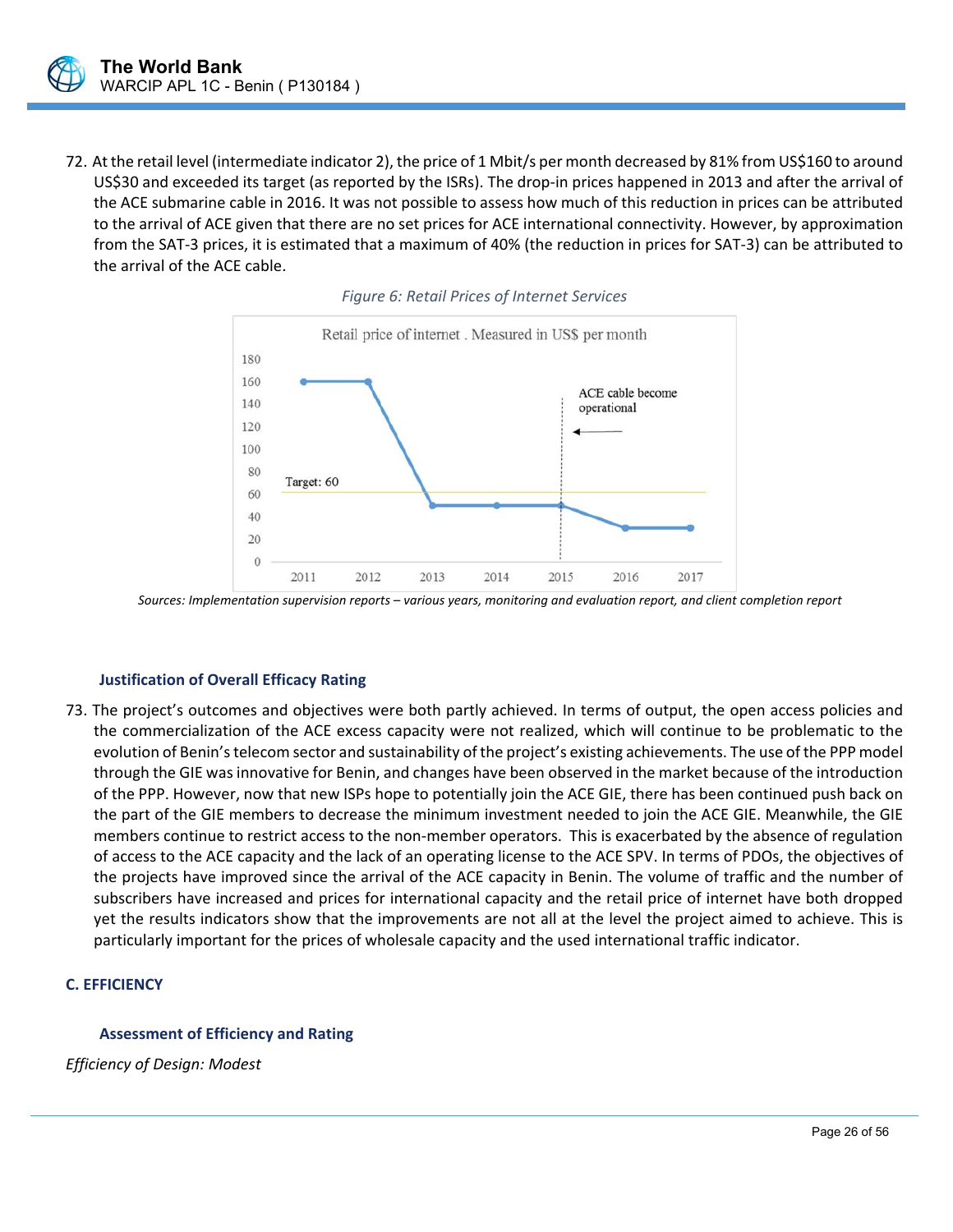72. At the retail level (intermediate indicator 2), the price of 1 Mbit/s per month decreased by 81% from US$160 to around US$30 and exceeded its target (as reported by the ISRs). The drop-in prices happened in 2013 and after the arrival of the ACE submarine cable in 2016. It was not possible to assess how much of this reduction in prices can be attributed to the arrival of ACE given that there are no set prices for ACE international connectivity. However, by approximation from the SAT-3 prices, it is estimated that a maximum of 40% (the reduction in prices for SAT-3) can be attributed to the arrival of the ACE cable.

*Figure 6: Retail Prices of Internet Services*

*Sources: Implementation supervision reports – various years, monitoring and evaluation report, and client completion report*

### Justification of Overall Efficacy Rating

73. The project's outcomes and objectives were both partly achieved. In terms of output, the open access policies and the commercialization of the ACE excess capacity were not realized, which will continue to be problematic to the evolution of Benin's telecom sector and sustainability of the project's existing achievements. The use of the PPP model through the GIE was innovative for Benin, and changes have been observed in the market because of the introduction of the PPP. However, now that new ISPs hope to potentially join the ACE GIE, there has been continued push back on the part of the GIE members to decrease the minimum investment needed to join the ACE GIE. Meanwhile, the GIE members continue to restrict access to the non-member operators. This is exacerbated by the absence of regulation of access to the ACE capacity and the lack of an operating license to the ACE SPV. In terms of PDOs, the objectives of the projects have improved since the arrival of the ACE capacity in Benin. The volume of traffic and the number of subscribers have increased and prices for international capacity and the retail price of internet have both dropped yet the results indicators show that the improvements are not all at the level the project aimed to achieve. This is particularly important for the prices of wholesale capacity and the used international traffic indicator.

## C. EFFICIENCY

### Assessment of Efficiency and Rating

*Efficiency of Design: Modest*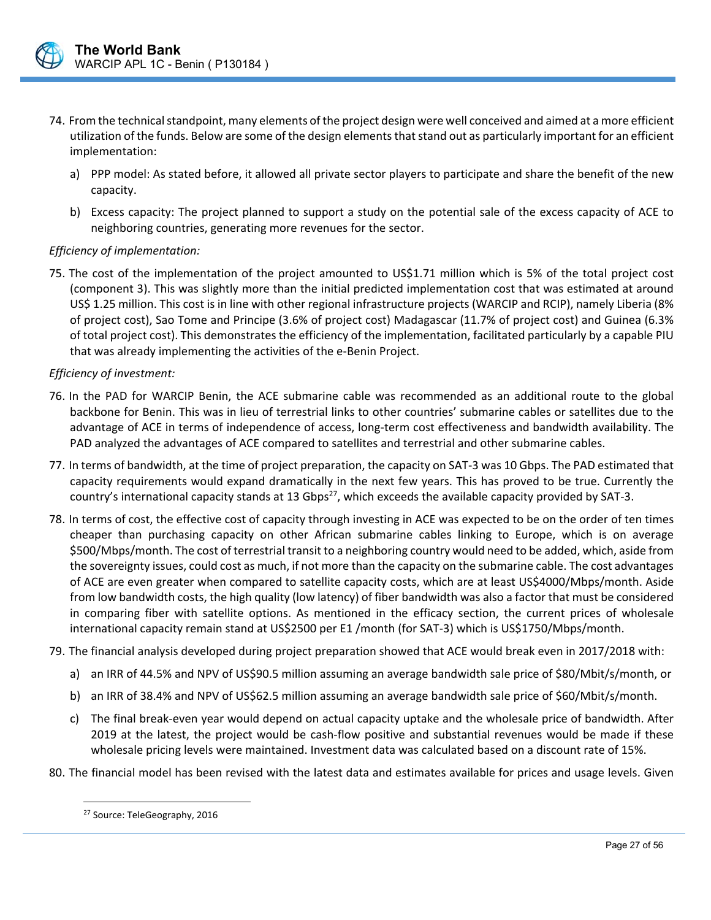74. From the technical standpoint, many elements of the project design were well conceived and aimed at a more efficient utilization of the funds. Below are some of the design elements that stand out as particularly important for an efficient implementation:

    a) PPP model: As stated before, it allowed all private sector players to participate and share the benefit of the new capacity.

    b) Excess capacity: The project planned to support a study on the potential sale of the excess capacity of ACE to neighboring countries, generating more revenues for the sector.

*Efficiency of implementation:*

75. The cost of the implementation of the project amounted to US$1.71 million which is 5% of the total project cost (component 3). This was slightly more than the initial predicted implementation cost that was estimated at around US$ 1.25 million. This cost is in line with other regional infrastructure projects (WARCIP and RCIP), namely Liberia (8% of project cost), Sao Tome and Principe (3.6% of project cost) Madagascar (11.7% of project cost) and Guinea (6.3% of total project cost). This demonstrates the efficiency of the implementation, facilitated particularly by a capable PIU that was already implementing the activities of the e-Benin Project.

*Efficiency of investment:*

76. In the PAD for WARCIP Benin, the ACE submarine cable was recommended as an additional route to the global backbone for Benin. This was in lieu of terrestrial links to other countries' submarine cables or satellites due to the advantage of ACE in terms of independence of access, long-term cost effectiveness and bandwidth availability. The PAD analyzed the advantages of ACE compared to satellites and terrestrial and other submarine cables.

77. In terms of bandwidth, at the time of project preparation, the capacity on SAT-3 was 10 Gbps. The PAD estimated that capacity requirements would expand dramatically in the next few years. This has proved to be true. Currently the country's international capacity stands at 13 Gbps[27], which exceeds the available capacity provided by SAT-3.

78. In terms of cost, the effective cost of capacity through investing in ACE was expected to be on the order of ten times cheaper than purchasing capacity on other African submarine cables linking to Europe, which is on average $500/Mbps/month. The cost of terrestrial transit to a neighboring country would need to be added, which, aside from the sovereignty issues, could cost as much, if not more than the capacity on the submarine cable. The cost advantages of ACE are even greater when compared to satellite capacity costs, which are at least US$4000/Mbps/month. Aside from low bandwidth costs, the high quality (low latency) of fiber bandwidth was also a factor that must be considered in comparing fiber with satellite options. As mentioned in the efficacy section, the current prices of wholesale international capacity remain stand at US$2500 per E1 /month (for SAT-3) which is US$1750/Mbps/month.

79. The financial analysis developed during project preparation showed that ACE would break even in 2017/2018 with:

    a) an IRR of 44.5% and NPV of US$90.5 million assuming an average bandwidth sale price of $80/Mbit/s/month, or

    b) an IRR of 38.4% and NPV of US$62.5 million assuming an average bandwidth sale price of $60/Mbit/s/month.

    c) The final break-even year would depend on actual capacity uptake and the wholesale price of bandwidth. After 2019 at the latest, the project would be cash-flow positive and substantial revenues would be made if these wholesale pricing levels were maintained. Investment data was calculated based on a discount rate of 15%.

80. The financial model has been revised with the latest data and estimates available for prices and usage levels. Given

[27] Source: TeleGeography, 2016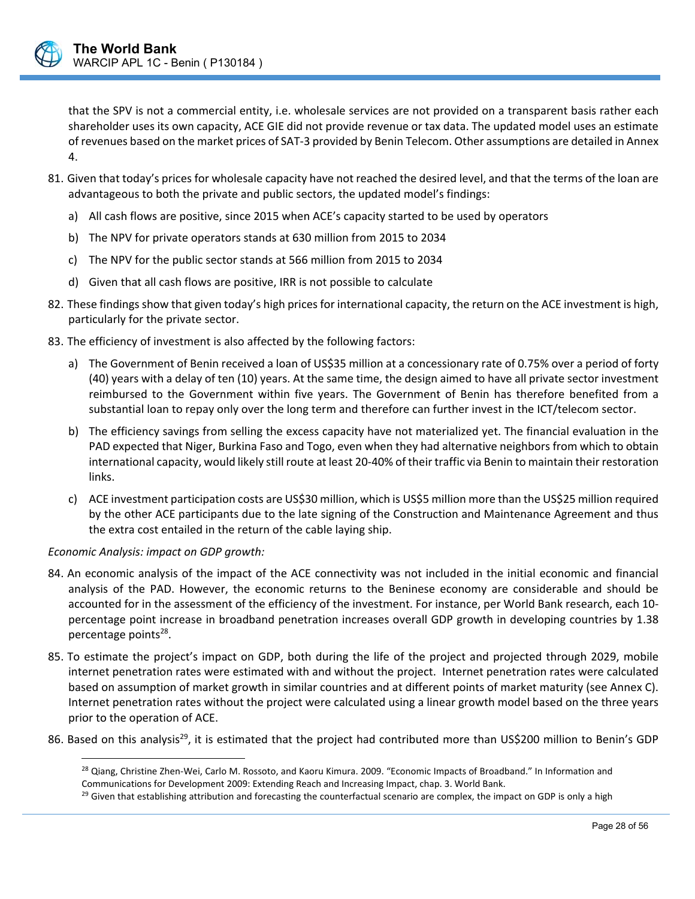that the SPV is not a commercial entity, i.e. wholesale services are not provided on a transparent basis rather each shareholder uses its own capacity, ACE GIE did not provide revenue or tax data. The updated model uses an estimate of revenues based on the market prices of SAT-3 provided by Benin Telecom. Other assumptions are detailed in Annex 4.

81. Given that today's prices for wholesale capacity have not reached the desired level, and that the terms of the loan are advantageous to both the private and public sectors, the updated model's findings:

    a) All cash flows are positive, since 2015 when ACE's capacity started to be used by operators

    b) The NPV for private operators stands at 630 million from 2015 to 2034

    c) The NPV for the public sector stands at 566 million from 2015 to 2034

    d) Given that all cash flows are positive, IRR is not possible to calculate

82. These findings show that given today's high prices for international capacity, the return on the ACE investment is high, particularly for the private sector.

83. The efficiency of investment is also affected by the following factors:

    a) The Government of Benin received a loan of US$35 million at a concessionary rate of 0.75% over a period of forty (40) years with a delay of ten (10) years. At the same time, the design aimed to have all private sector investment reimbursed to the Government within five years. The Government of Benin has therefore benefited from a substantial loan to repay only over the long term and therefore can further invest in the ICT/telecom sector.

    b) The efficiency savings from selling the excess capacity have not materialized yet. The financial evaluation in the PAD expected that Niger, Burkina Faso and Togo, even when they had alternative neighbors from which to obtain international capacity, would likely still route at least 20-40% of their traffic via Benin to maintain their restoration links.

    c) ACE investment participation costs are US$30 million, which is US$5 million more than the US$25 million required by the other ACE participants due to the late signing of the Construction and Maintenance Agreement and thus the extra cost entailed in the return of the cable laying ship.

*Economic Analysis: impact on GDP growth:*

84. An economic analysis of the impact of the ACE connectivity was not included in the initial economic and financial analysis of the PAD. However, the economic returns to the Beninese economy are considerable and should be accounted for in the assessment of the efficiency of the investment. For instance, per World Bank research, each 10-percentage point increase in broadband penetration increases overall GDP growth in developing countries by 1.38 percentage points[28].

85. To estimate the project's impact on GDP, both during the life of the project and projected through 2029, mobile internet penetration rates were estimated with and without the project. Internet penetration rates were calculated based on assumption of market growth in similar countries and at different points of market maturity (see Annex C). Internet penetration rates without the project were calculated using a linear growth model based on the three years prior to the operation of ACE.

86. Based on this analysis[29], it is estimated that the project had contributed more than US$200 million to Benin's GDP

[28] Qiang, Christine Zhen-Wei, Carlo M. Rossoto, and Kaoru Kimura. 2009. "Economic Impacts of Broadband." In Information and Communications for Development 2009: Extending Reach and Increasing Impact, chap. 3. World Bank.

[29] Given that establishing attribution and forecasting the counterfactual scenario are complex, the impact on GDP is only a high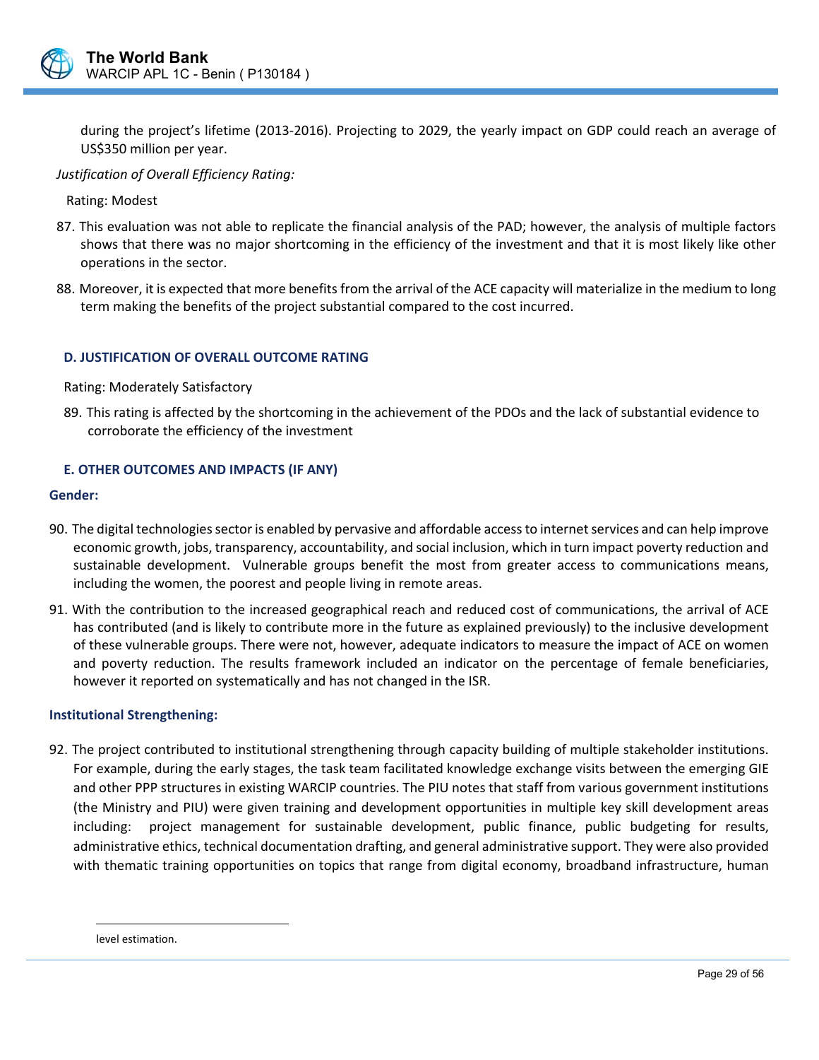during the project's lifetime (2013-2016). Projecting to 2029, the yearly impact on GDP could reach an average of US$350 million per year.

*Justification of Overall Efficiency Rating:*

Rating: Modest

87. This evaluation was not able to replicate the financial analysis of the PAD; however, the analysis of multiple factors shows that there was no major shortcoming in the efficiency of the investment and that it is most likely like other operations in the sector.

88. Moreover, it is expected that more benefits from the arrival of the ACE capacity will materialize in the medium to long term making the benefits of the project substantial compared to the cost incurred.

## D. JUSTIFICATION OF OVERALL OUTCOME RATING

Rating: Moderately Satisfactory

89. This rating is affected by the shortcoming in the achievement of the PDOs and the lack of substantial evidence to corroborate the efficiency of the investment

## E. OTHER OUTCOMES AND IMPACTS (IF ANY)

### Gender:

90. The digital technologies sector is enabled by pervasive and affordable access to internet services and can help improve economic growth, jobs, transparency, accountability, and social inclusion, which in turn impact poverty reduction and sustainable development. Vulnerable groups benefit the most from greater access to communications means, including the women, the poorest and people living in remote areas.

91. With the contribution to the increased geographical reach and reduced cost of communications, the arrival of ACE has contributed (and is likely to contribute more in the future as explained previously) to the inclusive development of these vulnerable groups. There were not, however, adequate indicators to measure the impact of ACE on women and poverty reduction. The results framework included an indicator on the percentage of female beneficiaries, however it reported on systematically and has not changed in the ISR.

### Institutional Strengthening:

92. The project contributed to institutional strengthening through capacity building of multiple stakeholder institutions. For example, during the early stages, the task team facilitated knowledge exchange visits between the emerging GIE and other PPP structures in existing WARCIP countries. The PIU notes that staff from various government institutions (the Ministry and PIU) were given training and development opportunities in multiple key skill development areas including: project management for sustainable development, public finance, public budgeting for results, administrative ethics, technical documentation drafting, and general administrative support. They were also provided with thematic training opportunities on topics that range from digital economy, broadband infrastructure, human

---

level estimation.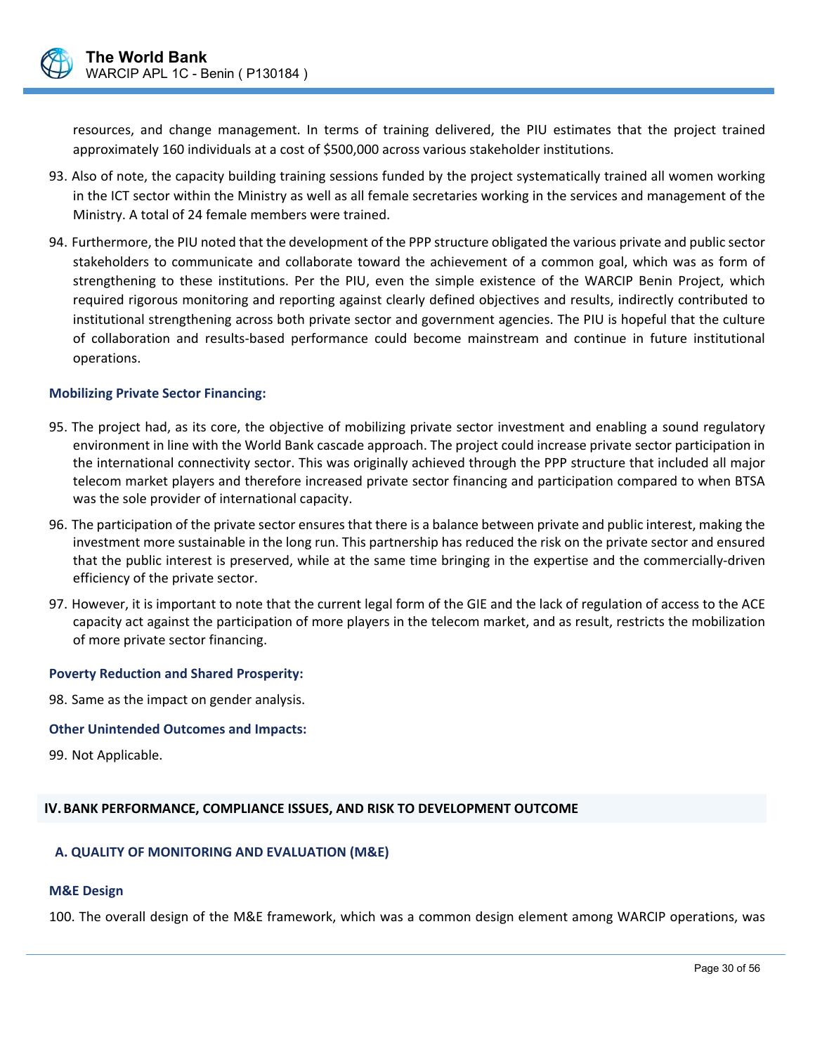resources, and change management. In terms of training delivered, the PIU estimates that the project trained approximately 160 individuals at a cost of $500,000 across various stakeholder institutions.

93. Also of note, the capacity building training sessions funded by the project systematically trained all women working in the ICT sector within the Ministry as well as all female secretaries working in the services and management of the Ministry. A total of 24 female members were trained.

94. Furthermore, the PIU noted that the development of the PPP structure obligated the various private and public sector stakeholders to communicate and collaborate toward the achievement of a common goal, which was as form of strengthening to these institutions. Per the PIU, even the simple existence of the WARCIP Benin Project, which required rigorous monitoring and reporting against clearly defined objectives and results, indirectly contributed to institutional strengthening across both private sector and government agencies. The PIU is hopeful that the culture of collaboration and results-based performance could become mainstream and continue in future institutional operations.

**Mobilizing Private Sector Financing:**

95. The project had, as its core, the objective of mobilizing private sector investment and enabling a sound regulatory environment in line with the World Bank cascade approach. The project could increase private sector participation in the international connectivity sector. This was originally achieved through the PPP structure that included all major telecom market players and therefore increased private sector financing and participation compared to when BTSA was the sole provider of international capacity.

96. The participation of the private sector ensures that there is a balance between private and public interest, making the investment more sustainable in the long run. This partnership has reduced the risk on the private sector and ensured that the public interest is preserved, while at the same time bringing in the expertise and the commercially-driven efficiency of the private sector.

97. However, it is important to note that the current legal form of the GIE and the lack of regulation of access to the ACE capacity act against the participation of more players in the telecom market, and as result, restricts the mobilization of more private sector financing.

**Poverty Reduction and Shared Prosperity:**

98. Same as the impact on gender analysis.

**Other Unintended Outcomes and Impacts:**

99. Not Applicable.

## IV. BANK PERFORMANCE, COMPLIANCE ISSUES, AND RISK TO DEVELOPMENT OUTCOME

### A. QUALITY OF MONITORING AND EVALUATION (M&E)

**M&E Design**

100. The overall design of the M&E framework, which was a common design element among WARCIP operations, was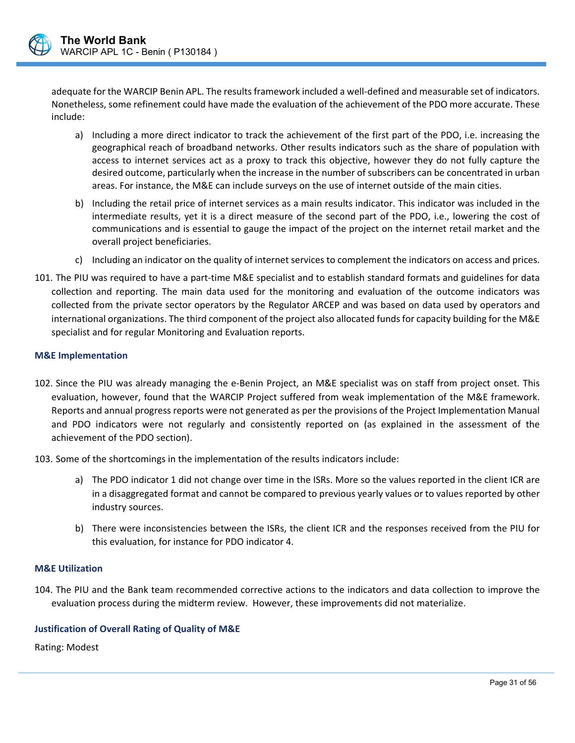adequate for the WARCIP Benin APL. The results framework included a well-defined and measurable set of indicators. Nonetheless, some refinement could have made the evaluation of the achievement of the PDO more accurate. These include:

a) Including a more direct indicator to track the achievement of the first part of the PDO, i.e. increasing the geographical reach of broadband networks. Other results indicators such as the share of population with access to internet services act as a proxy to track this objective, however they do not fully capture the desired outcome, particularly when the increase in the number of subscribers can be concentrated in urban areas. For instance, the M&E can include surveys on the use of internet outside of the main cities.

b) Including the retail price of internet services as a main results indicator. This indicator was included in the intermediate results, yet it is a direct measure of the second part of the PDO, i.e., lowering the cost of communications and is essential to gauge the impact of the project on the internet retail market and the overall project beneficiaries.

c) Including an indicator on the quality of internet services to complement the indicators on access and prices.

101. The PIU was required to have a part-time M&E specialist and to establish standard formats and guidelines for data collection and reporting. The main data used for the monitoring and evaluation of the outcome indicators was collected from the private sector operators by the Regulator ARCEP and was based on data used by operators and international organizations. The third component of the project also allocated funds for capacity building for the M&E specialist and for regular Monitoring and Evaluation reports.

### M&E Implementation

102. Since the PIU was already managing the e-Benin Project, an M&E specialist was on staff from project onset. This evaluation, however, found that the WARCIP Project suffered from weak implementation of the M&E framework. Reports and annual progress reports were not generated as per the provisions of the Project Implementation Manual and PDO indicators were not regularly and consistently reported on (as explained in the assessment of the achievement of the PDO section).

103. Some of the shortcomings in the implementation of the results indicators include:

a) The PDO indicator 1 did not change over time in the ISRs. More so the values reported in the client ICR are in a disaggregated format and cannot be compared to previous yearly values or to values reported by other industry sources.

b) There were inconsistencies between the ISRs, the client ICR and the responses received from the PIU for this evaluation, for instance for PDO indicator 4.

### M&E Utilization

104. The PIU and the Bank team recommended corrective actions to the indicators and data collection to improve the evaluation process during the midterm review. However, these improvements did not materialize.

### Justification of Overall Rating of Quality of M&E

Rating: Modest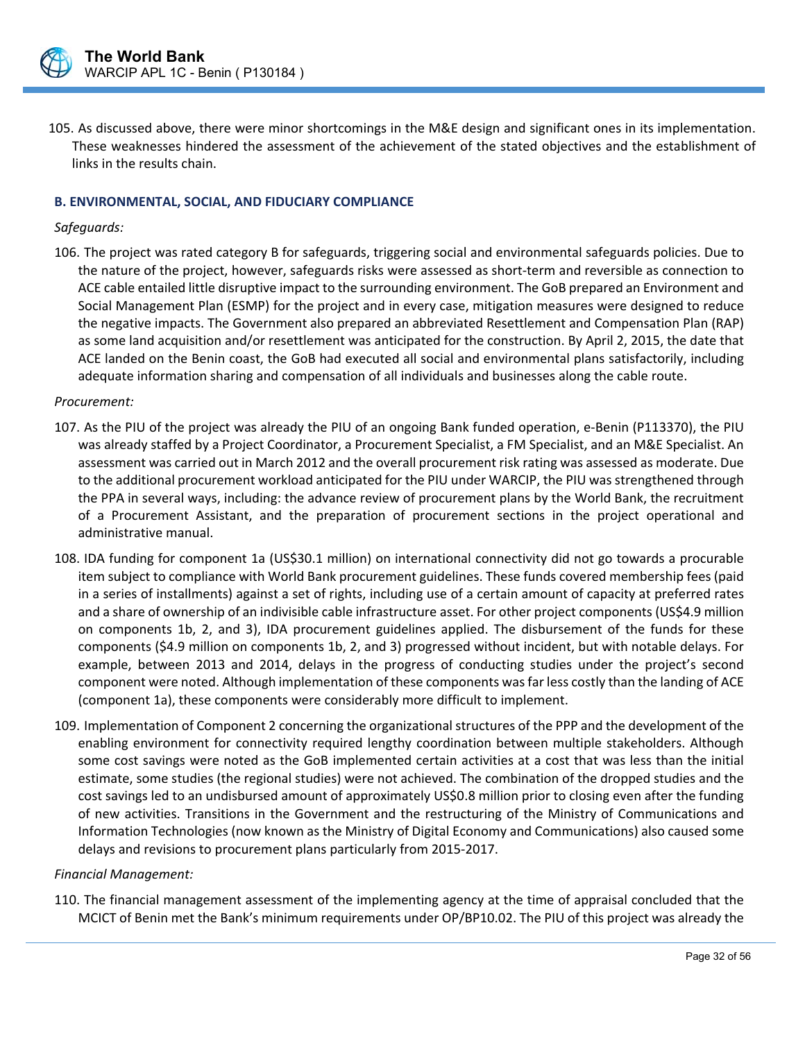105. As discussed above, there were minor shortcomings in the M&E design and significant ones in its implementation. These weaknesses hindered the assessment of the achievement of the stated objectives and the establishment of links in the results chain.

### B. ENVIRONMENTAL, SOCIAL, AND FIDUCIARY COMPLIANCE

*Safeguards:*

106. The project was rated category B for safeguards, triggering social and environmental safeguards policies. Due to the nature of the project, however, safeguards risks were assessed as short-term and reversible as connection to ACE cable entailed little disruptive impact to the surrounding environment. The GoB prepared an Environment and Social Management Plan (ESMP) for the project and in every case, mitigation measures were designed to reduce the negative impacts. The Government also prepared an abbreviated Resettlement and Compensation Plan (RAP) as some land acquisition and/or resettlement was anticipated for the construction. By April 2, 2015, the date that ACE landed on the Benin coast, the GoB had executed all social and environmental plans satisfactorily, including adequate information sharing and compensation of all individuals and businesses along the cable route.

*Procurement:*

107. As the PIU of the project was already the PIU of an ongoing Bank funded operation, e-Benin (P113370), the PIU was already staffed by a Project Coordinator, a Procurement Specialist, a FM Specialist, and an M&E Specialist. An assessment was carried out in March 2012 and the overall procurement risk rating was assessed as moderate. Due to the additional procurement workload anticipated for the PIU under WARCIP, the PIU was strengthened through the PPA in several ways, including: the advance review of procurement plans by the World Bank, the recruitment of a Procurement Assistant, and the preparation of procurement sections in the project operational and administrative manual.

108. IDA funding for component 1a (US$30.1 million) on international connectivity did not go towards a procurable item subject to compliance with World Bank procurement guidelines. These funds covered membership fees (paid in a series of installments) against a set of rights, including use of a certain amount of capacity at preferred rates and a share of ownership of an indivisible cable infrastructure asset. For other project components (US$4.9 million on components 1b, 2, and 3), IDA procurement guidelines applied. The disbursement of the funds for these components ($4.9 million on components 1b, 2, and 3) progressed without incident, but with notable delays. For example, between 2013 and 2014, delays in the progress of conducting studies under the project's second component were noted. Although implementation of these components was far less costly than the landing of ACE (component 1a), these components were considerably more difficult to implement.

109. Implementation of Component 2 concerning the organizational structures of the PPP and the development of the enabling environment for connectivity required lengthy coordination between multiple stakeholders. Although some cost savings were noted as the GoB implemented certain activities at a cost that was less than the initial estimate, some studies (the regional studies) were not achieved. The combination of the dropped studies and the cost savings led to an undisbursed amount of approximately US$0.8 million prior to closing even after the funding of new activities. Transitions in the Government and the restructuring of the Ministry of Communications and Information Technologies (now known as the Ministry of Digital Economy and Communications) also caused some delays and revisions to procurement plans particularly from 2015-2017.

*Financial Management:*

110. The financial management assessment of the implementing agency at the time of appraisal concluded that the MCICT of Benin met the Bank's minimum requirements under OP/BP10.02. The PIU of this project was already the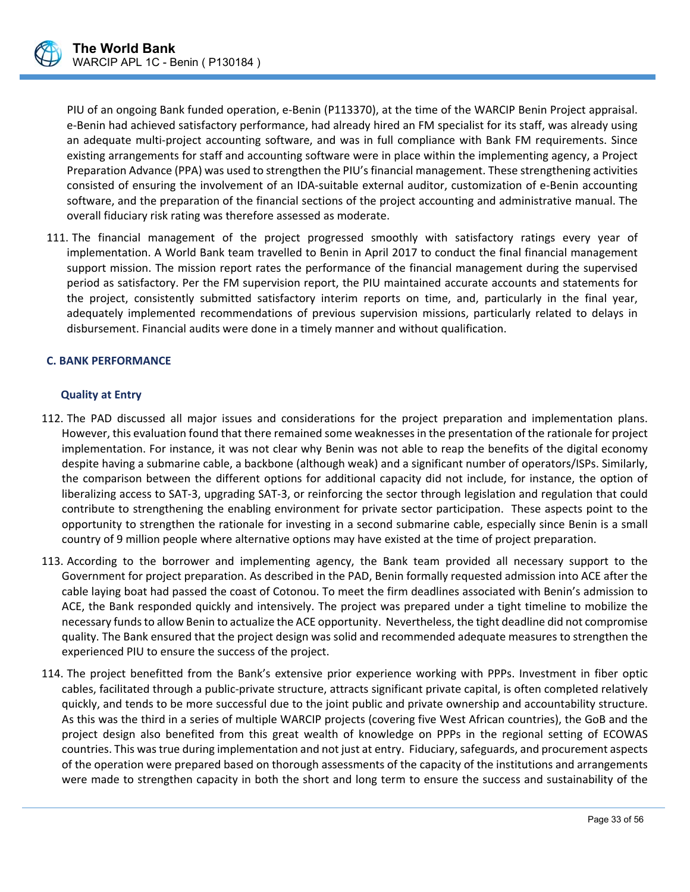PIU of an ongoing Bank funded operation, e-Benin (P113370), at the time of the WARCIP Benin Project appraisal. e-Benin had achieved satisfactory performance, had already hired an FM specialist for its staff, was already using an adequate multi-project accounting software, and was in full compliance with Bank FM requirements. Since existing arrangements for staff and accounting software were in place within the implementing agency, a Project Preparation Advance (PPA) was used to strengthen the PIU's financial management. These strengthening activities consisted of ensuring the involvement of an IDA-suitable external auditor, customization of e-Benin accounting software, and the preparation of the financial sections of the project accounting and administrative manual. The overall fiduciary risk rating was therefore assessed as moderate.

111. The financial management of the project progressed smoothly with satisfactory ratings every year of implementation. A World Bank team travelled to Benin in April 2017 to conduct the final financial management support mission. The mission report rates the performance of the financial management during the supervised period as satisfactory. Per the FM supervision report, the PIU maintained accurate accounts and statements for the project, consistently submitted satisfactory interim reports on time, and, particularly in the final year, adequately implemented recommendations of previous supervision missions, particularly related to delays in disbursement. Financial audits were done in a timely manner and without qualification.

### C. BANK PERFORMANCE

#### Quality at Entry

112. The PAD discussed all major issues and considerations for the project preparation and implementation plans. However, this evaluation found that there remained some weaknesses in the presentation of the rationale for project implementation. For instance, it was not clear why Benin was not able to reap the benefits of the digital economy despite having a submarine cable, a backbone (although weak) and a significant number of operators/ISPs. Similarly, the comparison between the different options for additional capacity did not include, for instance, the option of liberalizing access to SAT-3, upgrading SAT-3, or reinforcing the sector through legislation and regulation that could contribute to strengthening the enabling environment for private sector participation. These aspects point to the opportunity to strengthen the rationale for investing in a second submarine cable, especially since Benin is a small country of 9 million people where alternative options may have existed at the time of project preparation.

113. According to the borrower and implementing agency, the Bank team provided all necessary support to the Government for project preparation. As described in the PAD, Benin formally requested admission into ACE after the cable laying boat had passed the coast of Cotonou. To meet the firm deadlines associated with Benin's admission to ACE, the Bank responded quickly and intensively. The project was prepared under a tight timeline to mobilize the necessary funds to allow Benin to actualize the ACE opportunity. Nevertheless, the tight deadline did not compromise quality. The Bank ensured that the project design was solid and recommended adequate measures to strengthen the experienced PIU to ensure the success of the project.

114. The project benefitted from the Bank's extensive prior experience working with PPPs. Investment in fiber optic cables, facilitated through a public-private structure, attracts significant private capital, is often completed relatively quickly, and tends to be more successful due to the joint public and private ownership and accountability structure. As this was the third in a series of multiple WARCIP projects (covering five West African countries), the GoB and the project design also benefited from this great wealth of knowledge on PPPs in the regional setting of ECOWAS countries. This was true during implementation and not just at entry. Fiduciary, safeguards, and procurement aspects of the operation were prepared based on thorough assessments of the capacity of the institutions and arrangements were made to strengthen capacity in both the short and long term to ensure the success and sustainability of the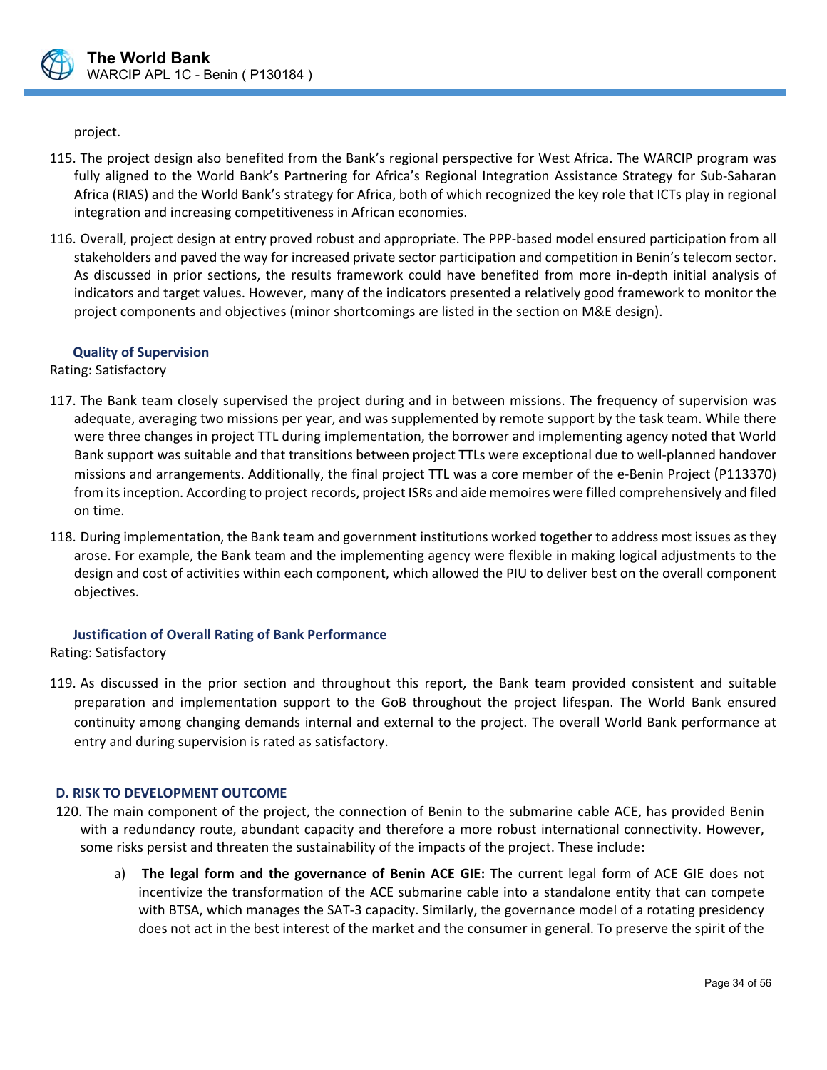project.

115. The project design also benefited from the Bank's regional perspective for West Africa. The WARCIP program was fully aligned to the World Bank's Partnering for Africa's Regional Integration Assistance Strategy for Sub-Saharan Africa (RIAS) and the World Bank's strategy for Africa, both of which recognized the key role that ICTs play in regional integration and increasing competitiveness in African economies.

116. Overall, project design at entry proved robust and appropriate. The PPP-based model ensured participation from all stakeholders and paved the way for increased private sector participation and competition in Benin's telecom sector. As discussed in prior sections, the results framework could have benefited from more in-depth initial analysis of indicators and target values. However, many of the indicators presented a relatively good framework to monitor the project components and objectives (minor shortcomings are listed in the section on M&E design).

### Quality of Supervision

Rating: Satisfactory

117. The Bank team closely supervised the project during and in between missions. The frequency of supervision was adequate, averaging two missions per year, and was supplemented by remote support by the task team. While there were three changes in project TTL during implementation, the borrower and implementing agency noted that World Bank support was suitable and that transitions between project TTLs were exceptional due to well-planned handover missions and arrangements. Additionally, the final project TTL was a core member of the e-Benin Project (P113370) from its inception. According to project records, project ISRs and aide memoires were filled comprehensively and filed on time.

118. During implementation, the Bank team and government institutions worked together to address most issues as they arose. For example, the Bank team and the implementing agency were flexible in making logical adjustments to the design and cost of activities within each component, which allowed the PIU to deliver best on the overall component objectives.

### Justification of Overall Rating of Bank Performance

Rating: Satisfactory

119. As discussed in the prior section and throughout this report, the Bank team provided consistent and suitable preparation and implementation support to the GoB throughout the project lifespan. The World Bank ensured continuity among changing demands internal and external to the project. The overall World Bank performance at entry and during supervision is rated as satisfactory.

## D. RISK TO DEVELOPMENT OUTCOME

120. The main component of the project, the connection of Benin to the submarine cable ACE, has provided Benin with a redundancy route, abundant capacity and therefore a more robust international connectivity. However, some risks persist and threaten the sustainability of the impacts of the project. These include:

    a) **The legal form and the governance of Benin ACE GIE:** The current legal form of ACE GIE does not incentivize the transformation of the ACE submarine cable into a standalone entity that can compete with BTSA, which manages the SAT-3 capacity. Similarly, the governance model of a rotating presidency does not act in the best interest of the market and the consumer in general. To preserve the spirit of the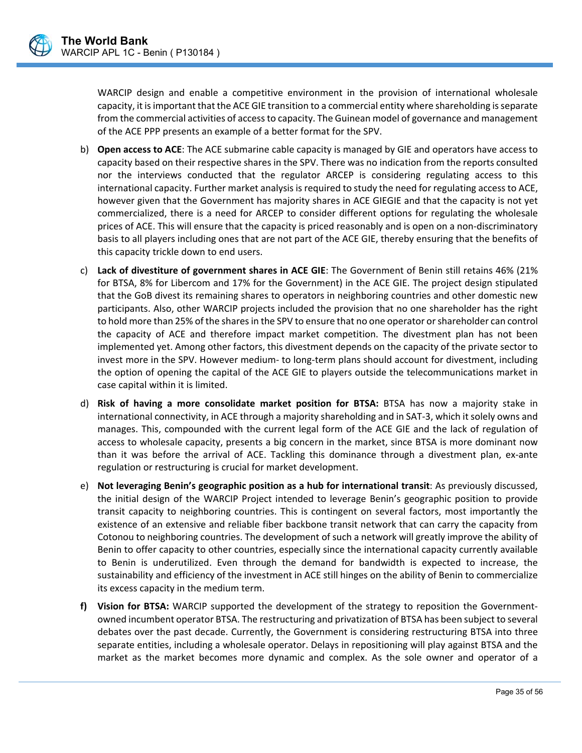WARCIP design and enable a competitive environment in the provision of international wholesale capacity, it is important that the ACE GIE transition to a commercial entity where shareholding is separate from the commercial activities of access to capacity. The Guinean model of governance and management of the ACE PPP presents an example of a better format for the SPV.

b) **Open access to ACE**: The ACE submarine cable capacity is managed by GIE and operators have access to capacity based on their respective shares in the SPV. There was no indication from the reports consulted nor the interviews conducted that the regulator ARCEP is considering regulating access to this international capacity. Further market analysis is required to study the need for regulating access to ACE, however given that the Government has majority shares in ACE GIEGIE and that the capacity is not yet commercialized, there is a need for ARCEP to consider different options for regulating the wholesale prices of ACE. This will ensure that the capacity is priced reasonably and is open on a non-discriminatory basis to all players including ones that are not part of the ACE GIE, thereby ensuring that the benefits of this capacity trickle down to end users.

c) **Lack of divestiture of government shares in ACE GIE**: The Government of Benin still retains 46% (21% for BTSA, 8% for Libercom and 17% for the Government) in the ACE GIE. The project design stipulated that the GoB divest its remaining shares to operators in neighboring countries and other domestic new participants. Also, other WARCIP projects included the provision that no one shareholder has the right to hold more than 25% of the shares in the SPV to ensure that no one operator or shareholder can control the capacity of ACE and therefore impact market competition. The divestment plan has not been implemented yet. Among other factors, this divestment depends on the capacity of the private sector to invest more in the SPV. However medium- to long-term plans should account for divestment, including the option of opening the capital of the ACE GIE to players outside the telecommunications market in case capital within it is limited.

d) **Risk of having a more consolidate market position for BTSA:** BTSA has now a majority stake in international connectivity, in ACE through a majority shareholding and in SAT-3, which it solely owns and manages. This, compounded with the current legal form of the ACE GIE and the lack of regulation of access to wholesale capacity, presents a big concern in the market, since BTSA is more dominant now than it was before the arrival of ACE. Tackling this dominance through a divestment plan, ex-ante regulation or restructuring is crucial for market development.

e) **Not leveraging Benin's geographic position as a hub for international transit**: As previously discussed, the initial design of the WARCIP Project intended to leverage Benin's geographic position to provide transit capacity to neighboring countries. This is contingent on several factors, most importantly the existence of an extensive and reliable fiber backbone transit network that can carry the capacity from Cotonou to neighboring countries. The development of such a network will greatly improve the ability of Benin to offer capacity to other countries, especially since the international capacity currently available to Benin is underutilized. Even through the demand for bandwidth is expected to increase, the sustainability and efficiency of the investment in ACE still hinges on the ability of Benin to commercialize its excess capacity in the medium term.

**f) Vision for BTSA:** WARCIP supported the development of the strategy to reposition the Government-owned incumbent operator BTSA. The restructuring and privatization of BTSA has been subject to several debates over the past decade. Currently, the Government is considering restructuring BTSA into three separate entities, including a wholesale operator. Delays in repositioning will play against BTSA and the market as the market becomes more dynamic and complex. As the sole owner and operator of a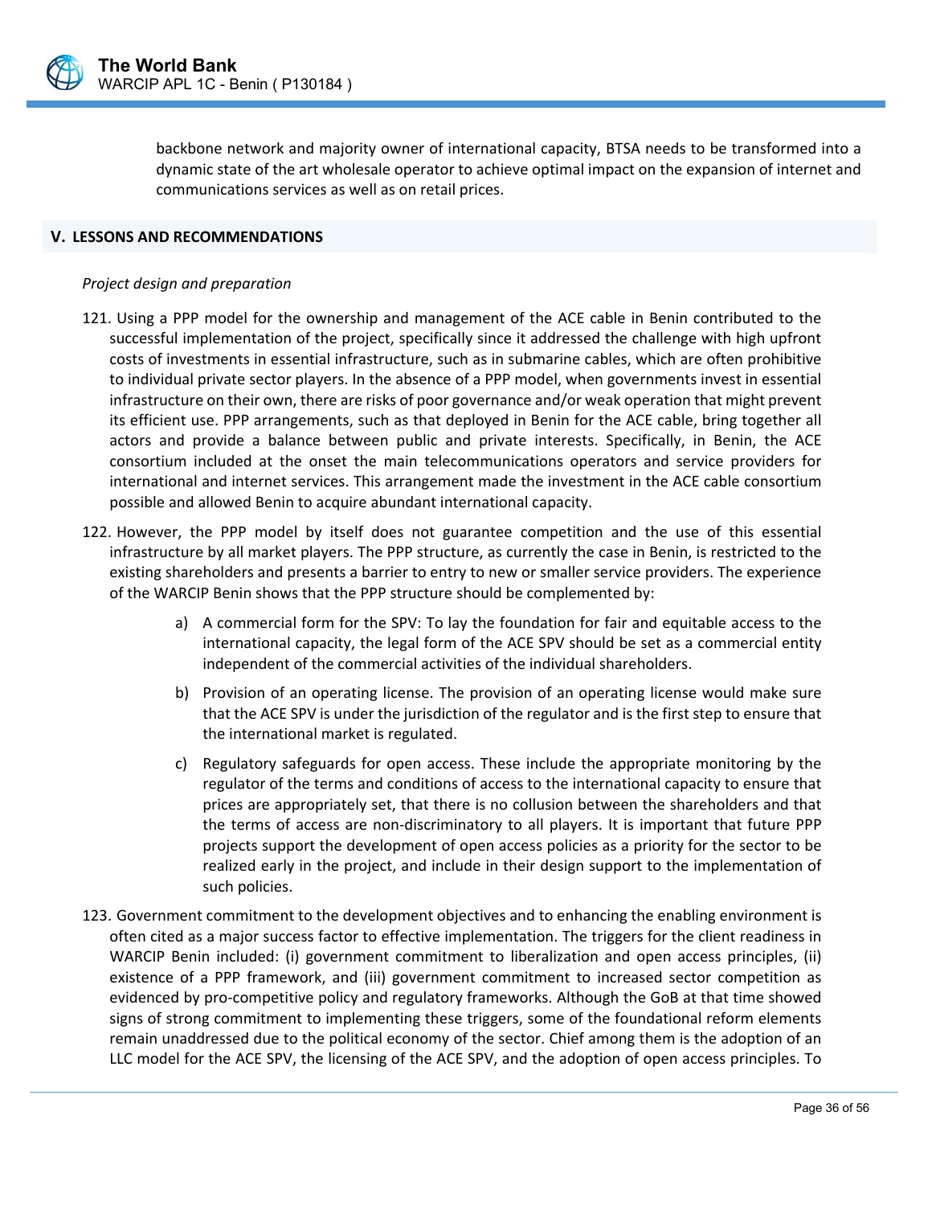backbone network and majority owner of international capacity, BTSA needs to be transformed into a dynamic state of the art wholesale operator to achieve optimal impact on the expansion of internet and communications services as well as on retail prices.

## V. LESSONS AND RECOMMENDATIONS

*Project design and preparation*

121. Using a PPP model for the ownership and management of the ACE cable in Benin contributed to the successful implementation of the project, specifically since it addressed the challenge with high upfront costs of investments in essential infrastructure, such as in submarine cables, which are often prohibitive to individual private sector players. In the absence of a PPP model, when governments invest in essential infrastructure on their own, there are risks of poor governance and/or weak operation that might prevent its efficient use. PPP arrangements, such as that deployed in Benin for the ACE cable, bring together all actors and provide a balance between public and private interests. Specifically, in Benin, the ACE consortium included at the onset the main telecommunications operators and service providers for international and internet services. This arrangement made the investment in the ACE cable consortium possible and allowed Benin to acquire abundant international capacity.

122. However, the PPP model by itself does not guarantee competition and the use of this essential infrastructure by all market players. The PPP structure, as currently the case in Benin, is restricted to the existing shareholders and presents a barrier to entry to new or smaller service providers. The experience of the WARCIP Benin shows that the PPP structure should be complemented by:

    a) A commercial form for the SPV: To lay the foundation for fair and equitable access to the international capacity, the legal form of the ACE SPV should be set as a commercial entity independent of the commercial activities of the individual shareholders.

    b) Provision of an operating license. The provision of an operating license would make sure that the ACE SPV is under the jurisdiction of the regulator and is the first step to ensure that the international market is regulated.

    c) Regulatory safeguards for open access. These include the appropriate monitoring by the regulator of the terms and conditions of access to the international capacity to ensure that prices are appropriately set, that there is no collusion between the shareholders and that the terms of access are non-discriminatory to all players. It is important that future PPP projects support the development of open access policies as a priority for the sector to be realized early in the project, and include in their design support to the implementation of such policies.

123. Government commitment to the development objectives and to enhancing the enabling environment is often cited as a major success factor to effective implementation. The triggers for the client readiness in WARCIP Benin included: (i) government commitment to liberalization and open access principles, (ii) existence of a PPP framework, and (iii) government commitment to increased sector competition as evidenced by pro-competitive policy and regulatory frameworks. Although the GoB at that time showed signs of strong commitment to implementing these triggers, some of the foundational reform elements remain unaddressed due to the political economy of the sector. Chief among them is the adoption of an LLC model for the ACE SPV, the licensing of the ACE SPV, and the adoption of open access principles. To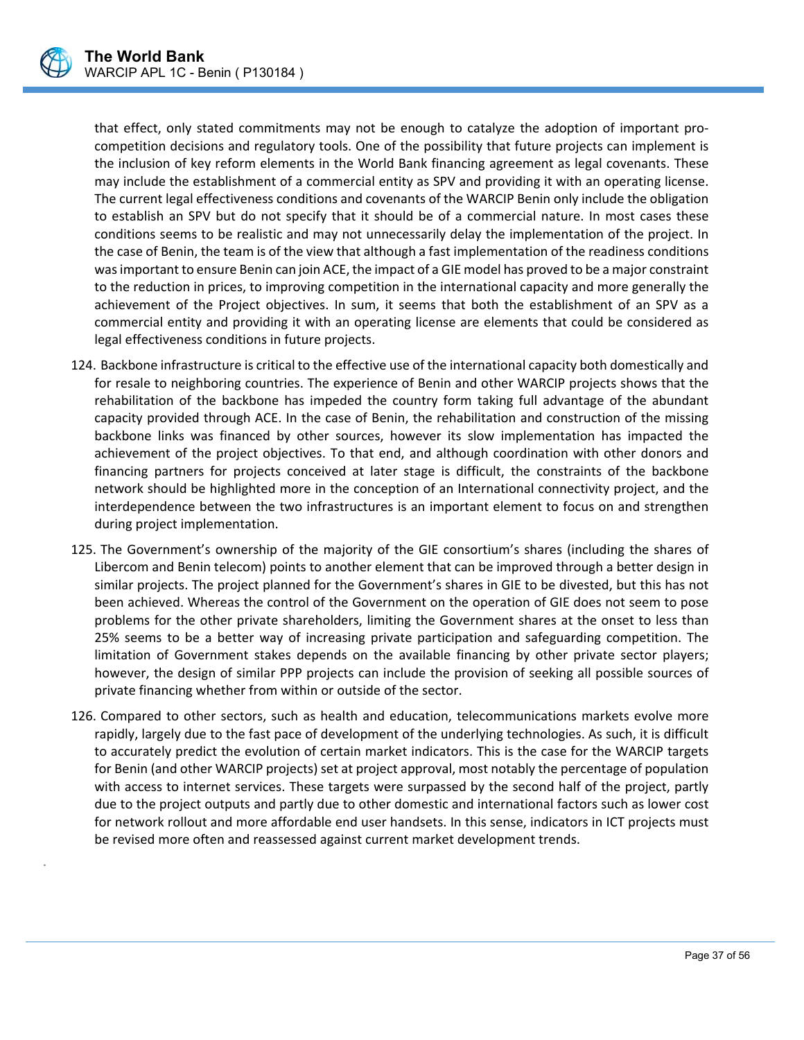that effect, only stated commitments may not be enough to catalyze the adoption of important pro-competition decisions and regulatory tools. One of the possibility that future projects can implement is the inclusion of key reform elements in the World Bank financing agreement as legal covenants. These may include the establishment of a commercial entity as SPV and providing it with an operating license. The current legal effectiveness conditions and covenants of the WARCIP Benin only include the obligation to establish an SPV but do not specify that it should be of a commercial nature. In most cases these conditions seems to be realistic and may not unnecessarily delay the implementation of the project. In the case of Benin, the team is of the view that although a fast implementation of the readiness conditions was important to ensure Benin can join ACE, the impact of a GIE model has proved to be a major constraint to the reduction in prices, to improving competition in the international capacity and more generally the achievement of the Project objectives. In sum, it seems that both the establishment of an SPV as a commercial entity and providing it with an operating license are elements that could be considered as legal effectiveness conditions in future projects.

124. Backbone infrastructure is critical to the effective use of the international capacity both domestically and for resale to neighboring countries. The experience of Benin and other WARCIP projects shows that the rehabilitation of the backbone has impeded the country form taking full advantage of the abundant capacity provided through ACE. In the case of Benin, the rehabilitation and construction of the missing backbone links was financed by other sources, however its slow implementation has impacted the achievement of the project objectives. To that end, and although coordination with other donors and financing partners for projects conceived at later stage is difficult, the constraints of the backbone network should be highlighted more in the conception of an International connectivity project, and the interdependence between the two infrastructures is an important element to focus on and strengthen during project implementation.

125. The Government's ownership of the majority of the GIE consortium's shares (including the shares of Libercom and Benin telecom) points to another element that can be improved through a better design in similar projects. The project planned for the Government's shares in GIE to be divested, but this has not been achieved. Whereas the control of the Government on the operation of GIE does not seem to pose problems for the other private shareholders, limiting the Government shares at the onset to less than 25% seems to be a better way of increasing private participation and safeguarding competition. The limitation of Government stakes depends on the available financing by other private sector players; however, the design of similar PPP projects can include the provision of seeking all possible sources of private financing whether from within or outside of the sector.

126. Compared to other sectors, such as health and education, telecommunications markets evolve more rapidly, largely due to the fast pace of development of the underlying technologies. As such, it is difficult to accurately predict the evolution of certain market indicators. This is the case for the WARCIP targets for Benin (and other WARCIP projects) set at project approval, most notably the percentage of population with access to internet services. These targets were surpassed by the second half of the project, partly due to the project outputs and partly due to other domestic and international factors such as lower cost for network rollout and more affordable end user handsets. In this sense, indicators in ICT projects must be revised more often and reassessed against current market development trends.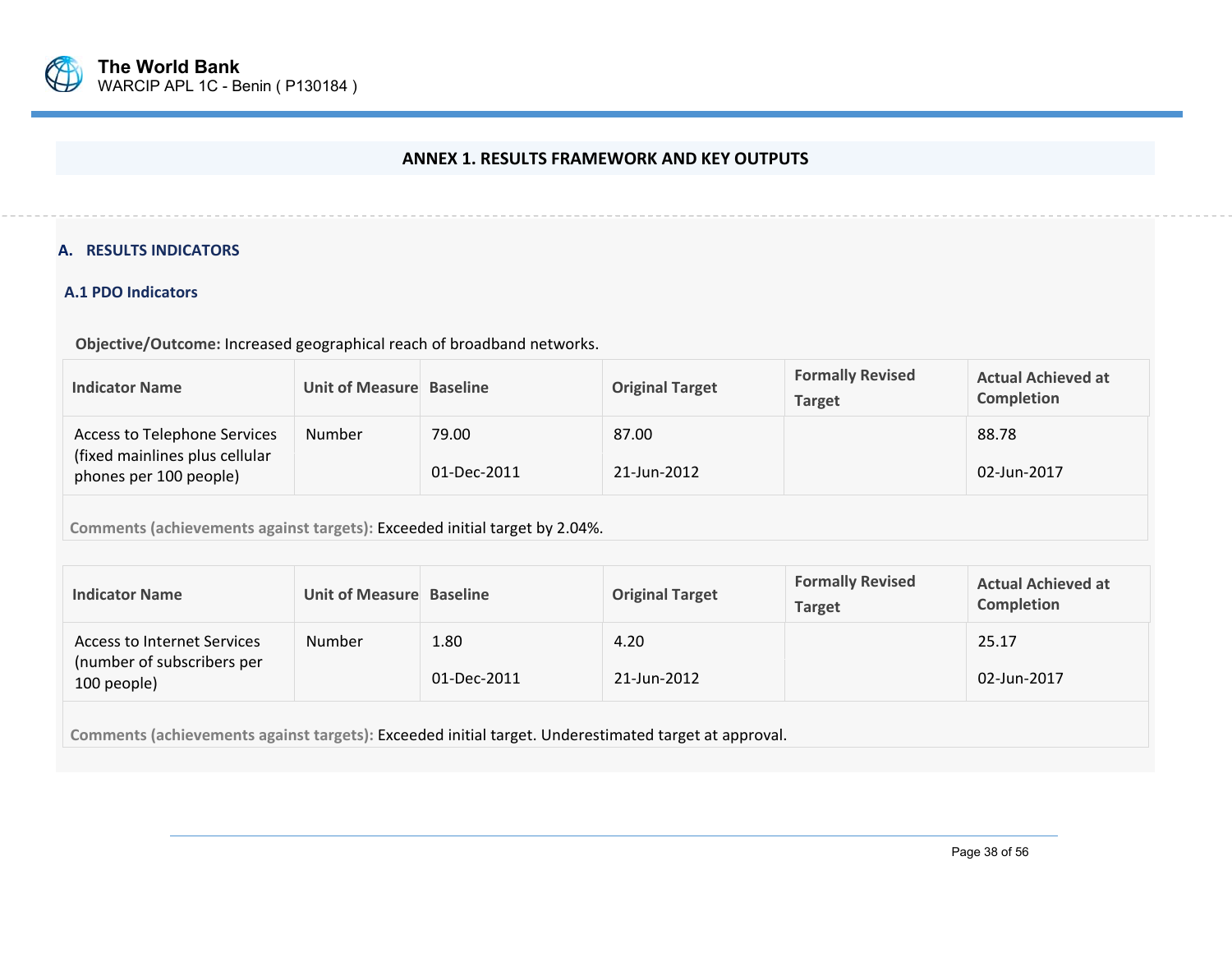## ANNEX 1. RESULTS FRAMEWORK AND KEY OUTPUTS

### A. RESULTS INDICATORS

#### A.1 PDO Indicators

**Objective/Outcome:** Increased geographical reach of broadband networks.

| Indicator Name | Unit of Measure | Baseline | Original Target | Formally Revised Target | Actual Achieved at Completion |
|---|---|---|---|---|---|
| Access to Telephone Services (fixed mainlines plus cellular phones per 100 people) | Number | 79.00<br>01-Dec-2011 | 87.00<br>21-Jun-2012 | | 88.78<br>02-Jun-2017 |

**Comments (achievements against targets):** Exceeded initial target by 2.04%.

| Indicator Name | Unit of Measure | Baseline | Original Target | Formally Revised Target | Actual Achieved at Completion |
|---|---|---|---|---|---|
| Access to Internet Services (number of subscribers per 100 people) | Number | 1.80<br>01-Dec-2011 | 4.20<br>21-Jun-2012 | | 25.17<br>02-Jun-2017 |

**Comments (achievements against targets):** Exceeded initial target. Underestimated target at approval.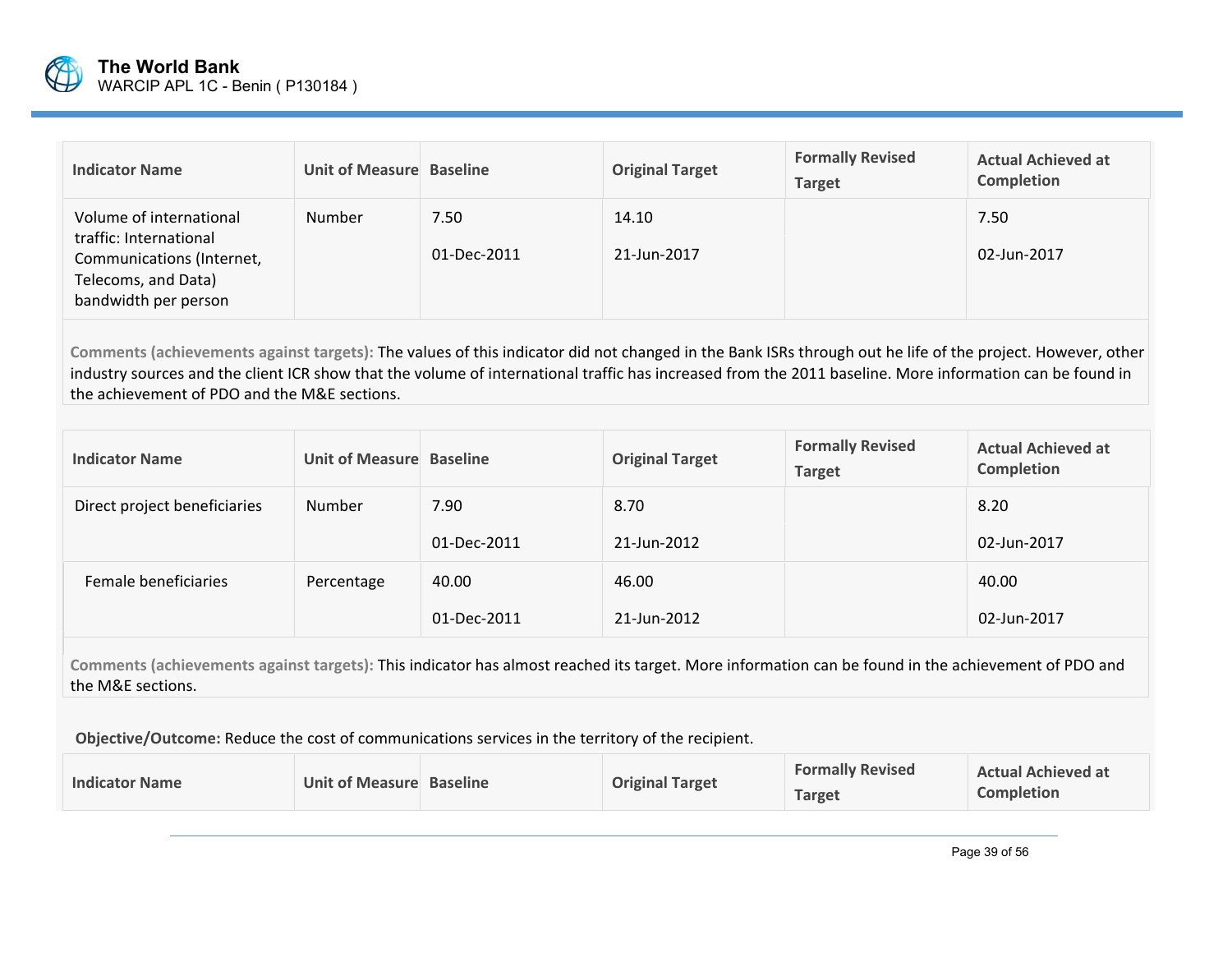| Indicator Name | Unit of Measure | Baseline | Original Target | Formally Revised Target | Actual Achieved at Completion |
|---|---|---|---|---|---|
| Volume of international traffic: International Communications (Internet, Telecoms, and Data) bandwidth per person | Number | 7.50<br>01-Dec-2011 | 14.10<br>21-Jun-2017 | | 7.50<br>02-Jun-2017 |

**Comments (achievements against targets):** The values of this indicator did not changed in the Bank ISRs through out he life of the project. However, other industry sources and the client ICR show that the volume of international traffic has increased from the 2011 baseline. More information can be found in the achievement of PDO and the M&E sections.

| Indicator Name | Unit of Measure | Baseline | Original Target | Formally Revised Target | Actual Achieved at Completion |
|---|---|---|---|---|---|
| Direct project beneficiaries | Number | 7.90<br>01-Dec-2011 | 8.70<br>21-Jun-2012 | | 8.20<br>02-Jun-2017 |
| Female beneficiaries | Percentage | 40.00<br>01-Dec-2011 | 46.00<br>21-Jun-2012 | | 40.00<br>02-Jun-2017 |

**Comments (achievements against targets):** This indicator has almost reached its target. More information can be found in the achievement of PDO and the M&E sections.

**Objective/Outcome:** Reduce the cost of communications services in the territory of the recipient.

| Indicator Name | Unit of Measure | Baseline | Original Target | Formally Revised Target | Actual Achieved at Completion |
|---|---|---|---|---|---|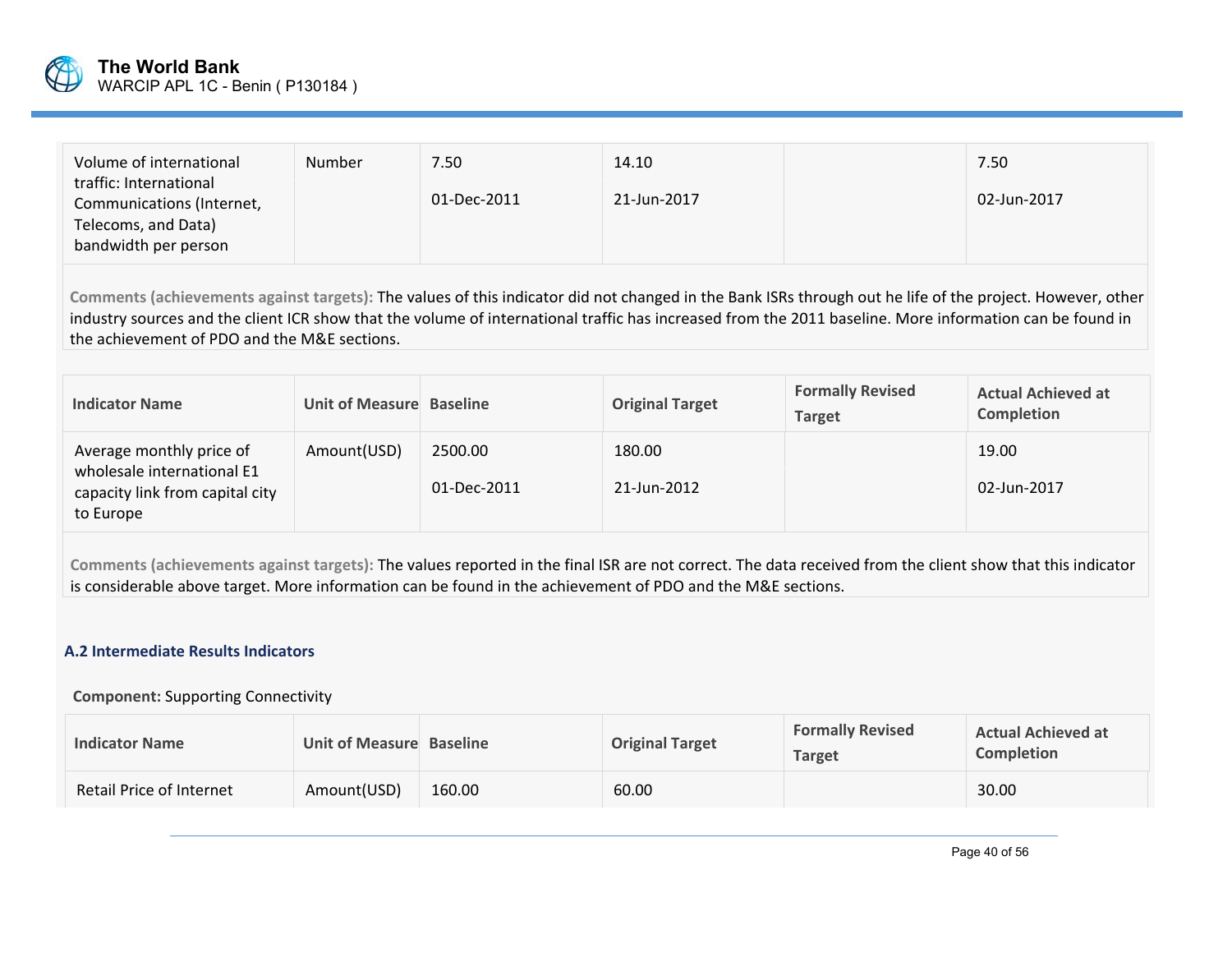| Indicator Name | Unit of Measure | Baseline | Original Target | Formally Revised Target | Actual Achieved at Completion |
|---|---|---|---|---|---|
| Volume of international traffic: International Communications (Internet, Telecoms, and Data) bandwidth per person | Number | 7.50<br><br>01-Dec-2011 | 14.10<br><br>21-Jun-2017 | | 7.50<br><br>02-Jun-2017 |

**Comments (achievements against targets):** The values of this indicator did not changed in the Bank ISRs through out he life of the project. However, other industry sources and the client ICR show that the volume of international traffic has increased from the 2011 baseline. More information can be found in the achievement of PDO and the M&E sections.

| Indicator Name | Unit of Measure | Baseline | Original Target | Formally Revised Target | Actual Achieved at Completion |
|---|---|---|---|---|---|
| Average monthly price of wholesale international E1 capacity link from capital city to Europe | Amount(USD) | 2500.00<br><br>01-Dec-2011 | 180.00<br><br>21-Jun-2012 | | 19.00<br><br>02-Jun-2017 |

**Comments (achievements against targets):** The values reported in the final ISR are not correct. The data received from the client show that this indicator is considerable above target. More information can be found in the achievement of PDO and the M&E sections.

### A.2 Intermediate Results Indicators

**Component:** Supporting Connectivity

| Indicator Name | Unit of Measure | Baseline | Original Target | Formally Revised Target | Actual Achieved at Completion |
|---|---|---|---|---|---|
| Retail Price of Internet | Amount(USD) | 160.00 | 60.00 | | 30.00 |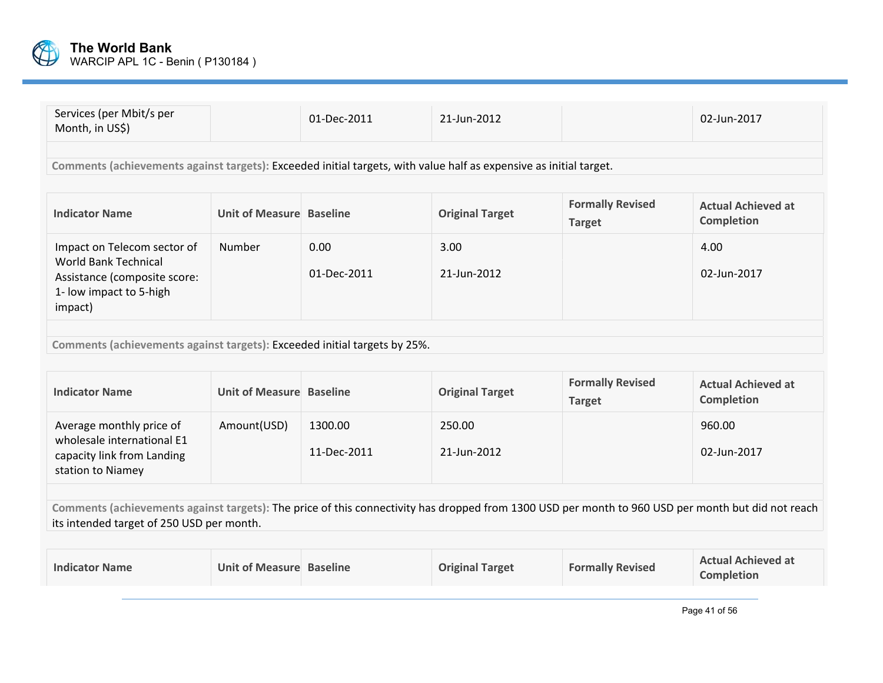| | | | | | |
|---|---|---|---|---|---|
| Services (per Mbit/s per Month, in US$) | | 01-Dec-2011 | 21-Jun-2012 | | 02-Jun-2017 |

**Comments (achievements against targets):** Exceeded initial targets, with value half as expensive as initial target.

| Indicator Name | Unit of Measure | Baseline | Original Target | Formally Revised Target | Actual Achieved at Completion |
|---|---|---|---|---|---|
| Impact on Telecom sector of World Bank Technical Assistance (composite score: 1- low impact to 5-high impact) | Number | 0.00<br>01-Dec-2011 | 3.00<br>21-Jun-2012 | | 4.00<br>02-Jun-2017 |

**Comments (achievements against targets):** Exceeded initial targets by 25%.

| Indicator Name | Unit of Measure | Baseline | Original Target | Formally Revised Target | Actual Achieved at Completion |
|---|---|---|---|---|---|
| Average monthly price of wholesale international E1 capacity link from Landing station to Niamey | Amount(USD) | 1300.00<br>11-Dec-2011 | 250.00<br>21-Jun-2012 | | 960.00<br>02-Jun-2017 |

**Comments (achievements against targets):** The price of this connectivity has dropped from 1300 USD per month to 960 USD per month but did not reach its intended target of 250 USD per month.

| Indicator Name | Unit of Measure | Baseline | Original Target | Formally Revised | Actual Achieved at Completion |
|---|---|---|---|---|---|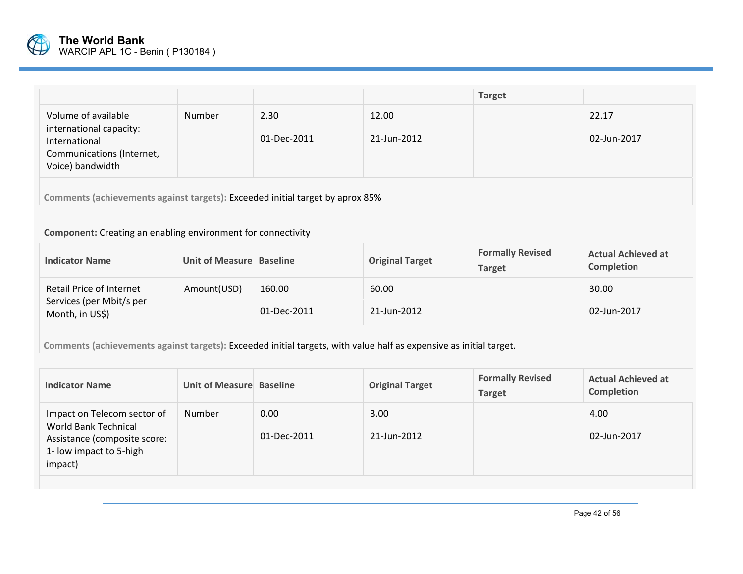| | | | | Target | |
|---|---|---|---|---|---|
| Volume of available international capacity: International Communications (Internet, Voice) bandwidth | Number | 2.30<br><br>01-Dec-2011 | 12.00<br><br>21-Jun-2012 | | 22.17<br><br>02-Jun-2017 |

**Comments (achievements against targets):** Exceeded initial target by aprox 85%

**Component:** Creating an enabling environment for connectivity

| Indicator Name | Unit of Measure | Baseline | Original Target | Formally Revised Target | Actual Achieved at Completion |
|---|---|---|---|---|---|
| Retail Price of Internet Services (per Mbit/s per Month, in US$) | Amount(USD) | 160.00<br><br>01-Dec-2011 | 60.00<br><br>21-Jun-2012 | | 30.00<br><br>02-Jun-2017 |

**Comments (achievements against targets):** Exceeded initial targets, with value half as expensive as initial target.

| Indicator Name | Unit of Measure | Baseline | Original Target | Formally Revised Target | Actual Achieved at Completion |
|---|---|---|---|---|---|
| Impact on Telecom sector of World Bank Technical Assistance (composite score: 1- low impact to 5-high impact) | Number | 0.00<br><br>01-Dec-2011 | 3.00<br><br>21-Jun-2012 | | 4.00<br><br>02-Jun-2017 |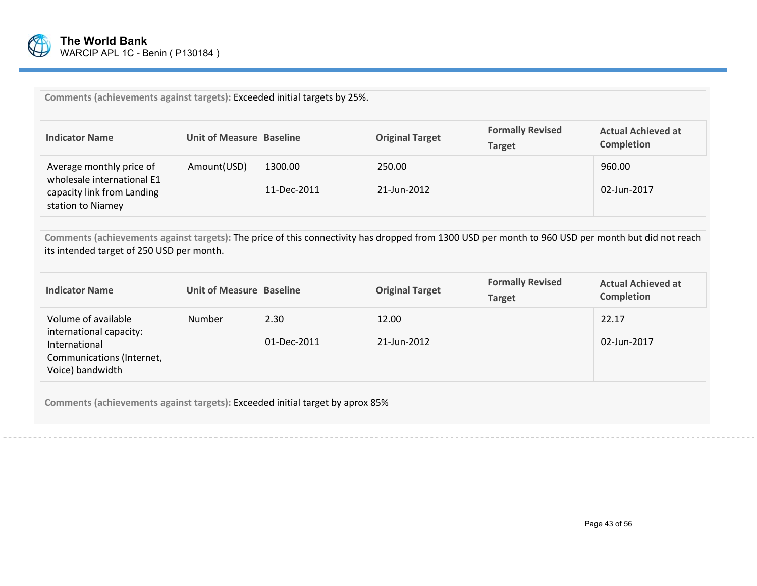**Comments (achievements against targets):** Exceeded initial targets by 25%.

| Indicator Name | Unit of Measure | Baseline | Original Target | Formally Revised Target | Actual Achieved at Completion |
|---|---|---|---|---|---|
| Average monthly price of wholesale international E1 capacity link from Landing station to Niamey | Amount(USD) | 1300.00<br>11-Dec-2011 | 250.00<br>21-Jun-2012 | | 960.00<br>02-Jun-2017 |

**Comments (achievements against targets):** The price of this connectivity has dropped from 1300 USD per month to 960 USD per month but did not reach its intended target of 250 USD per month.

| Indicator Name | Unit of Measure | Baseline | Original Target | Formally Revised Target | Actual Achieved at Completion |
|---|---|---|---|---|---|
| Volume of available international capacity: International Communications (Internet, Voice) bandwidth | Number | 2.30<br>01-Dec-2011 | 12.00<br>21-Jun-2012 | | 22.17<br>02-Jun-2017 |

**Comments (achievements against targets):** Exceeded initial target by aprox 85%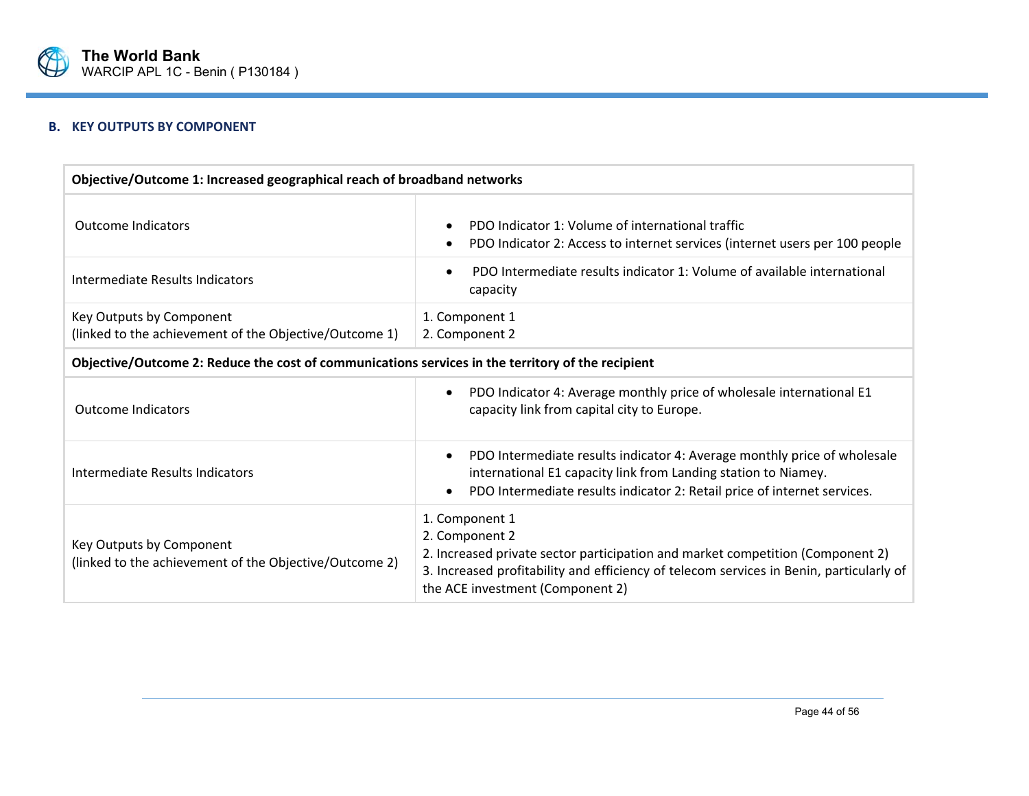### B. KEY OUTPUTS BY COMPONENT

| Objective/Outcome 1: Increased geographical reach of broadband networks | |
|---|---|
| Outcome Indicators | • PDO Indicator 1: Volume of international traffic<br>• PDO Indicator 2: Access to internet services (internet users per 100 people |
| Intermediate Results Indicators | • PDO Intermediate results indicator 1: Volume of available international capacity |
| Key Outputs by Component<br>(linked to the achievement of the Objective/Outcome 1) | 1. Component 1<br>2. Component 2 |
| **Objective/Outcome 2: Reduce the cost of communications services in the territory of the recipient** | |
| Outcome Indicators | • PDO Indicator 4: Average monthly price of wholesale international E1 capacity link from capital city to Europe. |
| Intermediate Results Indicators | • PDO Intermediate results indicator 4: Average monthly price of wholesale international E1 capacity link from Landing station to Niamey.<br>• PDO Intermediate results indicator 2: Retail price of internet services. |
| Key Outputs by Component<br>(linked to the achievement of the Objective/Outcome 2) | 1. Component 1<br>2. Component 2<br>2. Increased private sector participation and market competition (Component 2)<br>3. Increased profitability and efficiency of telecom services in Benin, particularly of the ACE investment (Component 2) |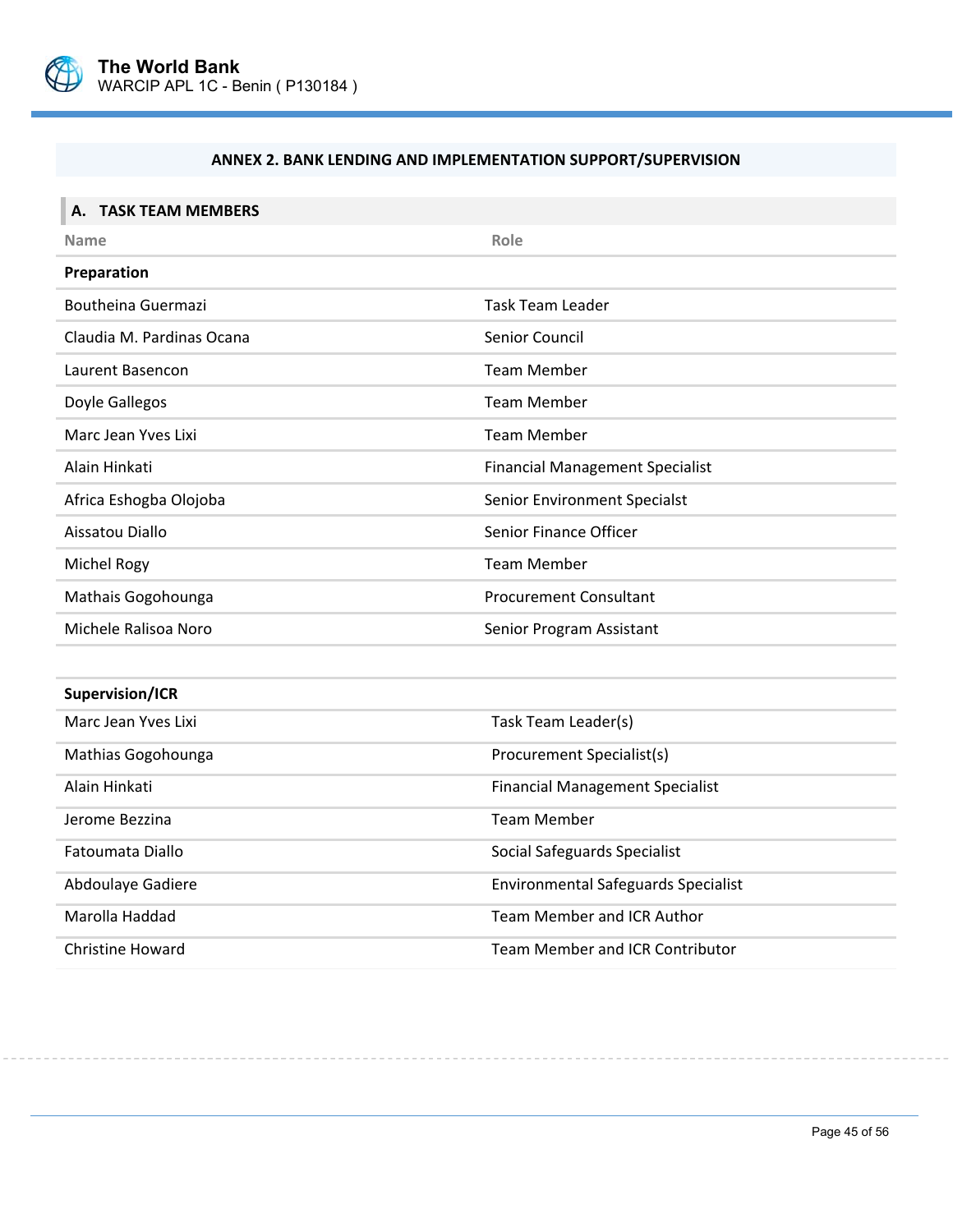## ANNEX 2. BANK LENDING AND IMPLEMENTATION SUPPORT/SUPERVISION

### A. TASK TEAM MEMBERS

| Name | Role |
|---|---|
| **Preparation** | |
| Boutheina Guermazi | Task Team Leader |
| Claudia M. Pardinas Ocana | Senior Council |
| Laurent Basencon | Team Member |
| Doyle Gallegos | Team Member |
| Marc Jean Yves Lixi | Team Member |
| Alain Hinkati | Financial Management Specialist |
| Africa Eshogba Olojoba | Senior Environment Specialst |
| Aissatou Diallo | Senior Finance Officer |
| Michel Rogy | Team Member |
| Mathais Gogohounga | Procurement Consultant |
| Michele Ralisoa Noro | Senior Program Assistant |

| | |
|---|---|
| **Supervision/ICR** | |
| Marc Jean Yves Lixi | Task Team Leader(s) |
| Mathias Gogohounga | Procurement Specialist(s) |
| Alain Hinkati | Financial Management Specialist |
| Jerome Bezzina | Team Member |
| Fatoumata Diallo | Social Safeguards Specialist |
| Abdoulaye Gadiere | Environmental Safeguards Specialist |
| Marolla Haddad | Team Member and ICR Author |
| Christine Howard | Team Member and ICR Contributor |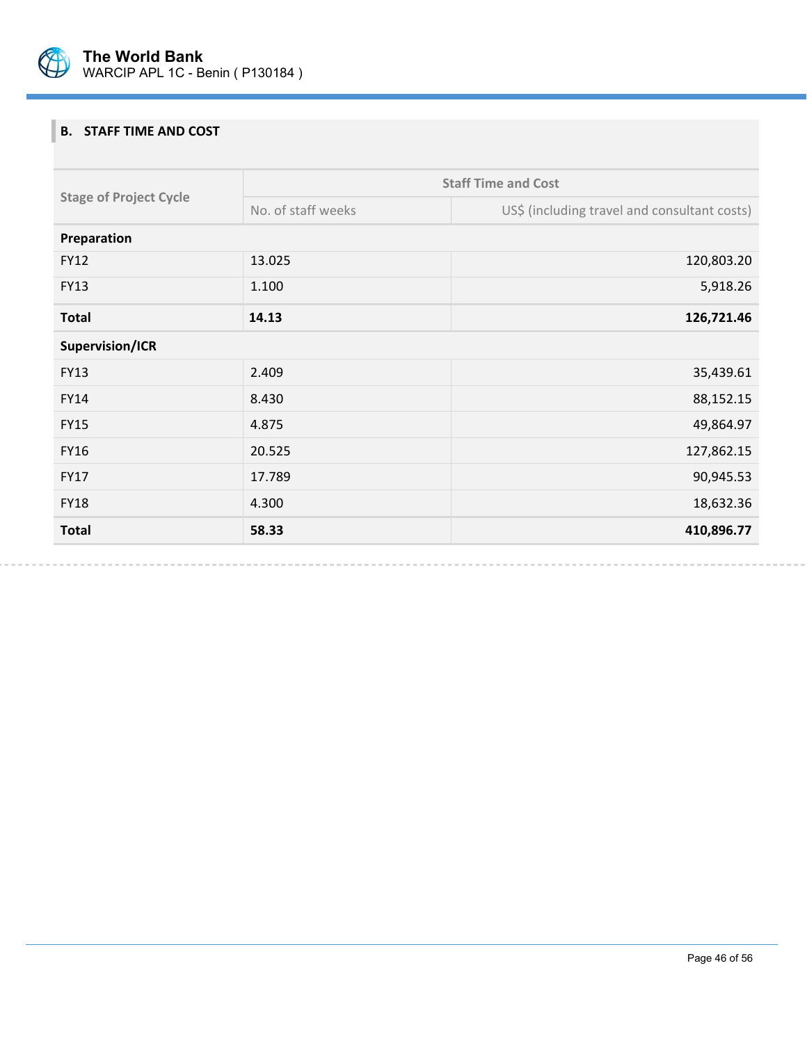## B. STAFF TIME AND COST

| Stage of Project Cycle | Staff Time and Cost | |
|---|---|---|
| | No. of staff weeks | US$ (including travel and consultant costs) |
| **Preparation** | | |
| FY12 | 13.025 | 120,803.20 |
| FY13 | 1.100 | 5,918.26 |
| **Total** | **14.13** | **126,721.46** |
| **Supervision/ICR** | | |
| FY13 | 2.409 | 35,439.61 |
| FY14 | 8.430 | 88,152.15 |
| FY15 | 4.875 | 49,864.97 |
| FY16 | 20.525 | 127,862.15 |
| FY17 | 17.789 | 90,945.53 |
| FY18 | 4.300 | 18,632.36 |
| **Total** | **58.33** | **410,896.77** |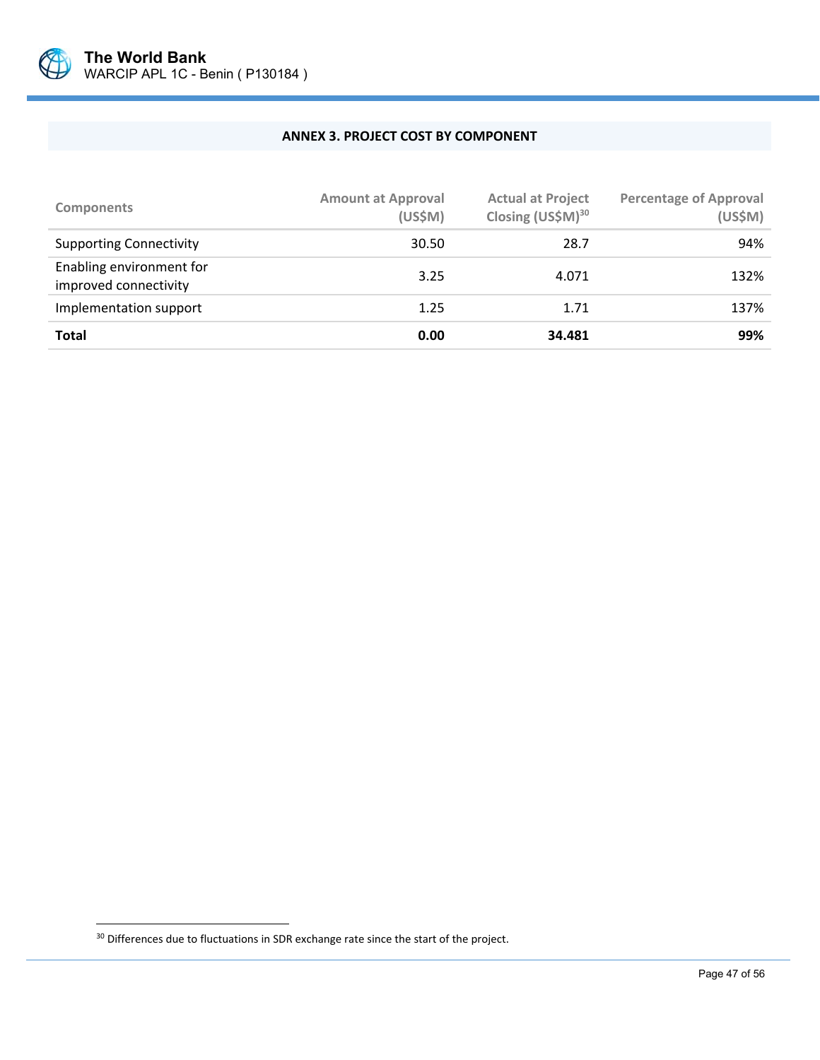## ANNEX 3. PROJECT COST BY COMPONENT

| Components | Amount at Approval (US$M) | Actual at Project Closing (US$M)[30] | Percentage of Approval (US$M) |
|---|---|---|---|
| Supporting Connectivity | 30.50 | 28.7 | 94% |
| Enabling environment for improved connectivity | 3.25 | 4.071 | 132% |
| Implementation support | 1.25 | 1.71 | 137% |
| **Total** | **0.00** | **34.481** | **99%** |

[30] Differences due to fluctuations in SDR exchange rate since the start of the project.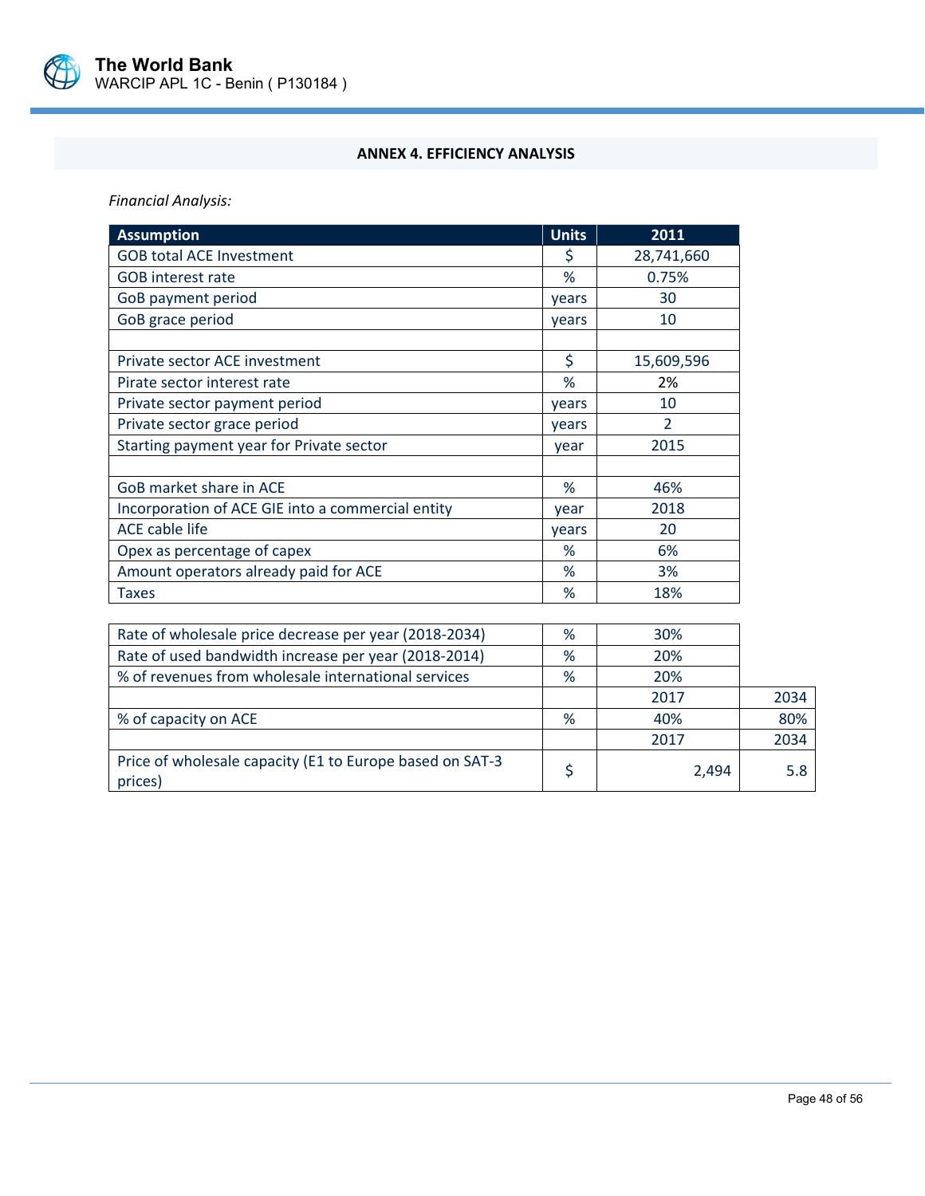## ANNEX 4. EFFICIENCY ANALYSIS

*Financial Analysis:*

| Assumption | Units | 2011 | |
|---|---|---|---|
| GOB total ACE Investment | $ | 28,741,660 | |
| GOB interest rate | % | 0.75% | |
| GoB payment period | years | 30 | |
| GoB grace period | years | 10 | |
| | | | |
| Private sector ACE investment | $ | 15,609,596 | |
| Pirate sector interest rate | % | 2% | |
| Private sector payment period | years | 10 | |
| Private sector grace period | years | 2 | |
| Starting payment year for Private sector | year | 2015 | |
| | | | |
| GoB market share in ACE | % | 46% | |
| Incorporation of ACE GIE into a commercial entity | year | 2018 | |
| ACE cable life | years | 20 | |
| Opex as percentage of capex | % | 6% | |
| Amount operators already paid for ACE | % | 3% | |
| Taxes | % | 18% | |
| | | | |
| Rate of wholesale price decrease per year (2018-2034) | % | 30% | |
| Rate of used bandwidth increase per year (2018-2014) | % | 20% | |
| % of revenues from wholesale international services | % | 20% | |
| | | 2017 | 2034 |
| % of capacity on ACE | % | 40% | 80% |
| | | 2017 | 2034 |
| Price of wholesale capacity (E1 to Europe based on SAT-3 prices) | $ | 2,494 | 5.8 |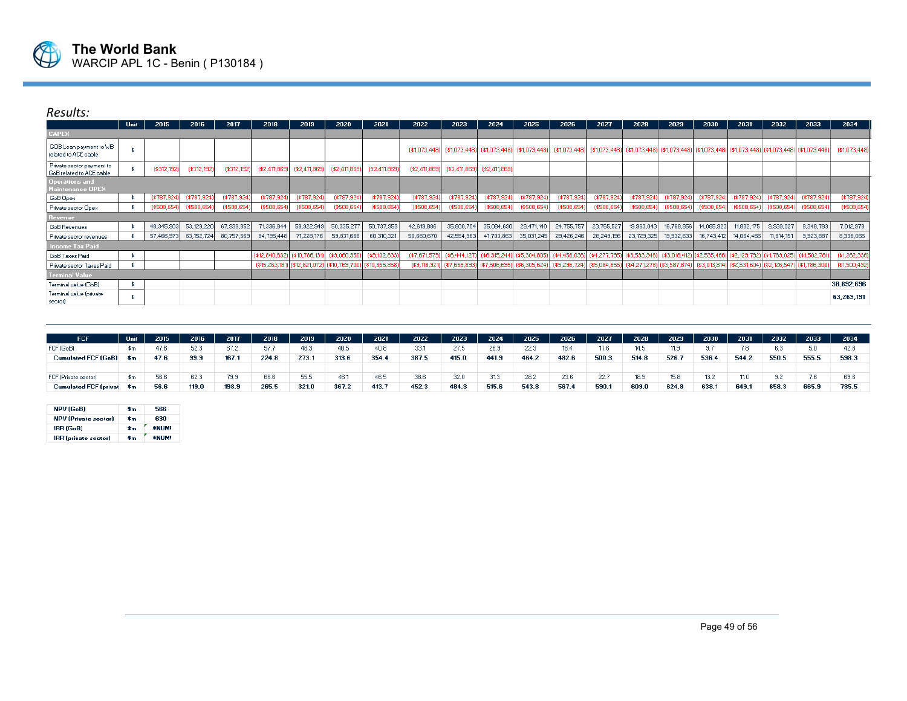*Results:*

| | Unit | 2015 | 2016 | 2017 | 2018 | 2019 | 2020 | 2021 | 2022 | 2023 | 2024 | 2025 | 2026 | 2027 | 2028 | 2029 | 2030 | 2031 | 2032 | 2033 | 2034 |
|---|---|---|---|---|---|---|---|---|---|---|---|---|---|---|---|---|---|---|---|---|---|
| **CAPEX** | | | | | | | | | | | | | | | | | | | | | |
| GOB Loan payment to WB related to ACE cable | $ | | | | | | | | ($1,073,448) | ($1,073,448) | ($1,073,448) | ($1,073,448) | ($1,073,448) | ($1,073,448) | ($1,073,448) | ($1,073,448) | ($1,073,448) | ($1,073,448) | ($1,073,448) | ($1,073,448) | ($1,073,448) |
| Private sector payment to GoB related to ACE cable | $ | ($312,192) | ($312,192) | ($312,192) | ($2,411,869) | ($2,411,869) | ($2,411,869) | ($2,411,869) | ($2,411,869) | ($2,411,869) | ($2,411,869) | | | | | | | | | | |
| **Operations and Maintenance OPEX** | | | | | | | | | | | | | | | | | | | | | |
| GoB Opex | $ | ($787,924) | ($787,924) | ($787,924) | ($787,924) | ($787,924) | ($787,924) | ($787,924) | ($787,924) | ($787,924) | ($787,924) | ($787,924) | ($787,924) | ($787,924) | ($787,924) | ($787,924) | ($787,924) | ($787,924) | ($787,924) | ($787,924) | ($787,924) |
| Private sector Opex | $ | ($508,654) | ($508,654) | ($508,654) | ($508,654) | ($508,654) | ($508,654) | ($508,654) | ($508,654) | ($508,654) | ($508,654) | ($508,654) | ($508,654) | ($508,654) | ($508,654) | ($508,654) | ($508,654) | ($508,654) | ($508,654) | ($508,654) | ($508,654) |
| **Revenue** | | | | | | | | | | | | | | | | | | | | | |
| GoB Revenues | $ | 48,345,903 | 53,129,220 | 67,939,852 | 71,336,844 | 59,922,949 | 50,335,277 | 50,737,959 | 42,619,886 | 35,800,704 | 35,084,690 | 29,471,140 | 24,755,757 | 23,765,527 | 19,963,043 | 16,768,956 | 14,085,923 | 11,832,175 | 9,939,027 | 8,348,783 | 7,012,978 |
| Private sector revenues | $ | 57,466,973 | 63,152,724 | 80,757,569 | 84,795,448 | 71,228,176 | 59,831,668 | 60,310,321 | 50,660,670 | 42,554,963 | 41,703,863 | 35,031,245 | 29,426,246 | 28,249,196 | 23,729,325 | 19,932,633 | 16,743,412 | 14,064,466 | 11,814,151 | 9,923,887 | 8,336,065 |
| **Income Tax Paid** | | | | | | | | | | | | | | | | | | | | | |
| GoB Taxes Paid | $ | | | | ($12,840,532) | ($10,786,131) | ($9,060,350) | ($9,132,833) | ($7,671,579) | ($6,444,127) | ($6,315,244) | ($5,304,805) | ($4,456,036) | ($4,277,795) | ($3,593,348) | ($3,018,412) | ($2,535,466) | ($2,129,792) | ($1,789,025) | ($1,502,781) | ($1,262,336) |
| Private sector Taxes Paid | $ | | | | ($15,263,181) | ($12,821,072) | ($10,769,700) | ($10,855,858) | ($9,118,921) | ($7,659,893) | ($7,506,695) | ($6,305,624) | ($5,296,724) | ($5,084,855) | ($4,271,278) | ($3,587,874) | ($3,013,814) | ($2,531,604) | ($2,126,547) | ($1,786,300) | ($1,500,492) |
| **Terminal Value** | | | | | | | | | | | | | | | | | | | | | |
| Terminal value (GoB) | $ | | | | | | | | | | | | | | | | | | | | 38,892,696 |
| Terminal value (private sector) | $ | | | | | | | | | | | | | | | | | | | | 63,269,191 |

| FCF | Unit | 2015 | 2016 | 2017 | 2018 | 2019 | 2020 | 2021 | 2022 | 2023 | 2024 | 2025 | 2026 | 2027 | 2028 | 2029 | 2030 | 2031 | 2032 | 2033 | 2034 |
|---|---|---|---|---|---|---|---|---|---|---|---|---|---|---|---|---|---|---|---|---|---|
| FCF (GoB) | $m | 47.6 | 52.3 | 67.2 | 57.7 | 48.3 | 40.5 | 40.8 | 33.1 | 27.5 | 26.9 | 22.3 | 18.4 | 17.6 | 14.5 | 11.9 | 9.7 | 7.8 | 6.3 | 5.0 | 42.8 |
| **Cumulated FCF (GoB)** | **$m** | **47.6** | **99.9** | **167.1** | **224.8** | **273.1** | **313.6** | **354.4** | **387.5** | **415.0** | **441.9** | **464.2** | **482.6** | **500.3** | **514.8** | **526.7** | **536.4** | **544.2** | **550.5** | **555.5** | **598.3** |
| | | | | | | | | | | | | | | | | | | | | | |
| FCF (Private sector) | $m | 56.6 | 62.3 | 79.9 | 66.6 | 55.5 | 46.1 | 46.5 | 38.6 | 32.0 | 31.3 | 28.2 | 23.6 | 22.7 | 18.9 | 15.8 | 13.2 | 11.0 | 9.2 | 7.6 | 69.6 |
| **Cumulated FCF (private sector)** | **$m** | **56.6** | **119.0** | **198.9** | **265.5** | **321.0** | **367.2** | **413.7** | **452.3** | **484.3** | **515.6** | **543.8** | **567.4** | **590.1** | **609.0** | **624.8** | **638.1** | **649.1** | **658.3** | **665.9** | **735.5** |

| | | |
|---|---|---|
| **NPV (GoB)** | **$m** | **566** |
| **NPV (Private sector)** | **$m** | **630** |
| **IRR (GoB)** | **$m** | **#NUM!** |
| **IRR (private sector)** | **$m** | **#NUM!** |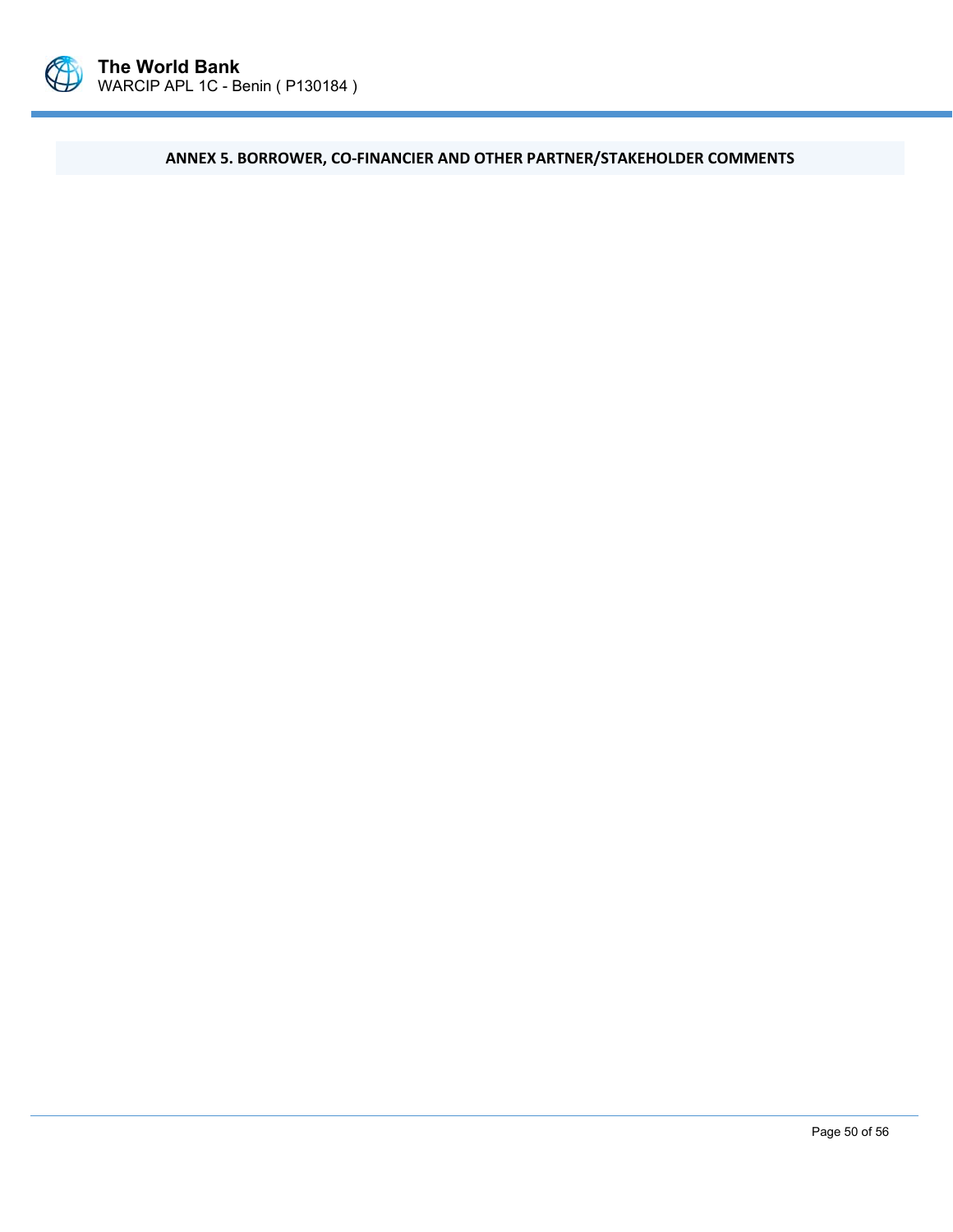## ANNEX 5. BORROWER, CO-FINANCIER AND OTHER PARTNER/STAKEHOLDER COMMENTS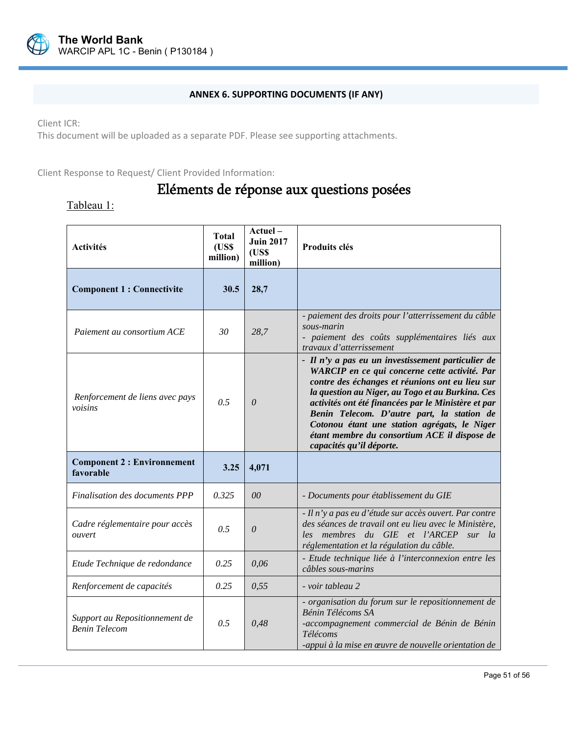## ANNEX 6. SUPPORTING DOCUMENTS (IF ANY)

Client ICR:
This document will be uploaded as a separate PDF. Please see supporting attachments.

Client Response to Request/ Client Provided Information:

# Eléments de réponse aux questions posées

Tableau 1:

| Activités | Total (US$ million) | Actuel – Juin 2017 (US$ million) | Produits clés |
|---|---|---|---|
| **Component 1 : Connectivite** | **30.5** | **28,7** | |
| *Paiement au consortium ACE* | *30* | *28,7* | *- paiement des droits pour l'atterrissement du câble sous-marin*<br>*- paiement des coûts supplémentaires liés aux travaux d'atterrissement* |
| *Renforcement de liens avec pays voisins* | *0.5* | *0* | ***- Il n'y a pas eu un investissement particulier de WARCIP en ce qui concerne cette activité. Par contre des échanges et réunions ont eu lieu sur la question au Niger, au Togo et au Burkina. Ces activités ont été financées par le Ministère et par Benin Telecom. D'autre part, la station de Cotonou étant une station agrégats, le Niger étant membre du consortium ACE il dispose de capacités qu'il déporte.*** |
| **Component 2 : Environnement favorable** | **3.25** | **4,071** | |
| *Finalisation des documents PPP* | *0.325* | *00* | *- Documents pour établissement du GIE* |
| *Cadre réglementaire pour accès ouvert* | *0.5* | *0* | *- Il n'y a pas eu d'étude sur accès ouvert. Par contre des séances de travail ont eu lieu avec le Ministère, les membres du GIE et l'ARCEP sur la réglementation et la régulation du câble.* |
| *Etude Technique de redondance* | *0.25* | *0,06* | *- Etude technique liée à l'interconnexion entre les câbles sous-marins* |
| *Renforcement de capacités* | *0.25* | *0,55* | *- voir tableau 2* |
| *Support au Repositionnement de Benin Telecom* | *0.5* | *0,48* | *- organisation du forum sur le repositionnement de Bénin Télécoms SA*<br>*-accompagnement commercial de Bénin de Bénin Télécoms*<br>*-appui à la mise en œuvre de nouvelle orientation de* |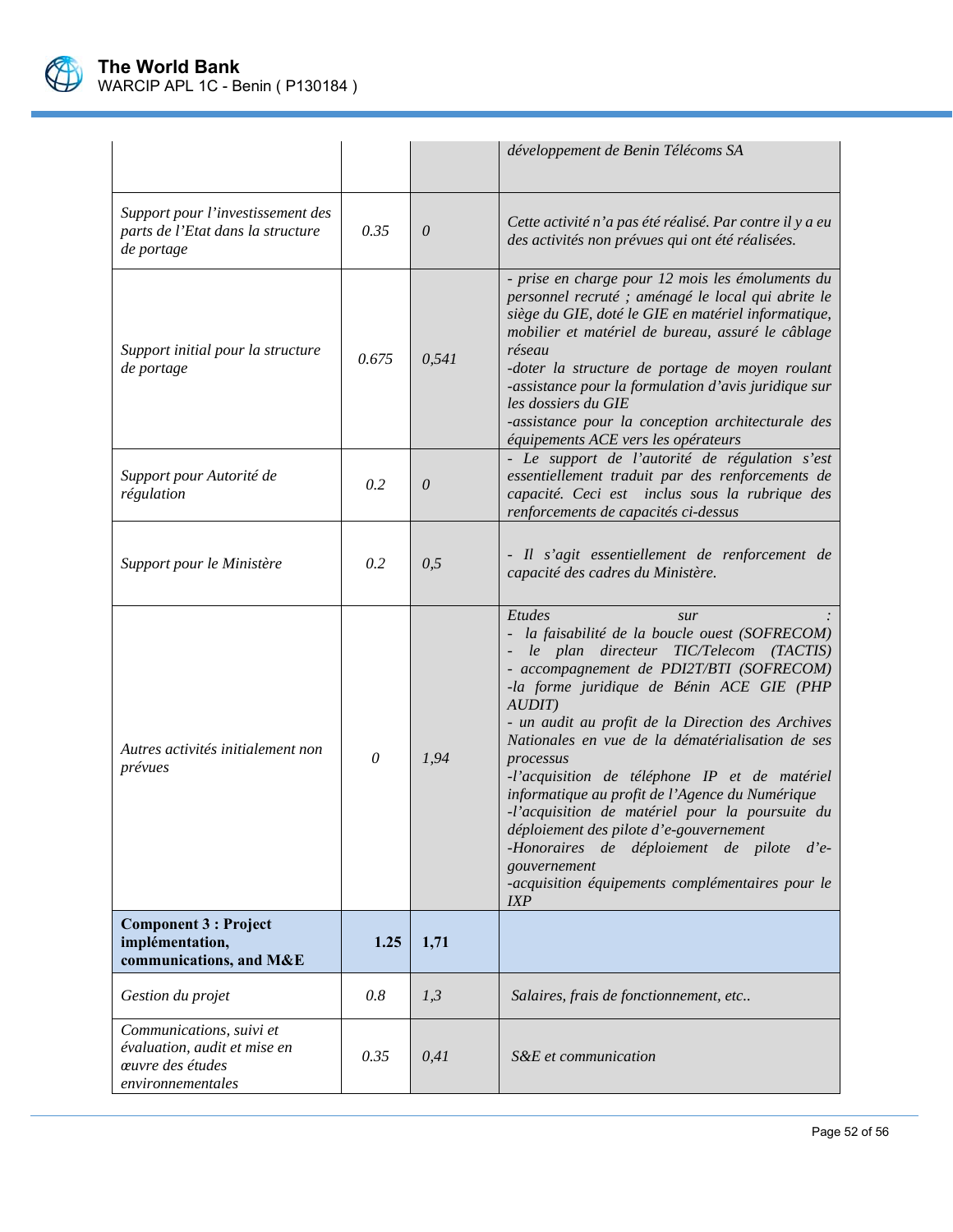| | | | |
|---|---|---|---|
| | | | *développement de Benin Télécoms SA* |
| *Support pour l'investissement des parts de l'Etat dans la structure de portage* | *0.35* | *0* | *Cette activité n'a pas été réalisé. Par contre il y a eu des activités non prévues qui ont été réalisées.* |
| *Support initial pour la structure de portage* | *0.675* | *0,541* | *- prise en charge pour 12 mois les émoluments du personnel recruté ; aménagé le local qui abrite le siège du GIE, doté le GIE en matériel informatique, mobilier et matériel de bureau, assuré le câblage réseau*<br>*-doter la structure de portage de moyen roulant*<br>*-assistance pour la formulation d'avis juridique sur les dossiers du GIE*<br>*-assistance pour la conception architecturale des équipements ACE vers les opérateurs* |
| *Support pour Autorité de régulation* | *0.2* | *0* | *- Le support de l'autorité de régulation s'est essentiellement traduit par des renforcements de capacité. Ceci est inclus sous la rubrique des renforcements de capacités ci-dessus* |
| *Support pour le Ministère* | *0.2* | *0,5* | *- Il s'agit essentiellement de renforcement de capacité des cadres du Ministère.* |
| *Autres activités initialement non prévues* | *0* | *1,94* | *Etudes sur :*<br>*- la faisabilité de la boucle ouest (SOFRECOM)*<br>*- le plan directeur TIC/Telecom (TACTIS)*<br>*- accompagnement de PDI2T/BTI (SOFRECOM)*<br>*-la forme juridique de Bénin ACE GIE (PHP AUDIT)*<br>*- un audit au profit de la Direction des Archives Nationales en vue de la dématérialisation de ses processus*<br>*-l'acquisition de téléphone IP et de matériel informatique au profit de l'Agence du Numérique*<br>*-l'acquisition de matériel pour la poursuite du déploiement des pilote d'e-gouvernement*<br>*-Honoraires de déploiement de pilote d'e-gouvernement*<br>*-acquisition équipements complémentaires pour le IXP* |
| **Component 3 : Project implémentation, communications, and M&E** | **1.25** | **1,71** | |
| *Gestion du projet* | *0.8* | *1,3* | *Salaires, frais de fonctionnement, etc..* |
| *Communications, suivi et évaluation, audit et mise en œuvre des études environnementales* | *0.35* | *0,41* | *S&E et communication* |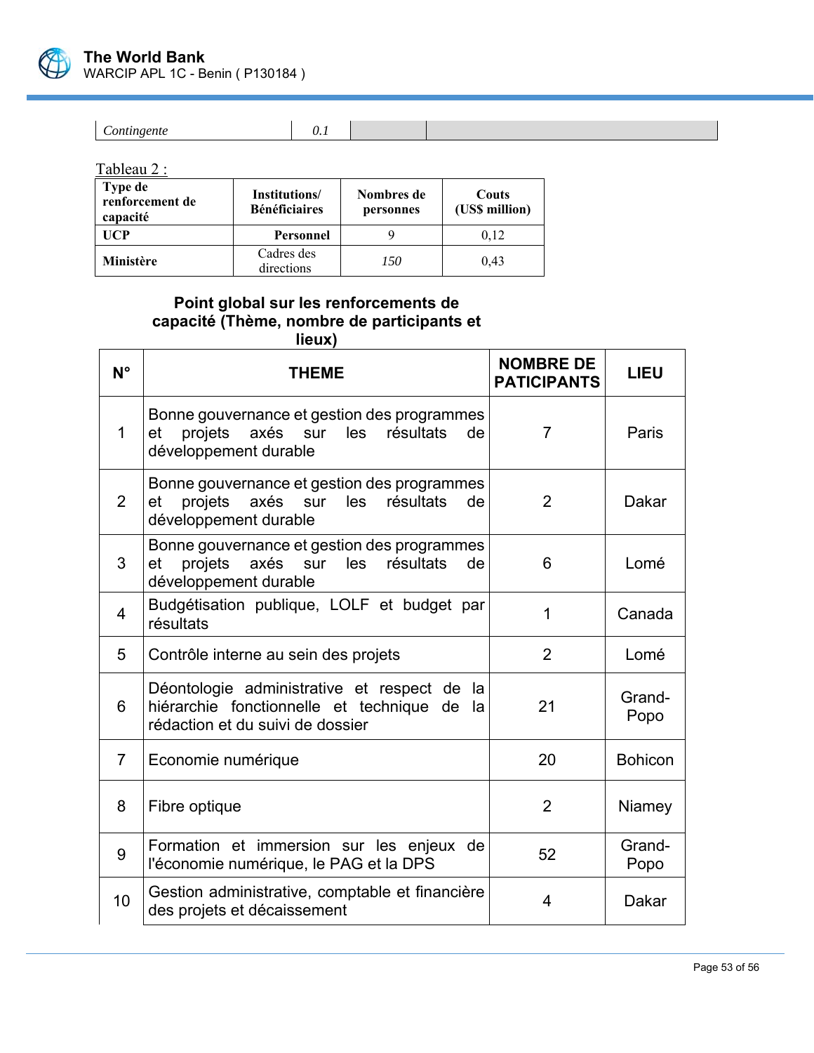| *Contingente* | *0.1* | | |
|---|---|---|---|

Tableau 2 :

| Type de renforcement de capacité | Institutions/ Bénéficiaires | Nombres de personnes | Couts (US$ million) |
|---|---|---|---|
| **UCP** | **Personnel** | 9 | 0,12 |
| **Ministère** | Cadres des directions | *150* | 0,43 |

**Point global sur les renforcements de capacité (Thème, nombre de participants et lieux)**

| N° | THEME | NOMBRE DE PATICIPANTS | LIEU |
|---|---|---|---|
| 1 | Bonne gouvernance et gestion des programmes et projets axés sur les résultats de développement durable | 7 | Paris |
| 2 | Bonne gouvernance et gestion des programmes et projets axés sur les résultats de développement durable | 2 | Dakar |
| 3 | Bonne gouvernance et gestion des programmes et projets axés sur les résultats de développement durable | 6 | Lomé |
| 4 | Budgétisation publique, LOLF et budget par résultats | 1 | Canada |
| 5 | Contrôle interne au sein des projets | 2 | Lomé |
| 6 | Déontologie administrative et respect de la hiérarchie fonctionnelle et technique de la rédaction et du suivi de dossier | 21 | Grand-Popo |
| 7 | Economie numérique | 20 | Bohicon |
| 8 | Fibre optique | 2 | Niamey |
| 9 | Formation et immersion sur les enjeux de l'économie numérique, le PAG et la DPS | 52 | Grand-Popo |
| 10 | Gestion administrative, comptable et financière des projets et décaissement | 4 | Dakar |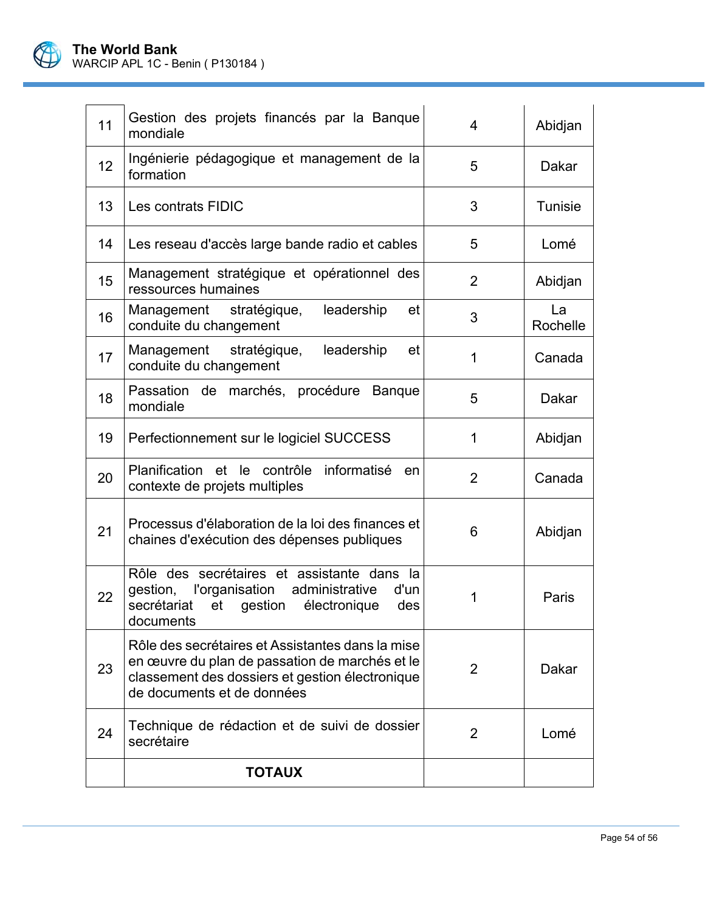| | | | |
|---|---|---|---|
| 11 | Gestion des projets financés par la Banque mondiale | 4 | Abidjan |
| 12 | Ingénierie pédagogique et management de la formation | 5 | Dakar |
| 13 | Les contrats FIDIC | 3 | Tunisie |
| 14 | Les reseau d'accès large bande radio et cables | 5 | Lomé |
| 15 | Management stratégique et opérationnel des ressources humaines | 2 | Abidjan |
| 16 | Management stratégique, leadership et conduite du changement | 3 | La Rochelle |
| 17 | Management stratégique, leadership et conduite du changement | 1 | Canada |
| 18 | Passation de marchés, procédure Banque mondiale | 5 | Dakar |
| 19 | Perfectionnement sur le logiciel SUCCESS | 1 | Abidjan |
| 20 | Planification et le contrôle informatisé en contexte de projets multiples | 2 | Canada |
| 21 | Processus d'élaboration de la loi des finances et chaines d'exécution des dépenses publiques | 6 | Abidjan |
| 22 | Rôle des secrétaires et assistante dans la gestion, l'organisation administrative d'un secrétariat et gestion électronique des documents | 1 | Paris |
| 23 | Rôle des secrétaires et Assistantes dans la mise en œuvre du plan de passation de marchés et le classement des dossiers et gestion électronique de documents et de données | 2 | Dakar |
| 24 | Technique de rédaction et de suivi de dossier secrétaire | 2 | Lomé |
| | **TOTAUX** | | |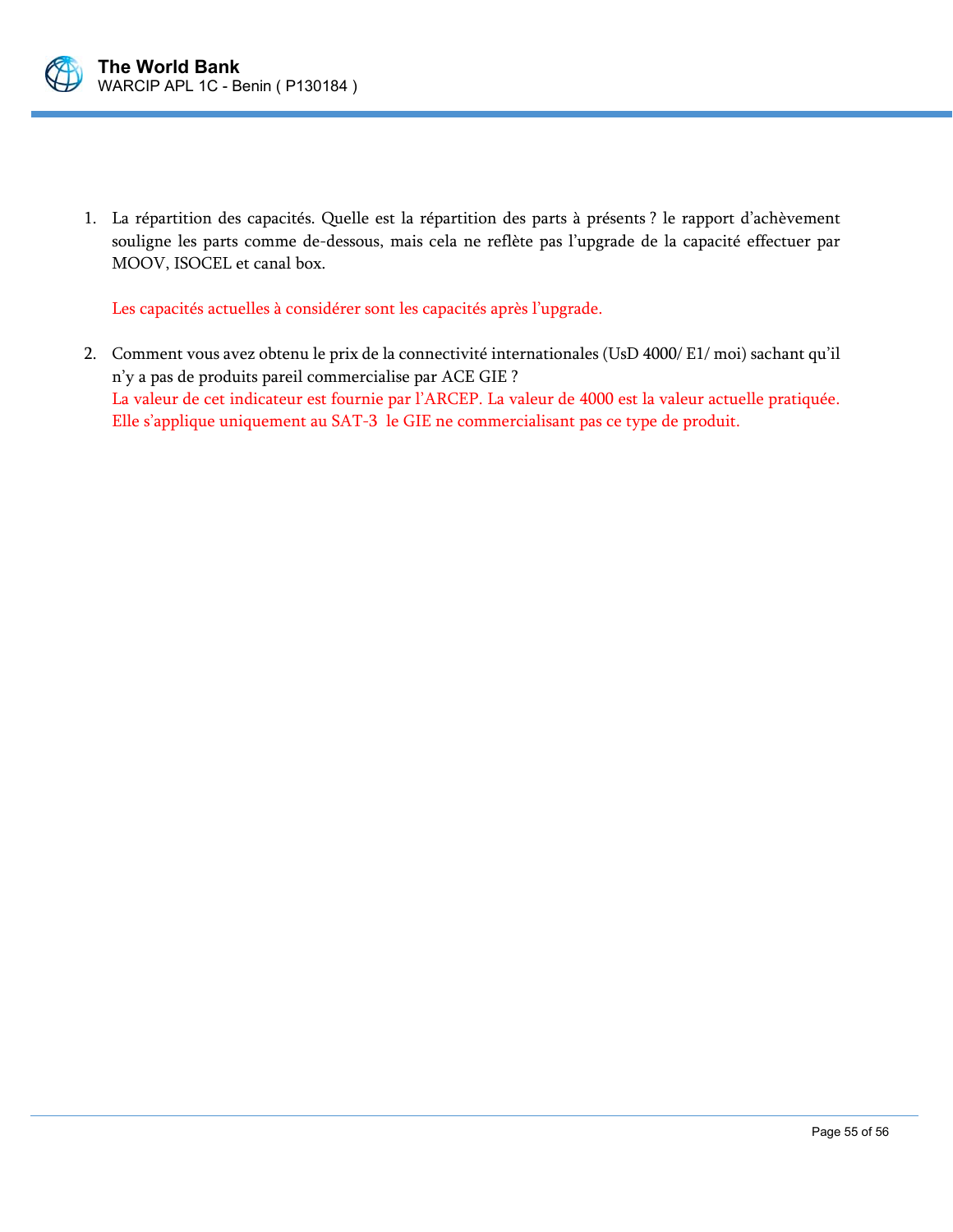1. La répartition des capacités. Quelle est la répartition des parts à présents ? le rapport d'achèvement souligne les parts comme de-dessous, mais cela ne reflète pas l'upgrade de la capacité effectuer par MOOV, ISOCEL et canal box.

   Les capacités actuelles à considérer sont les capacités après l'upgrade.

2. Comment vous avez obtenu le prix de la connectivité internationales (UsD 4000/ E1/ moi) sachant qu'il n'y a pas de produits pareil commercialise par ACE GIE ?
   La valeur de cet indicateur est fournie par l'ARCEP. La valeur de 4000 est la valeur actuelle pratiquée. Elle s'applique uniquement au SAT-3 le GIE ne commercialisant pas ce type de produit.